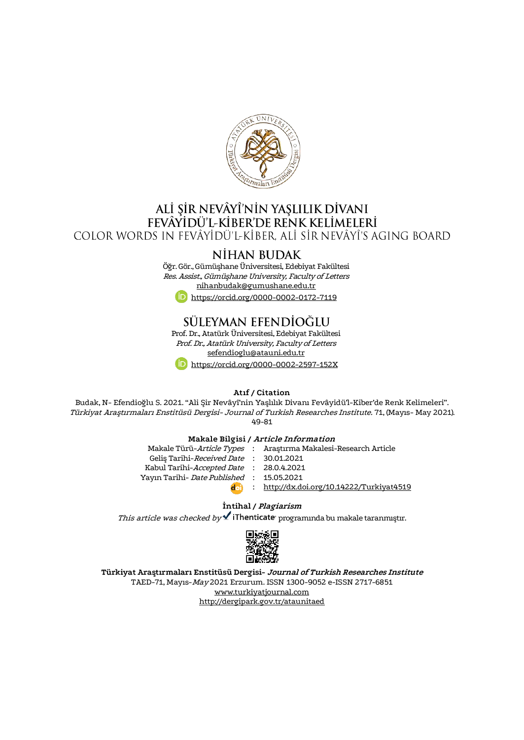# ALİ ŞİR NEVÂYÎ'NİN YAŞLILIK DİVANI FEVÂYİDÜ'L-KİBER'DE RENK KELİMELERİ

## COLOR WORDS IN FEVÂYİDÜ'L-KİBER, ALİ SİR NEVÂYÎ'S AGING BOARD

### NİHAN BUDAK

Öğr. Gör., Gümüşhane Üniversitesi, Edebiyat Fakültesi
*Res. Assist., Gümüşhane University, Faculty of Letters*
nihanbudak@gumushane.edu.tr
https://orcid.org/0000-0002-0172-7119

### SÜLEYMAN EFENDİOĞLU

Prof. Dr., Atatürk Üniversitesi, Edebiyat Fakültesi
*Prof. Dr., Atatürk University, Faculty of Letters*
sefendioglu@atauni.edu.tr
https://orcid.org/0000-0002-2597-152X

**Atıf / Citation**

Budak, N- Efendioğlu S. 2021. "Ali Şir Nevâyî'nin Yaşlılık Divanı Fevâyidü'l-Kiber'de Renk Kelimeleri". *Türkiyat Araştırmaları Enstitüsü Dergisi- Journal of Turkish Researches Institute.* 71, (Mayıs- May 2021). 49-81

**Makale Bilgisi / *Article Information***

| | | |
|---|---|---|
| Makale Türü-*Article Types* | : | Araştırma Makalesi-Research Article |
| Geliş Tarihi-*Received Date* | : | 30.01.2021 |
| Kabul Tarihi-*Accepted Date* | : | 28.0.4.2021 |
| Yayın Tarihi- *Date Published* | : | 15.05.2021 |
| doi | : | http://dx.doi.org/10.14222/Turkiyat4519 |

**İntihal / *Plagiarism***

*This article was checked by* iThenticate programında bu makale taranmıştır.

**Türkiyat Araştırmaları Enstitüsü Dergisi- *Journal of Turkish Researches Institute***
TAED-71, Mayıs-*May* 2021 Erzurum. ISSN 1300-9052 e-ISSN 2717-6851
www.turkiyatjournal.com
http://dergipark.gov.tr/ataunitaed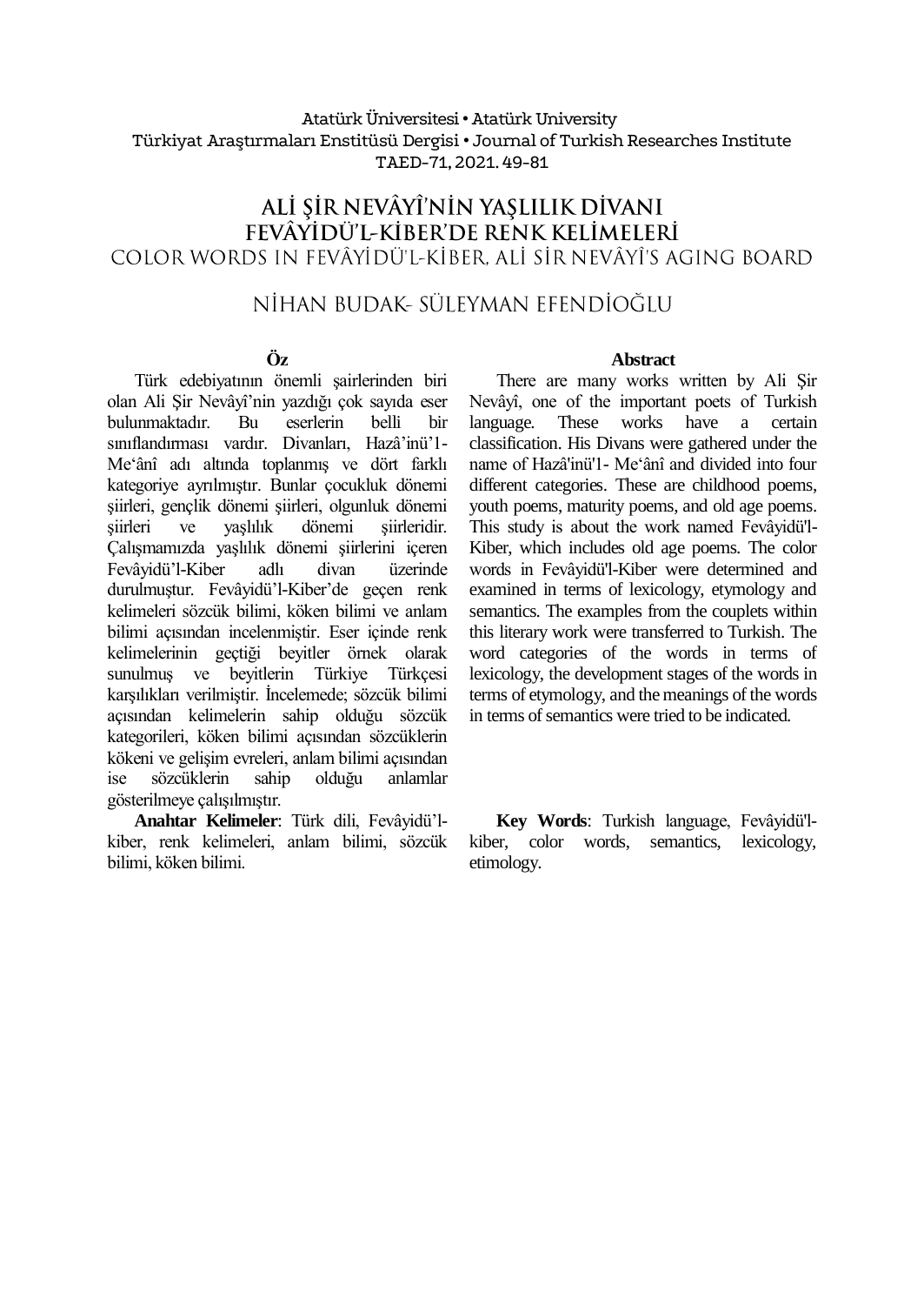# ALİ ŞİR NEVÂYÎ'NİN YAŞLILIK DİVANI FEVÂYİDÜ'L-KİBER'DE RENK KELİMELERİ

## COLOR WORDS IN FEVÂYİDÜ'L-KİBER, ALİ SİR NEVÂYÎ'S AGING BOARD

NİHAN BUDAK- SÜLEYMAN EFENDİOĞLU

**Öz**

Türk edebiyatının önemli şairlerinden biri olan Ali Şir Nevâyî'nin yazdığı çok sayıda eser bulunmaktadır. Bu eserlerin belli bir sınıflandırması vardır. Divanları, Hazâ'inü'l-Me'ânî adı altında toplanmış ve dört farklı kategoriye ayrılmıştır. Bunlar çocukluk dönemi şiirleri, gençlik dönemi şiirleri, olgunluk dönemi şiirleri ve yaşlılık dönemi şiirleridir. Çalışmamızda yaşlılık dönemi şiirlerini içeren Fevâyidü'l-Kiber adlı divan üzerinde durulmuştur. Fevâyidü'l-Kiber'de geçen renk kelimeleri sözcük bilimi, köken bilimi ve anlam bilimi açısından incelenmiştir. Eser içinde renk kelimelerinin geçtiği beyitler örnek olarak sunulmuş ve beyitlerin Türkiye Türkçesi karşılıkları verilmiştir. İncelemede; sözcük bilimi açısından kelimelerin sahip olduğu sözcük kategorileri, köken bilimi açısından sözcüklerin kökeni ve gelişim evreleri, anlam bilimi açısından ise sözcüklerin sahip olduğu anlamlar gösterilmeye çalışılmıştır.

**Anahtar Kelimeler**: Türk dili, Fevâyidü'l-kiber, renk kelimeleri, anlam bilimi, sözcük bilimi, köken bilimi.

**Abstract**

There are many works written by Ali Şir Nevâyî, one of the important poets of Turkish language. These works have a certain classification. His Divans were gathered under the name of Hazâ'inü'l- Me'ânî and divided into four different categories. These are childhood poems, youth poems, maturity poems, and old age poems. This study is about the work named Fevâyidü'l-Kiber, which includes old age poems. The color words in Fevâyidü'l-Kiber were determined and examined in terms of lexicology, etymology and semantics. The examples from the couplets within this literary work were transferred to Turkish. The word categories of the words in terms of lexicology, the development stages of the words in terms of etymology, and the meanings of the words in terms of semantics were tried to be indicated.

**Key Words**: Turkish language, Fevâyidü'l-kiber, color words, semantics, lexicology, etimology.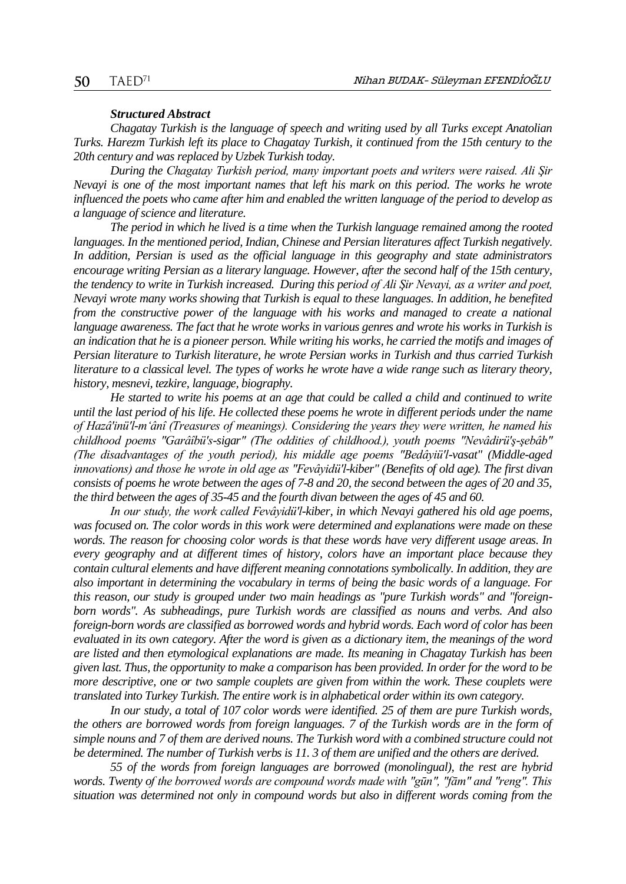***Structured Abstract***

*Chagatay Turkish is the language of speech and writing used by all Turks except Anatolian Turks. Harezm Turkish left its place to Chagatay Turkish, it continued from the 15th century to the 20th century and was replaced by Uzbek Turkish today.*

*During the Chagatay Turkish period, many important poets and writers were raised. Ali Şir Nevayi is one of the most important names that left his mark on this period. The works he wrote influenced the poets who came after him and enabled the written language of the period to develop as a language of science and literature.*

*The period in which he lived is a time when the Turkish language remained among the rooted languages. In the mentioned period, Indian, Chinese and Persian literatures affect Turkish negatively. In addition, Persian is used as the official language in this geography and state administrators encourage writing Persian as a literary language. However, after the second half of the 15th century, the tendency to write in Turkish increased. During this period of Ali Şir Nevayi, as a writer and poet, Nevayi wrote many works showing that Turkish is equal to these languages. In addition, he benefited from the constructive power of the language with his works and managed to create a national language awareness. The fact that he wrote works in various genres and wrote his works in Turkish is an indication that he is a pioneer person. While writing his works, he carried the motifs and images of Persian literature to Turkish literature, he wrote Persian works in Turkish and thus carried Turkish literature to a classical level. The types of works he wrote have a wide range such as literary theory, history, mesnevi, tezkire, language, biography.*

*He started to write his poems at an age that could be called a child and continued to write until the last period of his life. He collected these poems he wrote in different periods under the name of Hazâ'inü'l-m'ânî (Treasures of meanings). Considering the years they were written, he named his childhood poems "Garâîbü's-sigar" (The oddities of childhood.), youth poems "Nevâdirü'ş-şebâb" (The disadvantages of the youth period), his middle age poems "Bedâyiü'l-vasat" (Middle-aged innovations) and those he wrote in old age as "Fevâyidü'l-kiber" (Benefits of old age). The first divan consists of poems he wrote between the ages of 7-8 and 20, the second between the ages of 20 and 35, the third between the ages of 35-45 and the fourth divan between the ages of 45 and 60.*

*In our study, the work called Fevâyidü'l-kiber, in which Nevayi gathered his old age poems, was focused on. The color words in this work were determined and explanations were made on these words. The reason for choosing color words is that these words have very different usage areas. In every geography and at different times of history, colors have an important place because they contain cultural elements and have different meaning connotations symbolically. In addition, they are also important in determining the vocabulary in terms of being the basic words of a language. For this reason, our study is grouped under two main headings as "pure Turkish words" and "foreign-born words". As subheadings, pure Turkish words are classified as nouns and verbs. And also foreign-born words are classified as borrowed words and hybrid words. Each word of color has been evaluated in its own category. After the word is given as a dictionary item, the meanings of the word are listed and then etymological explanations are made. Its meaning in Chagatay Turkish has been given last. Thus, the opportunity to make a comparison has been provided. In order for the word to be more descriptive, one or two sample couplets are given from within the work. These couplets were translated into Turkey Turkish. The entire work is in alphabetical order within its own category.*

*In our study, a total of 107 color words were identified. 25 of them are pure Turkish words, the others are borrowed words from foreign languages. 7 of the Turkish words are in the form of simple nouns and 7 of them are derived nouns. The Turkish word with a combined structure could not be determined. The number of Turkish verbs is 11. 3 of them are unified and the others are derived.*

*55 of the words from foreign languages are borrowed (monolingual), the rest are hybrid words. Twenty of the borrowed words are compound words made with "gūn", "fām" and "reng". This situation was determined not only in compound words but also in different words coming from the*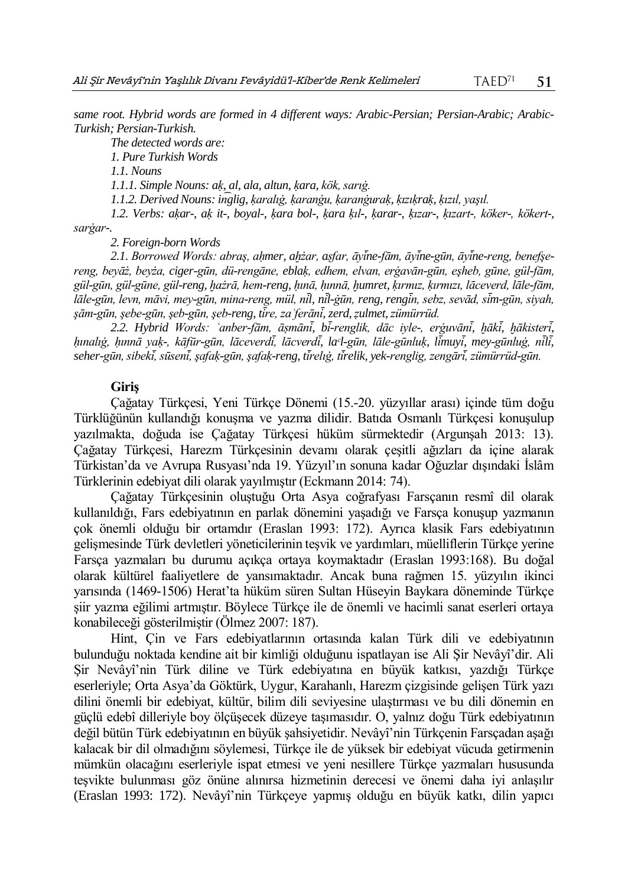*same root. Hybrid words are formed in 4 different ways: Arabic-Persian; Persian-Arabic; Arabic-Turkish; Persian-Turkish.*

*The detected words are:*

*1. Pure Turkish Words*

*1.1. Nouns*

*1.1.1. Simple Nouns: aḳ, al, ala, altun, ḳara, kök, sarıġ.*

*1.1.2. Derived Nouns: in͡glig, ḳaralıġ, ḳaranġu, ḳaranġuraḳ, ḳızıḳraḳ, ḳızıl, yaşıl.*

*1.2. Verbs: aḳar-, aḳ it-, boyal-, ḳara bol-, ḳara ḳıl-, ḳarar-, ḳızar-, ḳızart-, köker-, kökert-, sarġar-.*

*2. Foreign-born Words*

*2.1. Borrowed Words: abraş, aḥmer, aḫżar, aṣfar, āyīne-fām, āyīne-gūn, āyīne-reng, benefşe-reng, beyāż, beyża, ciger-gūn, dū-rengāne, eblaḳ, edhem, elvan, erġavān-gūn, eşheb, gūne, gül-fām, gül-gūn, gül-gūne, gül-reng, ḫażrā, hem-reng, ḥınā, ḥınnā, ḥumret, ḳırmız, ḳırmızı, lāceverd, lāle-fām, lāle-gūn, levn, māvi, mey-gūn, mina-reng, mül, nīl, nīl-gūn, reng, rengīn, sebz, sevād, sīm-gūn, siyah, şām-gūn, şebe-gūn, şeb-gūn, şeb-reng, tīre, zaʿferānī, zerd, ẓulmet, zümürrüd.*

*2.2. Hybrid Words: ʿanber-fām, āṣmānī, bī-renglik, dāc iyle-, erġuvānī, ḫākī, ḫākisterī, ḥınalıġ, ḥınnā yaḳ-, kāfūr-gūn, lāceverdī, lācverdī, laʿl-gūn, lāle-gūnluḳ, līmuyī, mey-gūnluġ, nīlī, seher-gūn, sibekī, sūsenī, şafaḳ-gūn, şafaḳ-reng, tīrelıġ, tīrelik, yek-renglig, zengārī, zümürrüd-gūn.*

## Giriş

Çağatay Türkçesi, Yeni Türkçe Dönemi (15.-20. yüzyıllar arası) içinde tüm doğu Türklüğünün kullandığı konuşma ve yazma dilidir. Batıda Osmanlı Türkçesi konuşulup yazılmakta, doğuda ise Çağatay Türkçesi hüküm sürmektedir (Argunşah 2013: 13). Çağatay Türkçesi, Harezm Türkçesinin devamı olarak çeşitli ağızları da içine alarak Türkistan'da ve Avrupa Rusyası'nda 19. Yüzyıl'ın sonuna kadar Oğuzlar dışındaki İslâm Türklerinin edebiyat dili olarak yayılmıştır (Eckmann 2014: 74).

Çağatay Türkçesinin oluştuğu Orta Asya coğrafyası Farsçanın resmî dil olarak kullanıldığı, Fars edebiyatının en parlak dönemini yaşadığı ve Farsça konuşup yazmanın çok önemli olduğu bir ortamdır (Eraslan 1993: 172). Ayrıca klasik Fars edebiyatının gelişmesinde Türk devletleri yöneticilerinin teşvik ve yardımları, müelliflerin Türkçe yerine Farsça yazmaları bu durumu açıkça ortaya koymaktadır (Eraslan 1993:168). Bu doğal olarak kültürel faaliyetlere de yansımaktadır. Ancak buna rağmen 15. yüzyılın ikinci yarısında (1469-1506) Herat'ta hüküm süren Sultan Hüseyin Baykara döneminde Türkçe şiir yazma eğilimi artmıştır. Böylece Türkçe ile de önemli ve hacimli sanat eserleri ortaya konabileceği gösterilmiştir (Ölmez 2007: 187).

Hint, Çin ve Fars edebiyatlarının ortasında kalan Türk dili ve edebiyatının bulunduğu noktada kendine ait bir kimliği olduğunu ispatlayan ise Ali Şir Nevâyî'dir. Ali Şir Nevâyî'nin Türk diline ve Türk edebiyatına en büyük katkısı, yazdığı Türkçe eserleriyle; Orta Asya'da Göktürk, Uygur, Karahanlı, Harezm çizgisinde gelişen Türk yazı dilini önemli bir edebiyat, kültür, bilim dili seviyesine ulaştırması ve bu dili dönemin en güçlü edebî dilleriyle boy ölçüşecek düzeye taşımasıdır. O, yalnız doğu Türk edebiyatının değil bütün Türk edebiyatının en büyük şahsiyetidir. Nevâyî'nin Türkçenin Farsçadan aşağı kalacak bir dil olmadığını söylemesi, Türkçe ile de yüksek bir edebiyat vücuda getirmenin mümkün olacağını eserleriyle ispat etmesi ve yeni nesillere Türkçe yazmaları hususunda teşvikte bulunması göz önüne alınırsa hizmetinin derecesi ve önemi daha iyi anlaşılır (Eraslan 1993: 172). Nevâyî'nin Türkçeye yapmış olduğu en büyük katkı, dilin yapıcı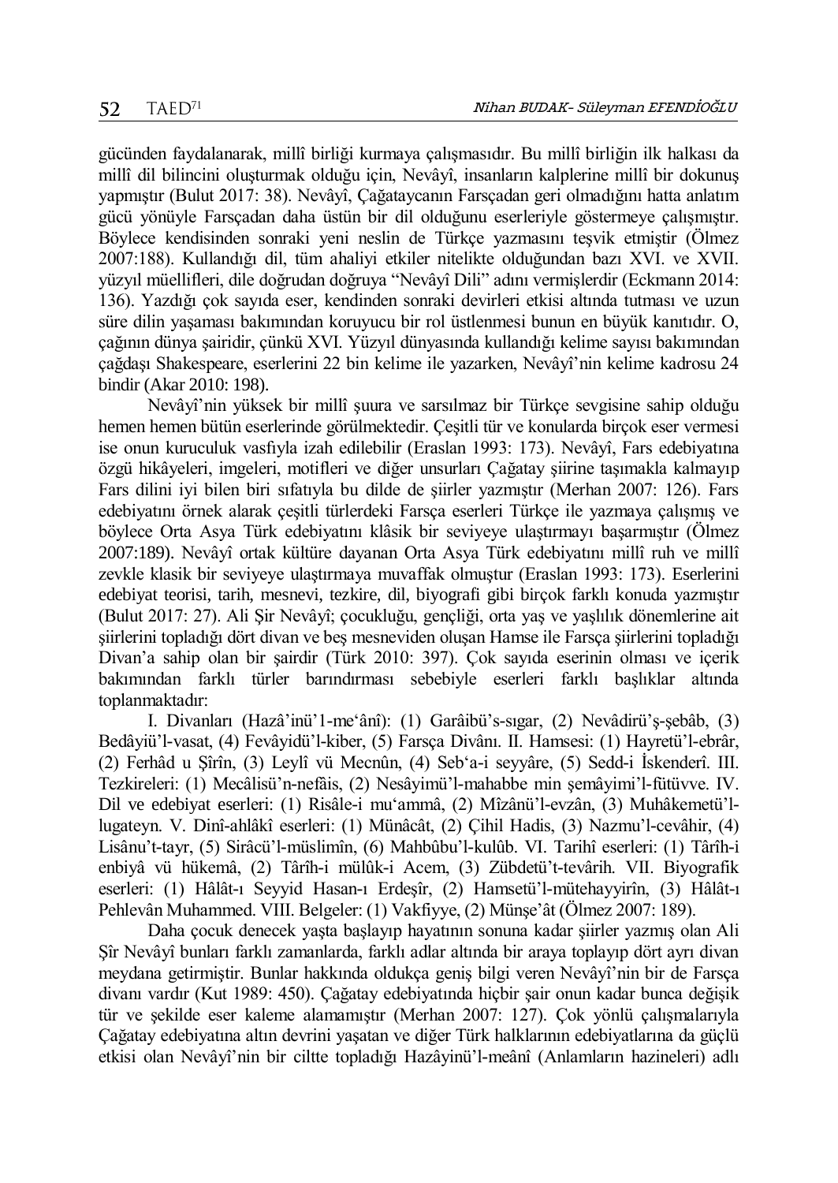gücünden faydalanarak, millî birliği kurmaya çalışmasıdır. Bu millî birliğin ilk halkası da millî dil bilincini oluşturmak olduğu için, Nevâyî, insanların kalplerine millî bir dokunuş yapmıştır (Bulut 2017: 38). Nevâyî, Çağataycanın Farsçadan geri olmadığını hatta anlatım gücü yönüyle Farsçadan daha üstün bir dil olduğunu eserleriyle göstermeye çalışmıştır. Böylece kendisinden sonraki yeni neslin de Türkçe yazmasını teşvik etmiştir (Ölmez 2007:188). Kullandığı dil, tüm ahaliyi etkiler nitelikte olduğundan bazı XVI. ve XVII. yüzyıl müellifleri, dile doğrudan doğruya "Nevâyî Dili" adını vermişlerdir (Eckmann 2014: 136). Yazdığı çok sayıda eser, kendinden sonraki devirleri etkisi altında tutması ve uzun süre dilin yaşaması bakımından koruyucu bir rol üstlenmesi bunun en büyük kanıtıdır. O, çağının dünya şairidir, çünkü XVI. Yüzyıl dünyasında kullandığı kelime sayısı bakımından çağdaşı Shakespeare, eserlerini 22 bin kelime ile yazarken, Nevâyî'nin kelime kadrosu 24 bindir (Akar 2010: 198).

Nevâyî'nin yüksek bir millî şuura ve sarsılmaz bir Türkçe sevgisine sahip olduğu hemen hemen bütün eserlerinde görülmektedir. Çeşitli tür ve konularda birçok eser vermesi ise onun kuruculuk vasfıyla izah edilebilir (Eraslan 1993: 173). Nevâyî, Fars edebiyatına özgü hikâyeleri, imgeleri, motifleri ve diğer unsurları Çağatay şiirine taşımakla kalmayıp Fars dilini iyi bilen biri sıfatıyla bu dilde de şiirler yazmıştır (Merhan 2007: 126). Fars edebiyatını örnek alarak çeşitli türlerdeki Farsça eserleri Türkçe ile yazmaya çalışmış ve böylece Orta Asya Türk edebiyatını klâsik bir seviyeye ulaştırmayı başarmıştır (Ölmez 2007:189). Nevâyî ortak kültüre dayanan Orta Asya Türk edebiyatını millî ruh ve millî zevkle klasik bir seviyeye ulaştırmaya muvaffak olmuştur (Eraslan 1993: 173). Eserlerini edebiyat teorisi, tarih, mesnevi, tezkire, dil, biyografi gibi birçok farklı konuda yazmıştır (Bulut 2017: 27). Ali Şir Nevâyî; çocukluğu, gençliği, orta yaş ve yaşlılık dönemlerine ait şiirlerini topladığı dört divan ve beş mesneviden oluşan Hamse ile Farsça şiirlerini topladığı Divan'a sahip olan bir şairdir (Türk 2010: 397). Çok sayıda eserinin olması ve içerik bakımından farklı türler barındırması sebebiyle eserleri farklı başlıklar altında toplanmaktadır:

I. Divanları (Hazâ'inü'l-me'ânî): (1) Garâibü's-sıgar, (2) Nevâdirü'ş-şebâb, (3) Bedâyiü'l-vasat, (4) Fevâyidü'l-kiber, (5) Farsça Divânı. II. Hamsesi: (1) Hayretü'l-ebrâr, (2) Ferhâd u Şîrîn, (3) Leylî vü Mecnûn, (4) Seb'a-i seyyâre, (5) Sedd-i İskenderî. III. Tezkireleri: (1) Mecâlisü'n-nefâis, (2) Nesâyimü'l-mahabbe min şemâyimi'l-fütüvve. IV. Dil ve edebiyat eserleri: (1) Risâle-i mu'ammâ, (2) Mîzânü'l-evzân, (3) Muhâkemetü'l-lugateyn. V. Dinî-ahlâkî eserleri: (1) Münâcât, (2) Çihil Hadis, (3) Nazmu'l-cevâhir, (4) Lisânu't-tayr, (5) Sirâcü'l-müslimîn, (6) Mahbûbu'l-kulûb. VI. Tarihî eserleri: (1) Târîh-i enbiyâ vü hükemâ, (2) Târîh-i mülûk-i Acem, (3) Zübdetü't-tevârih. VII. Biyografik eserleri: (1) Hâlât-ı Seyyid Hasan-ı Erdeşîr, (2) Hamsetü'l-mütehayyirîn, (3) Hâlât-ı Pehlevân Muhammed. VIII. Belgeler: (1) Vakfiyye, (2) Münşe'ât (Ölmez 2007: 189).

Daha çocuk denecek yaşta başlayıp hayatının sonuna kadar şiirler yazmış olan Ali Şîr Nevâyî bunları farklı zamanlarda, farklı adlar altında bir araya toplayıp dört ayrı divan meydana getirmiştir. Bunlar hakkında oldukça geniş bilgi veren Nevâyî'nin bir de Farsça divanı vardır (Kut 1989: 450). Çağatay edebiyatında hiçbir şair onun kadar bunca değişik tür ve şekilde eser kaleme alamamıştır (Merhan 2007: 127). Çok yönlü çalışmalarıyla Çağatay edebiyatına altın devrini yaşatan ve diğer Türk halklarının edebiyatlarına da güçlü etkisi olan Nevâyî'nin bir ciltte topladığı Hazâyinü'l-meânî (Anlamların hazineleri) adlı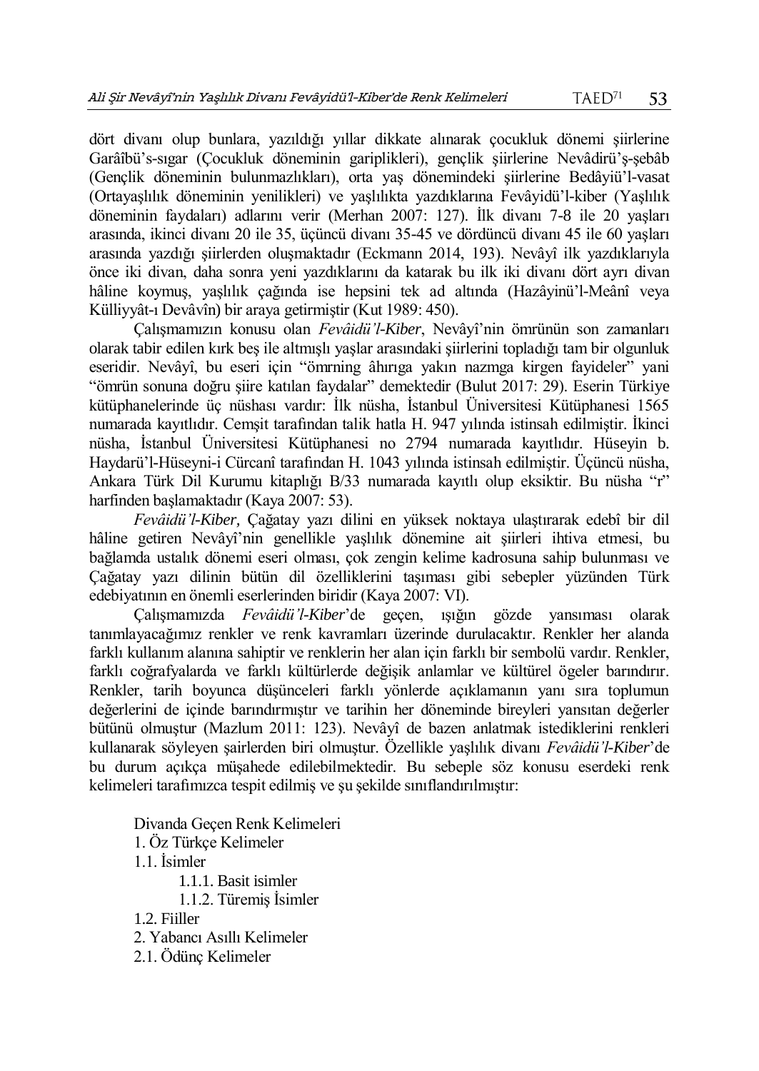dört divanı olup bunlara, yazıldığı yıllar dikkate alınarak çocukluk dönemi şiirlerine Garâibü's-sıgar (Çocukluk döneminin gariplikleri), gençlik şiirlerine Nevâdirü'ş-şebâb (Gençlik döneminin bulunmazlıkları), orta yaş dönemindeki şiirlerine Bedâyiü'l-vasat (Ortayaşlılık döneminin yenilikleri) ve yaşlılıkta yazdıklarına Fevâyidü'l-kiber (Yaşlılık döneminin faydaları) adlarını verir (Merhan 2007: 127). İlk divanı 7-8 ile 20 yaşları arasında, ikinci divanı 20 ile 35, üçüncü divanı 35-45 ve dördüncü divanı 45 ile 60 yaşları arasında yazdığı şiirlerden oluşmaktadır (Eckmann 2014, 193). Nevâyî ilk yazdıklarıyla önce iki divan, daha sonra yeni yazdıklarını da katarak bu ilk iki divanı dört ayrı divan hâline koymuş, yaşlılık çağında ise hepsini tek ad altında (Hazâyinü'l-Meânî veya Külliyyât-ı Devâvîn) bir araya getirmiştir (Kut 1989: 450).

Çalışmamızın konusu olan *Fevâidü'l-Kiber*, Nevâyî'nin ömrünün son zamanları olarak tabir edilen kırk beş ile altmışlı yaşlar arasındaki şiirlerini topladığı tam bir olgunluk eseridir. Nevâyî, bu eseri için "ömrning âhırıga yakın nazmga kirgen fayideler" yani "ömrün sonuna doğru şiire katılan faydalar" demektedir (Bulut 2017: 29). Eserin Türkiye kütüphanelerinde üç nüshası vardır: İlk nüsha, İstanbul Üniversitesi Kütüphanesi 1565 numarada kayıtlıdır. Cemşit tarafından talik hatla H. 947 yılında istinsah edilmiştir. İkinci nüsha, İstanbul Üniversitesi Kütüphanesi no 2794 numarada kayıtlıdır. Hüseyin b. Haydarü'l-Hüseyni-i Cürcanî tarafından H. 1043 yılında istinsah edilmiştir. Üçüncü nüsha, Ankara Türk Dil Kurumu kitaplığı B/33 numarada kayıtlı olup eksiktir. Bu nüsha "r" harfinden başlamaktadır (Kaya 2007: 53).

*Fevâidü'l-Kiber,* Çağatay yazı dilini en yüksek noktaya ulaştırarak edebî bir dil hâline getiren Nevâyî'nin genellikle yaşlılık dönemine ait şiirleri ihtiva etmesi, bu bağlamda ustalık dönemi eseri olması, çok zengin kelime kadrosuna sahip bulunması ve Çağatay yazı dilinin bütün dil özelliklerini taşıması gibi sebepler yüzünden Türk edebiyatının en önemli eserlerinden biridir (Kaya 2007: VI).

Çalışmamızda *Fevâidü'l-Kiber*'de geçen, ışığın gözde yansıması olarak tanımlayacağımız renkler ve renk kavramları üzerinde durulacaktır. Renkler her alanda farklı kullanım alanına sahiptir ve renklerin her alan için farklı bir sembolü vardır. Renkler, farklı coğrafyalarda ve farklı kültürlerde değişik anlamlar ve kültürel öğeler barındırır. Renkler, tarih boyunca düşünceleri farklı yönlerde açıklamanın yanı sıra toplumun değerlerini de içinde barındırmıştır ve tarihin her döneminde bireyleri yansıtan değerler bütünü olmuştur (Mazlum 2011: 123). Nevâyî de bazen anlatmak istediklerini renkleri kullanarak söyleyen şairlerden biri olmuştur. Özellikle yaşlılık divanı *Fevâidü'l-Kiber*'de bu durum açıkça müşahede edilebilmektedir. Bu sebeple söz konusu eserdeki renk kelimeleri tarafımızca tespit edilmiş ve şu şekilde sınıflandırılmıştır:

Divanda Geçen Renk Kelimeleri
1. Öz Türkçe Kelimeler
1.1. İsimler
 1.1.1. Basit isimler
 1.1.2. Türemiş İsimler
1.2. Fiiller
2. Yabancı Asıllı Kelimeler
2.1. Ödünç Kelimeler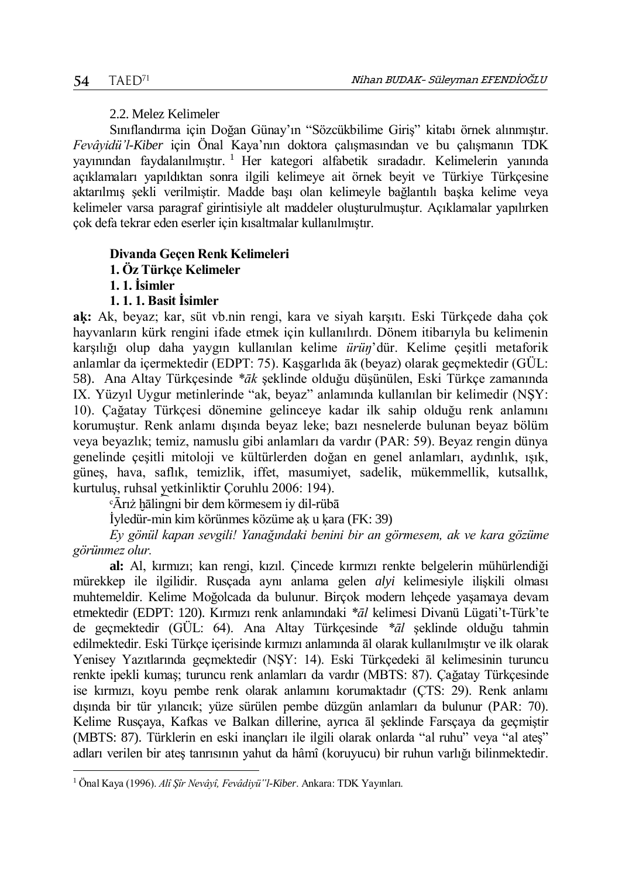2.2. Melez Kelimeler

Sınıflandırma için Doğan Günay'ın "Sözcükbilime Giriş" kitabı örnek alınmıştır. *Fevâyidü'l-Kiber* için Önal Kaya'nın doktora çalışmasından ve bu çalışmanın TDK yayınından faydalanılmıştır.[1] Her kategori alfabetik sıradadır. Kelimelerin yanında açıklamaları yapıldıktan sonra ilgili kelimeye ait örnek beyit ve Türkiye Türkçesine aktarılmış şekli verilmiştir. Madde başı olan kelimeyle bağlantılı başka kelime veya kelimeler varsa paragraf girintisiyle alt maddeler oluşturulmuştur. Açıklamalar yapılırken çok defa tekrar eden eserler için kısaltmalar kullanılmıştır.

**Divanda Geçen Renk Kelimeleri**

**1. Öz Türkçe Kelimeler**

**1. 1. İsimler**

**1. 1. 1. Basit İsimler**

**aḳ:** Ak, beyaz; kar, süt vb.nin rengi, kara ve siyah karşıtı. Eski Türkçede daha çok hayvanların kürk rengini ifade etmek için kullanılırdı. Dönem itibarıyla bu kelimenin karşılığı olup daha yaygın kullanılan kelime *ürüŋ*'dür. Kelime çeşitli metaforik anlamlar da içermektedir (EDPT: 75). Kaşgarlıda āk (beyaz) olarak geçmektedir (GÜL: 58). Ana Altay Türkçesinde *\*āk* şeklinde olduğu düşünülen, Eski Türkçe zamanında IX. Yüzyıl Uygur metinlerinde "ak, beyaz" anlamında kullanılan bir kelimedir (NŞY: 10). Çağatay Türkçesi dönemine gelinceye kadar ilk sahip olduğu renk anlamını korumuştur. Renk anlamı dışında beyaz leke; bazı nesnelerde bulunan beyaz bölüm veya beyazlık; temiz, namuslu gibi anlamları da vardır (PAR: 59). Beyaz rengin dünya genelinde çeşitli mitoloji ve kültürlerden doğan en genel anlamları, aydınlık, ışık, güneş, hava, saflık, temizlik, iffet, masumiyet, sadelik, mükemmellik, kutsallık, kurtuluş, ruhsal yetkinliktir Çoruhlu 2006: 194).

ᶜĀrıż ḫāliŋni bir dem körmesem iy dil-rübā

İyledür-min kim körünmes közüme aḳ u ḳara (FK: 39)

*Ey gönül kapan sevgili! Yanağındaki benini bir an görmesem, ak ve kara gözüme görünmez olur.*

**al:** Al, kırmızı; kan rengi, kızıl. Çincede kırmızı renkte belgelerin mühürlendiği mürekkep ile ilgilidir. Rusçada aynı anlama gelen *alyi* kelimesiyle ilişkili olması muhtemeldir. Kelime Moğolcada da bulunur. Birçok modern lehçede yaşamaya devam etmektedir (EDPT: 120). Kırmızı renk anlamındaki *\*āl* kelimesi Divanü Lügati't-Türk'te de geçmektedir (GÜL: 64). Ana Altay Türkçesinde *\*āl* şeklinde olduğu tahmin edilmektedir. Eski Türkçe içerisinde kırmızı anlamında āl olarak kullanılmıştır ve ilk olarak Yenisey Yazıtlarında geçmektedir (NŞY: 14). Eski Türkçedeki āl kelimesinin turuncu renkte ipekli kumaş; turuncu renk anlamları da vardır (MBTS: 87). Çağatay Türkçesinde ise kırmızı, koyu pembe renk olarak anlamını korumaktadır (ÇTS: 29). Renk anlamı dışında bir tür yılancık; yüze sürülen pembe düzgün anlamları da bulunur (PAR: 70). Kelime Rusçaya, Kafkas ve Balkan dillerine, ayrıca āl şeklinde Farsçaya da geçmiştir (MBTS: 87). Türklerin en eski inançları ile ilgili olarak onlarda "al ruhu" veya "al ateş" adları verilen bir ateş tanrısının yahut da hâmî (koruyucu) bir ruhun varlığı bilinmektedir.

---

[1] Önal Kaya (1996). *Alî Şîr Nevâyî, Fevâdiyü''l-Kiber*. Ankara: TDK Yayınları.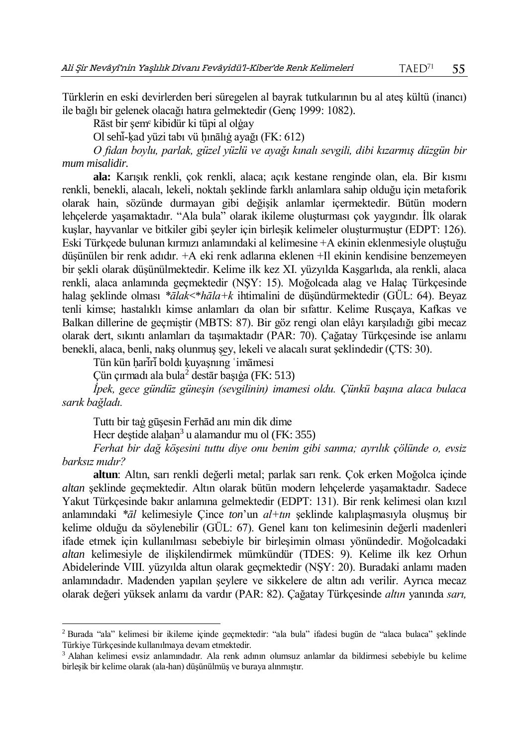Türklerin en eski devirlerden beri süregelen al bayrak tutkularının bu al ateş kültü (inancı) ile bağlı bir gelenek olacağı hatıra gelmektedir (Genç 1999: 1082).

Rāst bir şemᶜ kibidür ki tüpi al olġay

Ol sehī-ḳad yüzi tabı vü ḥınālıġ ayaġı (FK: 612)

*O fidan boylu, parlak, güzel yüzlü ve ayağı kınalı sevgili, dibi kızarmış düzgün bir mum misalidir.*

**ala:** Karışık renkli, çok renkli, alaca; açık kestane renginde olan, ela. Bir kısmı renkli, benekli, alacalı, lekeli, noktalı şeklinde farklı anlamlara sahip olduğu için metaforik olarak hain, sözünde durmayan gibi değişik anlamlar içermektedir. Bütün modern lehçelerde yaşamaktadır. "Ala bula" olarak ikileme oluşturması çok yaygındır. İlk olarak kuşlar, hayvanlar ve bitkiler gibi şeyler için birleşik kelimeler oluşturmuştur (EDPT: 126). Eski Türkçede bulunan kırmızı anlamındaki al kelimesine +A ekinin eklenmesiyle oluştuğu düşünülen bir renk adıdır. +A eki renk adlarına eklenen +Il ekinin kendisine benzemeyen bir şekli olarak düşünülmektedir. Kelime ilk kez XI. yüzyılda Kaşgarlıda, ala renkli, alaca renkli, alaca anlamında geçmektedir (NŞY: 15). Moğolcada alag ve Halaç Türkçesinde halag şeklinde olması *\*ālak<\*hāla+k* ihtimalini de düşündürmektedir (GÜL: 64). Beyaz tenli kimse; hastalıklı kimse anlamları da olan bir sıfattır. Kelime Rusçaya, Kafkas ve Balkan dillerine de geçmiştir (MBTS: 87). Bir göz rengi olan elâyı karşıladığı gibi mecaz olarak dert, sıkıntı anlamları da taşımaktadır (PAR: 70). Çağatay Türkçesinde ise anlamı benekli, alaca, benli, nakş olunmuş şey, lekeli ve alacalı surat şeklindedir (ÇTS: 30).

Tün kün ḥarīrī boldı ḳuyaşnıng ᶜimāmesi

Çün çırmadı ala bula[2] destār başıġa (FK: 513)

*İpek, gece gündüz güneşin (sevgilinin) imamesi oldu. Çünkü başına alaca bulaca sarık bağladı.*

Tuttı bir taġ gūşesin Ferhād anı min dik dime

Hecr deştide alaḫan[3] u alamandur mu ol (FK: 355)

*Ferhat bir dağ köşesini tuttu diye onu benim gibi sanma; ayrılık çölünde o, evsiz barksız mıdır?*

**altun**: Altın, sarı renkli değerli metal; parlak sarı renk. Çok erken Moğolca içinde *altan* şeklinde geçmektedir. Altın olarak bütün modern lehçelerde yaşamaktadır. Sadece Yakut Türkçesinde bakır anlamına gelmektedir (EDPT: 131). Bir renk kelimesi olan kızıl anlamındaki *\*āl* kelimesiyle Çince *ton*'un *al+tın* şeklinde kalıplaşmasıyla oluşmuş bir kelime olduğu da söylenebilir (GÜL: 67). Genel kanı ton kelimesinin değerli madenleri ifade etmek için kullanılması sebebiyle bir birleşimin olması yönündedir. Moğolcadaki *altan* kelimesiyle de ilişkilendirmek mümkündür (TDES: 9). Kelime ilk kez Orhun Abidelerinde VIII. yüzyılda altun olarak geçmektedir (NŞY: 20). Buradaki anlamı maden anlamındadır. Madenden yapılan şeylere ve sikkelere de altın adı verilir. Ayrıca mecaz olarak değeri yüksek anlamı da vardır (PAR: 82). Çağatay Türkçesinde *altın* yanında *sarı,*

---

[2] Burada "ala" kelimesi bir ikileme içinde geçmektedir: "ala bula" ifadesi bugün de "alaca bulaca" şeklinde Türkiye Türkçesinde kullanılmaya devam etmektedir.

[3] Alahan kelimesi evsiz anlamındadır. Ala renk adının olumsuz anlamlar da bildirmesi sebebiyle bu kelime birleşik bir kelime olarak (ala-han) düşünülmüş ve buraya alınmıştır.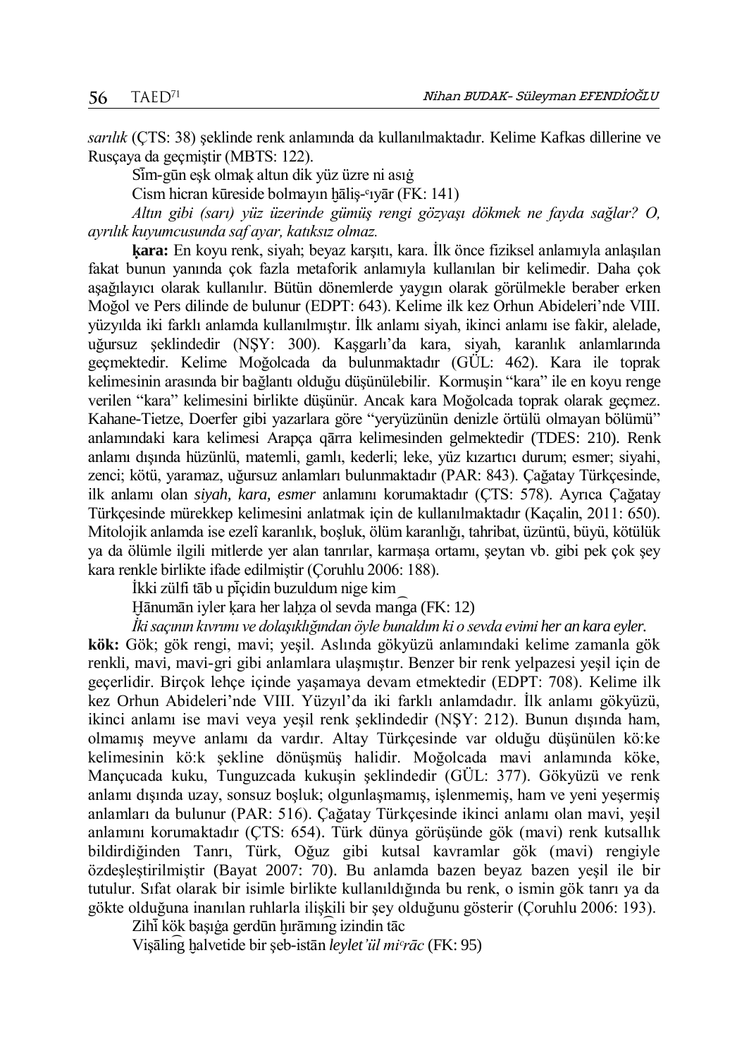*sarılık* (ÇTS: 38) şeklinde renk anlamında da kullanılmaktadır. Kelime Kafkas dillerine ve Rusçaya da geçmiştir (MBTS: 122).

Sīm-gūn eşk olmaḳ altun dik yüz üzre ni asıġ

Cism hicran kūreside bolmayın ḫāliş-ᶜıyār (FK: 141)

*Altın gibi (sarı) yüz üzerinde gümüş rengi gözyaşı dökmek ne fayda sağlar? O, ayrılık kuyumcusunda saf ayar, katıksız olmaz.*

**ḳara:** En koyu renk, siyah; beyaz karşıtı, kara. İlk önce fiziksel anlamıyla anlaşılan fakat bunun yanında çok fazla metaforik anlamıyla kullanılan bir kelimedir. Daha çok aşağılayıcı olarak kullanılır. Bütün dönemlerde yaygın olarak görülmekle beraber erken Moğol ve Pers dilinde de bulunur (EDPT: 643). Kelime ilk kez Orhun Abideleri'nde VIII. yüzyılda iki farklı anlamda kullanılmıştır. İlk anlamı siyah, ikinci anlamı ise fakir, alelade, uğursuz şeklindedir (NŞY: 300). Kaşgarlı'da kara, siyah, karanlık anlamlarında geçmektedir. Kelime Moğolcada da bulunmaktadır (GÜL: 462). Kara ile toprak kelimesinin arasında bir bağlantı olduğu düşünülebilir. Kormuşin "kara" ile en koyu renge verilen "kara" kelimesini birlikte düşünür. Ancak kara Moğolcada toprak olarak geçmez. Kahane-Tietze, Doerfer gibi yazarlara göre "yeryüzünün denizle örtülü olmayan bölümü" anlamındaki kara kelimesi Arapça qārra kelimesinden gelmektedir (TDES: 210). Renk anlamı dışında hüzünlü, matemli, gamlı, kederli; leke, yüz kızartıcı durum; esmer; siyahi, zenci; kötü, yaramaz, uğursuz anlamları bulunmaktadır (PAR: 843). Çağatay Türkçesinde, ilk anlamı olan *siyah, kara, esmer* anlamını korumaktadır (ÇTS: 578). Ayrıca Çağatay Türkçesinde mürekkep kelimesini anlatmak için de kullanılmaktadır (Kaçalin, 2011: 650). Mitolojik anlamda ise ezelî karanlık, boşluk, ölüm karanlığı, tahribat, üzüntü, büyü, kötülük ya da ölümle ilgili mitlerde yer alan tanrılar, karmaşa ortamı, şeytan vb. gibi pek çok şey kara renkle birlikte ifade edilmiştir (Çoruhlu 2006: 188).

İkki zülfi tāb u pīçidin buzuldum nige kim

Ḫānumān iyler ḳara her laḥẓa ol sevda mañga (FK: 12)

*İki saçının kıvrımı ve dolaşıklığından öyle bunaldım ki o sevda evimi her an kara eyler.*

**kök:** Gök; gök rengi, mavi; yeşil. Aslında gökyüzü anlamındaki kelime zamanla gök renkli, mavi, mavi-gri gibi anlamlara ulaşmıştır. Benzer bir renk yelpazesi yeşil için de geçerlidir. Birçok lehçe içinde yaşamaya devam etmektedir (EDPT: 708). Kelime ilk kez Orhun Abideleri'nde VIII. Yüzyıl'da iki farklı anlamdadır. İlk anlamı gökyüzü, ikinci anlamı ise mavi veya yeşil renk şeklindedir (NŞY: 212). Bunun dışında ham, olmamış meyve anlamı da vardır. Altay Türkçesinde var olduğu düşünülen kö:ke kelimesinin kö:k şekline dönüşmüş halidir. Moğolcada mavi anlamında köke, Mançucada kuku, Tunguzcada kukuşin şeklindedir (GÜL: 377). Gökyüzü ve renk anlamı dışında uzay, sonsuz boşluk; olgunlaşmamış, işlenmemiş, ham ve yeni yeşermiş anlamları da bulunur (PAR: 516). Çağatay Türkçesinde ikinci anlamı olan mavi, yeşil anlamını korumaktadır (ÇTS: 654). Türk dünya görüşünde gök (mavi) renk kutsallık bildirdiğinden Tanrı, Türk, Oğuz gibi kutsal kavramlar gök (mavi) rengiyle özdeşleştirilmiştir (Bayat 2007: 70). Bu anlamda bazen beyaz bazen yeşil ile bir tutulur. Sıfat olarak bir isimle birlikte kullanıldığında bu renk, o ismin gök tanrı ya da gökte olduğuna inanılan ruhlarla ilişkili bir şey olduğunu gösterir (Çoruhlu 2006: 193).

Zihī kök başıġa gerdūn ḫırāmıñg izindin tāc

Viṣāliñ ḫalvetide bir şeb-istān *leylet'ül miᶜrāc* (FK: 95)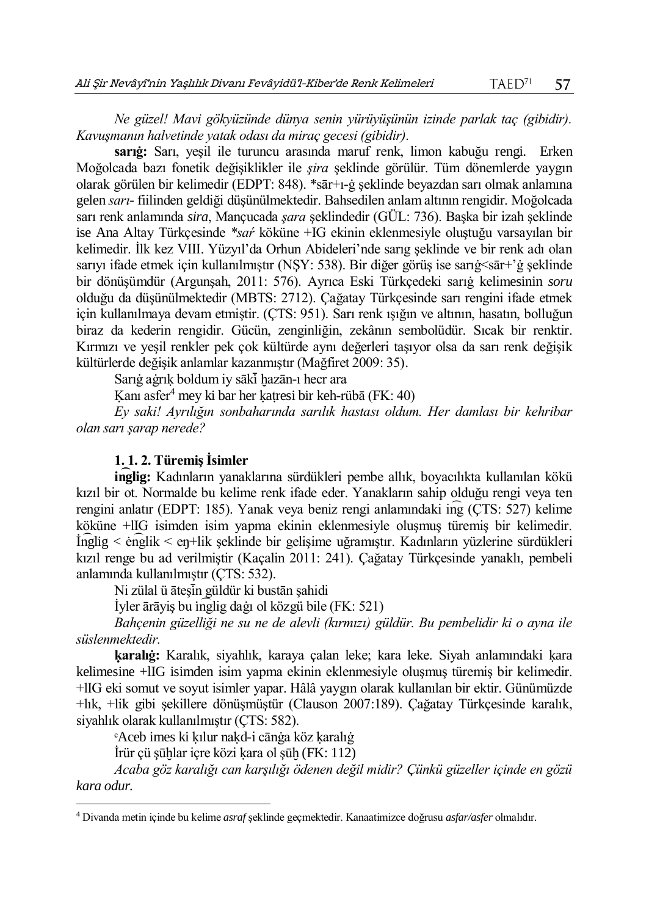*Ne güzel! Mavi gökyüzünde dünya senin yürüyüşünün izinde parlak taç (gibidir). Kavuşmanın halvetinde yatak odası da miraç gecesi (gibidir).*

**sarıġ:** Sarı, yeşil ile turuncu arasında maruf renk, limon kabuğu rengi. Erken Moğolcada bazı fonetik değişiklikler ile *şira* şeklinde görülür. Tüm dönemlerde yaygın olarak görülen bir kelimedir (EDPT: 848). *sār+ı-ġ şeklinde beyazdan sarı olmak anlamına gelen *sarı-* fiilinden geldiği düşünülmektedir. Bahsedilen anlam altının rengidir. Moğolcada sarı renk anlamında *sira*, Mançucada *şara* şeklindedir (GÜL: 736). Başka bir izah şeklinde ise Ana Altay Türkçesinde **saŕ* köküne +IG ekinin eklenmesiyle oluştuğu varsayılan bir kelimedir. İlk kez VIII. Yüzyıl'da Orhun Abideleri'nde sarıg şeklinde ve bir renk adı olan sarıyı ifade etmek için kullanılmıştır (NŞY: 538). Bir diğer görüş ise sarıġ<sār+'ġ şeklinde bir dönüşümdür (Argunşah, 2011: 576). Ayrıca Eski Türkçedeki sarıġ kelimesinin *soru* olduğu da düşünülmektedir (MBTS: 2712). Çağatay Türkçesinde sarı rengini ifade etmek için kullanılmaya devam etmiştir. (ÇTS: 951). Sarı renk ışığın ve altının, hasatın, bolluğun biraz da kederin rengidir. Gücün, zenginliğin, zekânın sembolüdür. Sıcak bir renktir. Kırmızı ve yeşil renkler pek çok kültürde aynı değerleri taşıyor olsa da sarı renk değişik kültürlerde değişik anlamlar kazanmıştır (Mağfiret 2009: 35).

Sarıġ aġrıḳ boldum iy sāḳī ḫazān-ı hecr ara

Ḳanı asfer[4] mey ki bar her ḳaṭresi bir keh-rübā (FK: 40)

*Ey saki! Ayrılığın sonbaharında sarılık hastası oldum. Her damlası bir kehribar olan sarı şarap nerede?*

### 1. 1. 2. Türemiş İsimler

**inglig:** Kadınların yanaklarına sürdükleri pembe allık, boyacılıkta kullanılan kökü kızıl bir ot. Normalde bu kelime renk ifade eder. Yanakların sahip olduğu rengi veya ten rengini anlatır (EDPT: 185). Yanak veya beniz rengi anlamındaki in͡g (ÇTS: 527) kelime köküne +lIG isimden isim yapma ekinin eklenmesiyle oluşmuş türemiş bir kelimedir. İn͡glig < ėn͡glik < eŋ+lik şeklinde bir gelişime uğramıştır. Kadınların yüzlerine sürdükleri kızıl renge bu ad verilmiştir (Kaçalin 2011: 241). Çağatay Türkçesinde yanaklı, pembeli anlamında kullanılmıştır (ÇTS: 532).

Ni zülal ü āteşīn güldür ki bustān şahidi

İyler ārāyiş bu in͡glig daġı ol közgü bile (FK: 521)

*Bahçenin güzelliği ne su ne de alevli (kırmızı) güldür. Bu pembelidir ki o ayna ile süslenmektedir.*

**ḳaralıġ:** Karalık, siyahlık, karaya çalan leke; kara leke. Siyah anlamındaki ḳara kelimesine +lIG isimden isim yapma ekinin eklenmesiyle oluşmuş türemiş bir kelimedir. +lIG eki somut ve soyut isimler yapar. Hâlâ yaygın olarak kullanılan bir ektir. Günümüzde +lık, +lik gibi şekillere dönüşmüştür (Clauson 2007:189). Çağatay Türkçesinde karalık, siyahlık olarak kullanılmıştır (ÇTS: 582).

ᶜAceb imes ki ḳılur naḳd-i cānġa köz ḳaralıġ

İrür çü şūḫlar içre közi ḳara ol şūḫ (FK: 112)

*Acaba göz karalığı can karşılığı ödenen değil midir? Çünkü güzeller içinde en gözü kara odur.*

---

[4] Divanda metin içinde bu kelime *asraf* şeklinde geçmektedir. Kanaatimizce doğrusu *asfar/asfer* olmalıdır.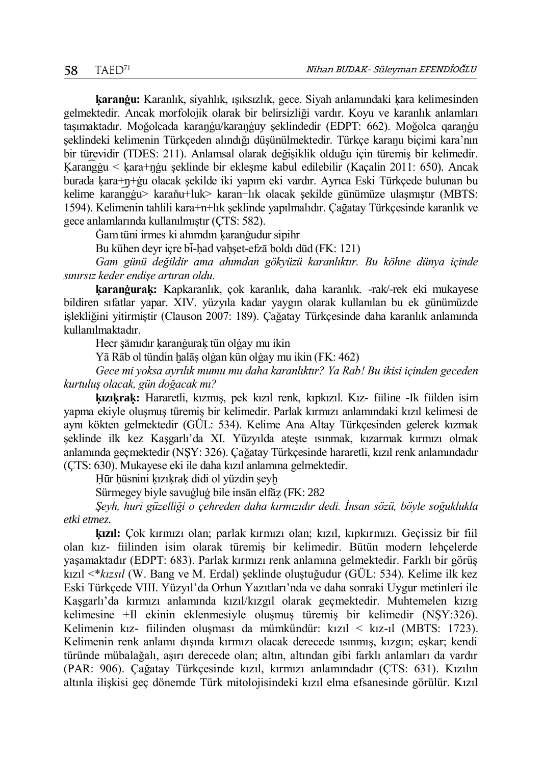**ḳaranġu:** Karanlık, siyahlık, ışıksızlık, gece. Siyah anlamındaki ḳara kelimesinden gelmektedir. Ancak morfolojik olarak bir belirsizliği vardır. Koyu ve karanlık anlamları taşımaktadır. Moğolcada karaŋġu/karaŋġuy şeklindedir (EDPT: 662). Moğolca qaraŋġu şeklindeki kelimenin Türkçeden alındığı düşünülmektedir. Türkçe karaŋu biçimi kara'nın bir türevidir (TDES: 211). Anlamsal olarak değişiklik olduğu için türemiş bir kelimedir. Ḳarangġu < ḳara+ŋġu şeklinde bir ekleşme kabul edilebilir (Kaçalin 2011: 650). Ancak burada ḳara+ŋ+ġu olacak şekilde iki yapım eki vardır. Ayrıca Eski Türkçede bulunan bu kelime karangġu> karaňu+luk> karan+lık olacak şekilde günümüze ulaşmıştır (MBTS: 1594). Kelimenin tahlili kara+n+lık şeklinde yapılmalıdır. Çağatay Türkçesinde karanlık ve gece anlamlarında kullanılmıştır (ÇTS: 582).

Ġam tüni irmes ki ahımdın ḳaranġudur sipihr

Bu kühen deyr içre bī-ḥad vaḥşet-efzā boldı dūd (FK: 121)

*Gam günü değildir ama ahımdan gökyüzü karanlıktır. Bu köhne dünya içinde sınırsız keder endişe artıran oldu.*

**ḳaranġuraḳ:** Kapkaranlık, çok karanlık, daha karanlık. -rak/-rek eki mukayese bildiren sıfatlar yapar. XIV. yüzyıla kadar yaygın olarak kullanılan bu ek günümüzde işlekliğini yitirmiştir (Clauson 2007: 189). Çağatay Türkçesinde daha karanlık anlamında kullanılmaktadır.

Hecr şāmıdır ḳaranġuraḳ tün olġay mu ikin

Yā Rāb ol tündin ḫalāṣ olġan kün olġay mu ikin (FK: 462)

*Gece mi yoksa ayrılık mumu mu daha karanlıktır? Ya Rab! Bu ikisi içinden geceden kurtuluş olacak, gün doğacak mı?*

**ḳızıḳraḳ:** Hararetli, kızmış, pek kızıl renk, kıpkızıl. Kız- fiiline -Ik fiilden isim yapma ekiyle oluşmuş türemiş bir kelimedir. Parlak kırmızı anlamındaki kızıl kelimesi de aynı kökten gelmektedir (GÜL: 534). Kelime Ana Altay Türkçesinden gelerek kızmak şeklinde ilk kez Kaşgarlı'da XI. Yüzyılda ateşte ısınmak, kızarmak kırmızı olmak anlamında geçmektedir (NŞY: 326). Çağatay Türkçesinde hararetli, kızıl renk anlamındadır (ÇTS: 630). Mukayese eki ile daha kızıl anlamına gelmektedir.

Ḥūr ḥüsnini ḳızıḳraḳ didi ol yüzdin şeyḫ

Sürmegey biyle savuġluġ bile insān elfāẓ (FK: 282

*Şeyh, huri güzelliği o çehreden daha kırmızıdır dedi. İnsan sözü, böyle soğuklukla etki etmez.*

**ḳızıl:** Çok kırmızı olan; parlak kırmızı olan; kızıl, kıpkırmızı. Geçissiz bir fiil olan kız- fiilinden isim olarak türemiş bir kelimedir. Bütün modern lehçelerde yaşamaktadır (EDPT: 683). Parlak kırmızı renk anlamına gelmektedir. Farklı bir görüş kızıl <*\*kızsıl* (W. Bang ve M. Erdal) şeklinde oluştuğudur (GÜL: 534). Kelime ilk kez Eski Türkçede VIII. Yüzyıl'da Orhun Yazıtları'nda ve daha sonraki Uygur metinleri ile Kaşgarlı'da kırmızı anlamında kızıl/kızgıl olarak geçmektedir. Muhtemelen kızıg kelimesine +Il ekinin eklenmesiyle oluşmuş türemiş bir kelimedir (NŞY:326). Kelimenin kız- fiilinden oluşması da mümkündür: kızıl < kız-ıl (MBTS: 1723). Kelimenin renk anlamı dışında kırmızı olacak derecede ısınmış, kızgın; eşkar; kendi türünde mübalağalı, aşırı derecede olan; altın, altından gibi farklı anlamları da vardır (PAR: 906). Çağatay Türkçesinde kızıl, kırmızı anlamındadır (ÇTS: 631). Kızılın altınla ilişkisi geç dönemde Türk mitolojisindeki kızıl elma efsanesinde görülür. Kızıl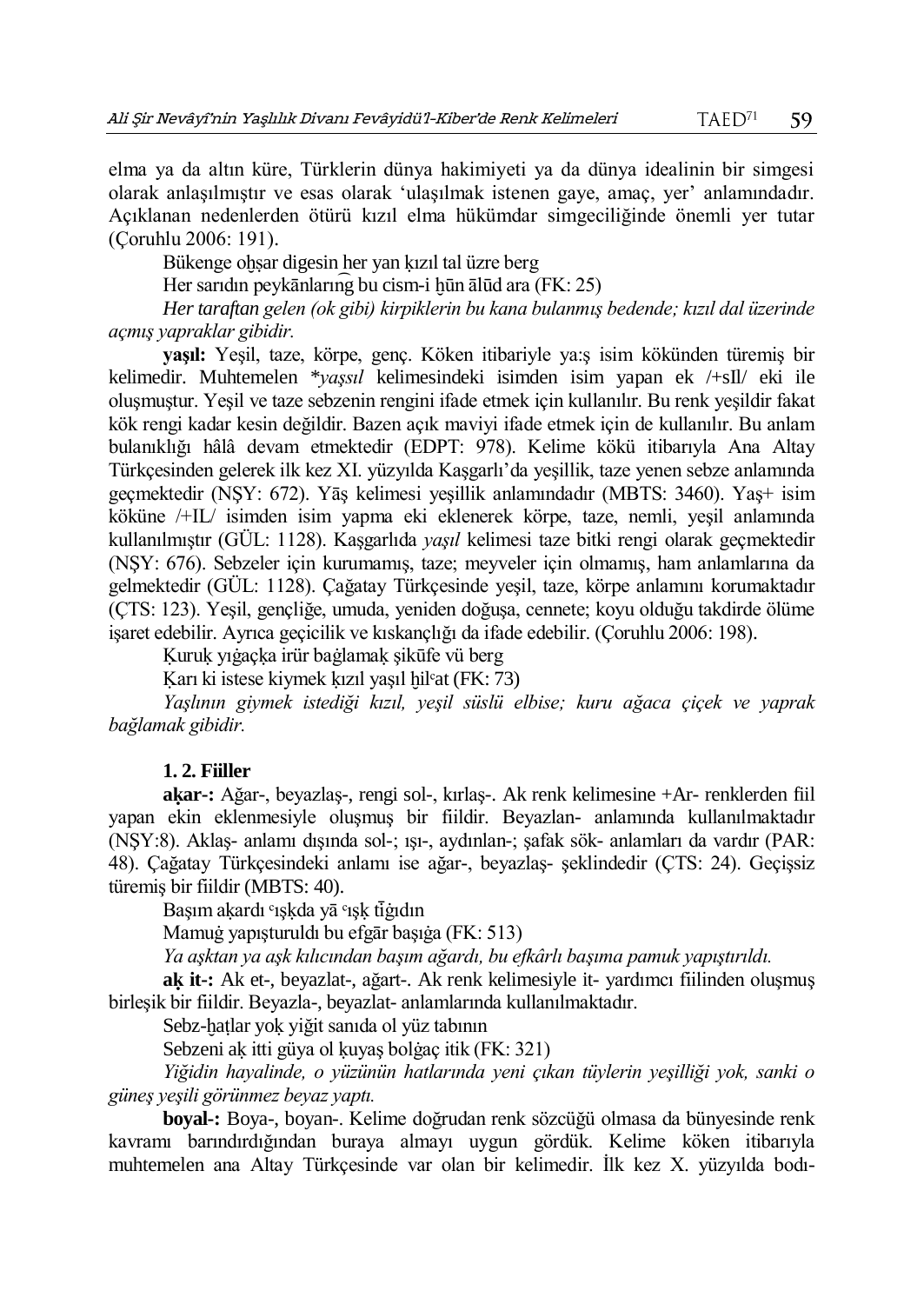elma ya da altın küre, Türklerin dünya hakimiyeti ya da dünya idealinin bir simgesi olarak anlaşılmıştır ve esas olarak 'ulaşılmak istenen gaye, amaç, yer' anlamındadır. Açıklanan nedenlerden ötürü kızıl elma hükümdar simgeciliğinde önemli yer tutar (Çoruhlu 2006: 191).

Bükenge oḫşar digesin her yan ḳızıl tal üzre berg

Her sarıdın peykānlarıng bu cism-i ḫūn ālūd ara (FK: 25)

*Her taraftan gelen (ok gibi) kirpiklerin bu kana bulanmış bedende; kızıl dal üzerinde açmış yapraklar gibidir.*

**yaşıl:** Yeşil, taze, körpe, genç. Köken itibariyle ya:ş isim kökünden türemiş bir kelimedir. Muhtemelen *\*yaşsıl* kelimesindeki isimden isim yapan ek /+sIl/ eki ile oluşmuştur. Yeşil ve taze sebzenin rengini ifade etmek için kullanılır. Bu renk yeşildir fakat kök rengi kadar kesin değildir. Bazen açık maviyi ifade etmek için de kullanılır. Bu anlam bulanıklığı hâlâ devam etmektedir (EDPT: 978). Kelime kökü itibarıyla Ana Altay Türkçesinden gelerek ilk kez XI. yüzyılda Kaşgarlı'da yeşillik, taze yenen sebze anlamında geçmektedir (NŞY: 672). Yāş kelimesi yeşillik anlamındadır (MBTS: 3460). Yaş+ isim köküne /+IL/ isimden isim yapma eki eklenerek körpe, taze, nemli, yeşil anlamında kullanılmıştır (GÜL: 1128). Kaşgarlıda *yaşıl* kelimesi taze bitki rengi olarak geçmektedir (NŞY: 676). Sebzeler için kurumamış, taze; meyveler için olmamış, ham anlamlarına da gelmektedir (GÜL: 1128). Çağatay Türkçesinde yeşil, taze, körpe anlamını korumaktadır (ÇTS: 123). Yeşil, gençliğe, umuda, yeniden doğuşa, cennete; koyu olduğu takdirde ölüme işaret edebilir. Ayrıca geçicilik ve kıskançlığı da ifade edebilir. (Çoruhlu 2006: 198).

Ḳuruḳ yıġaçḳa irür baġlamaḳ şikūfe vü berg

Ḳarı ki istese kiymek ḳızıl yaşıl ḫilᶜat (FK: 73)

*Yaşlının giymek istediği kızıl, yeşil süslü elbise; kuru ağaca çiçek ve yaprak bağlamak gibidir.*

### 1. 2. Fiiller

**aḳar-:** Ağar-, beyazlaş-, rengi sol-, kırlaş-. Ak renk kelimesine +Ar- renklerden fiil yapan ekin eklenmesiyle oluşmuş bir fiildir. Beyazlan- anlamında kullanılmaktadır (NŞY:8). Aklaş- anlamı dışında sol-; ışı-, aydınlan-; şafak sök- anlamları da vardır (PAR: 48). Çağatay Türkçesindeki anlamı ise ağar-, beyazlaş- şeklindedir (ÇTS: 24). Geçişsiz türemiş bir fiildir (MBTS: 40).

Başım aḳardı ᶜışḳda yā ᶜışḳ tīġıdın

Mamuġ yapışturuldı bu efgār başıġa (FK: 513)

*Ya aşktan ya aşk kılıcından başım ağardı, bu efkârlı başıma pamuk yapıştırıldı.*

**aḳ it-:** Ak et-, beyazlat-, ağart-. Ak renk kelimesiyle it- yardımcı fiilinden oluşmuş birleşik bir fiildir. Beyazla-, beyazlat- anlamlarında kullanılmaktadır.

Sebz-ḫaṭlar yoḳ yiğit sanıda ol yüz tabının

Sebzeni aḳ itti güya ol ḳuyaş bolġaç itik (FK: 321)

*Yiğidin hayalinde, o yüzünün hatlarında yeni çıkan tüylerin yeşilliği yok, sanki o güneş yeşili görünmez beyaz yaptı.*

**boyal-:** Boya-, boyan-. Kelime doğrudan renk sözcüğü olmasa da bünyesinde renk kavramı barındırdığından buraya almayı uygun gördük. Kelime köken itibarıyla muhtemelen ana Altay Türkçesinde var olan bir kelimedir. İlk kez X. yüzyılda bodı-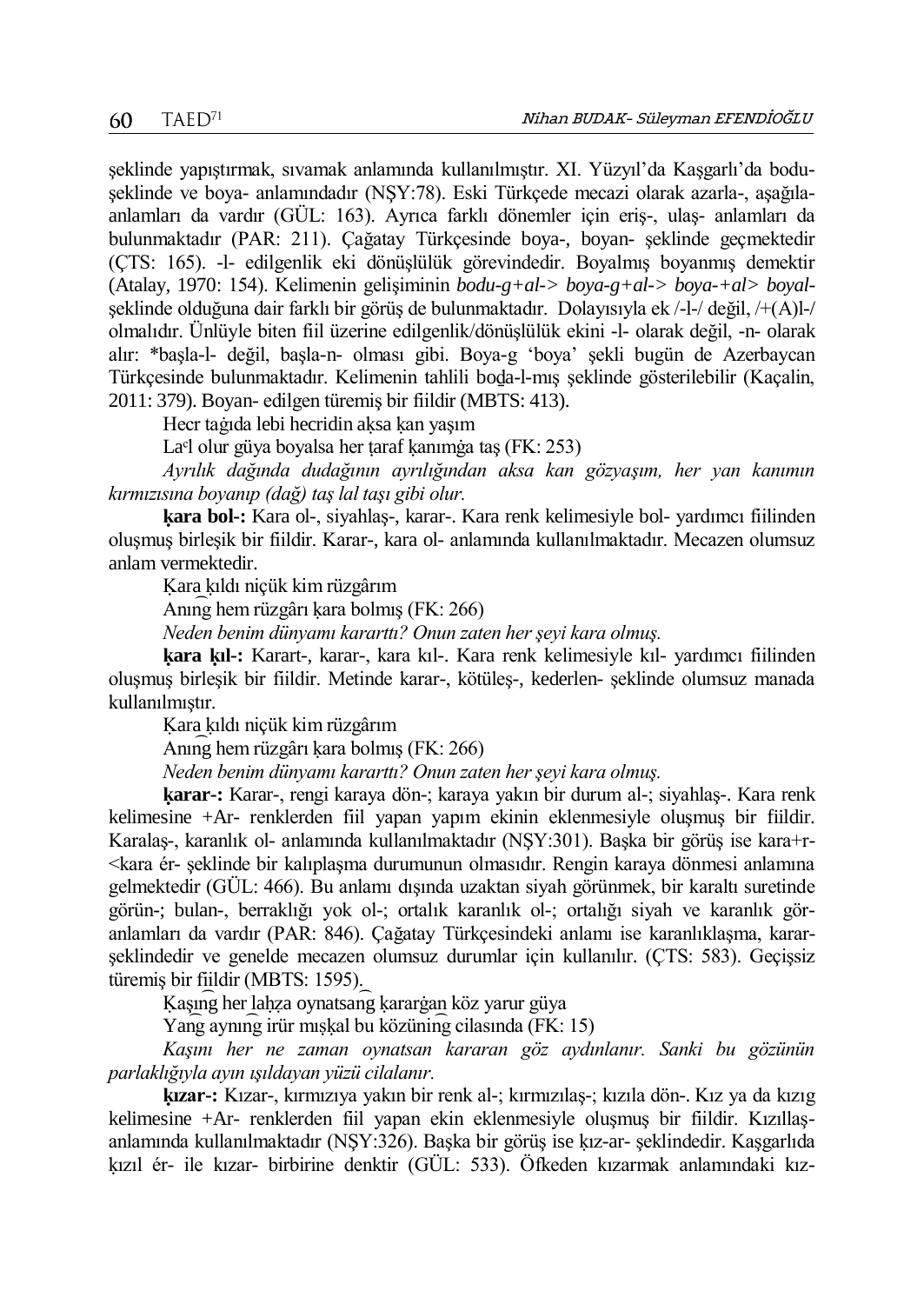şeklinde yapıştırmak, sıvamak anlamında kullanılmıştır. XI. Yüzyıl'da Kaşgarlı'da bodu- şeklinde ve boya- anlamındadır (NŞY:78). Eski Türkçede mecazi olarak azarla-, aşağıla- anlamları da vardır (GÜL: 163). Ayrıca farklı dönemler için eriş-, ulaş- anlamları da bulunmaktadır (PAR: 211). Çağatay Türkçesinde boya-, boyan- şeklinde geçmektedir (ÇTS: 165). -l- edilgenlik eki dönüşlülük görevindedir. Boyalmış boyanmış demektir (Atalay, 1970: 154). Kelimenin gelişiminin *bodu-g+al-> boya-g+al-> boya-+al> boyal-* şeklinde olduğuna dair farklı bir görüş de bulunmaktadır. Dolayısıyla ek /-l-/ değil, /+(A)l-/ olmalıdır. Ünlüyle biten fiil üzerine edilgenlik/dönüşlülük ekini -l- olarak değil, -n- olarak alır: *başla-l- değil, başla-n- olması gibi. Boya-g 'boya' şekli bugün de Azerbaycan Türkçesinde bulunmaktadır. Kelimenin tahlili boḏa-l-mış şeklinde gösterilebilir (Kaçalin, 2011: 379). Boyan- edilgen türemiş bir fiildir (MBTS: 413).

Hecr taġıda lebi hecridin aḳsa ḳan yaşım

Laᶜl olur güya boyalsa her ṭaraf ḳanımġa taş (FK: 253)

*Ayrılık dağında dudağının ayrılığından aksa kan gözyaşım, her yan kanımın kırmızısına boyanıp (dağ) taş lal taşı gibi olur.*

**ḳara bol-:** Kara ol-, siyahlaş-, karar-. Kara renk kelimesiyle bol- yardımcı fiilinden oluşmuş birleşik bir fiildir. Karar-, kara ol- anlamında kullanılmaktadır. Mecazen olumsuz anlam vermektedir.

Ḳara ḳıldı niçük kim rüzgârım

Anıng hem rüzgârı ḳara bolmış (FK: 266)

*Neden benim dünyamı kararttı? Onun zaten her şeyi kara olmuş.*

**ḳara ḳıl-:** Karart-, karar-, kara kıl-. Kara renk kelimesiyle kıl- yardımcı fiilinden oluşmuş birleşik bir fiildir. Metinde karar-, kötüleş-, kederlen- şeklinde olumsuz manada kullanılmıştır.

Ḳara ḳıldı niçük kim rüzgârım

Anıng hem rüzgârı ḳara bolmış (FK: 266)

*Neden benim dünyamı kararttı? Onun zaten her şeyi kara olmuş.*

**ḳarar-:** Karar-, rengi karaya dön-; karaya yakın bir durum al-; siyahlaş-. Kara renk kelimesine +Ar- renklerden fiil yapan yapım ekinin eklenmesiyle oluşmuş bir fiildir. Karalaş-, karanlık ol- anlamında kullanılmaktadır (NŞY:301). Başka bir görüş ise kara+r- <kara ér- şeklinde bir kalıplaşma durumunun olmasıdır. Rengin karaya dönmesi anlamına gelmektedir (GÜL: 466). Bu anlamı dışında uzaktan siyah görünmek, bir karaltı suretinde görün-; bulan-, berraklığı yok ol-; ortalık karanlık ol-; ortalığı siyah ve karanlık gör- anlamları da vardır (PAR: 846). Çağatay Türkçesindeki anlamı ise karanlıklaşma, karar- şeklindedir ve genelde mecazen olumsuz durumlar için kullanılır. (ÇTS: 583). Geçişsiz türemiş bir fiildir (MBTS: 1595).

Ḳaşıng her laḥẓa oynatsang ḳararġan köz yarur güya

Yang aynıng irür mıṣḳal bu közüning cilasında (FK: 15)

*Kaşını her ne zaman oynatsan kararan göz aydınlanır. Sanki bu gözünün parlaklığıyla ayın ışıldayan yüzü cilalanır.*

**ḳızar-:** Kızar-, kırmızıya yakın bir renk al-; kırmızılaş-; kızıla dön-. Kız ya da kızıg kelimesine +Ar- renklerden fiil yapan ekin eklenmesiyle oluşmuş bir fiildir. Kızıllaş- anlamında kullanılmaktadır (NŞY:326). Başka bir görüş ise ḳız-ar- şeklindedir. Kaşgarlıda ḳızıl ér- ile kızar- birbirine denktir (GÜL: 533). Öfkeden kızarmak anlamındaki kız-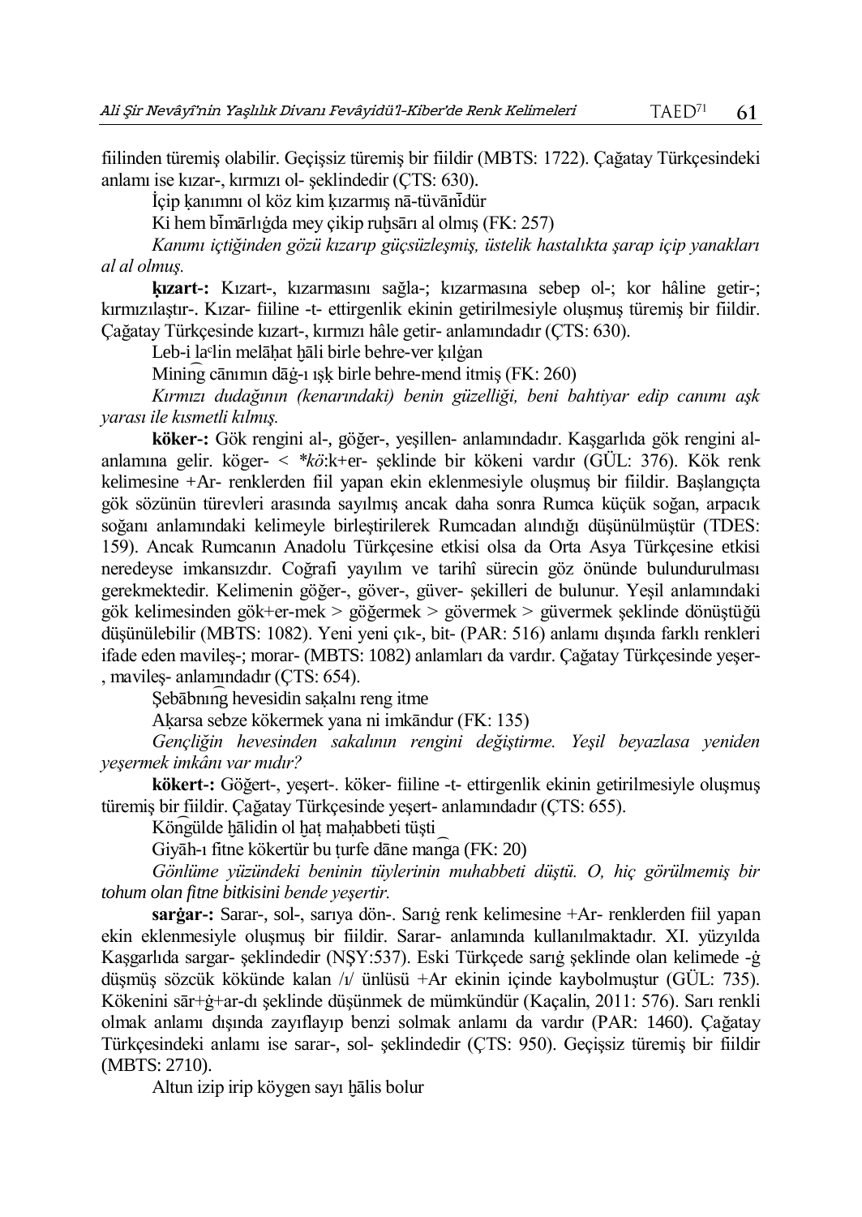fiilinden türemiş olabilir. Geçişsiz türemiş bir fiildir (MBTS: 1722). Çağatay Türkçesindeki anlamı ise kızar-, kırmızı ol- şeklindedir (ÇTS: 630).

İçip ḳanımnı ol köz kim ḳızarmış nā-tüvānīdür

Ki hem bīmārlıġda mey çikip ruḫsārı al olmış (FK: 257)

*Kanımı içtiğinden gözü kızarıp güçsüzleşmiş, üstelik hastalıkta şarap içip yanakları al al olmuş.*

**ḳızart-:** Kızart-, kızarmasını sağla-; kızarmasına sebep ol-; kor hâline getir-; kırmızılaştır-. Kızar- fiiline -t- ettirgenlik ekinin getirilmesiyle oluşmuş türemiş bir fiildir. Çağatay Türkçesinde kızart-, kırmızı hâle getir- anlamındadır (ÇTS: 630).

Leb-i laʿlin melāḥat ḫāli birle behre-ver ḳılġan

Miniŋ cānımın dāġ-ı ışḳ birle behre-mend itmiş (FK: 260)

*Kırmızı dudağının (kenarındaki) benin güzelliği, beni bahtiyar edip canımı aşk yarası ile kısmetli kılmış.*

**köker-:** Gök rengini al-, göğer-, yeşillen- anlamındadır. Kaşgarlıda gök rengini al- anlamına gelir. köger- < *\*kö:k+er-* şeklinde bir kökeni vardır (GÜL: 376). Kök renk kelimesine +Ar- renklerden fiil yapan ekin eklenmesiyle oluşmuş bir fiildir. Başlangıçta gök sözünün türevleri arasında sayılmış ancak daha sonra Rumca küçük soğan, arpacık soğanı anlamındaki kelimeyle birleştirilerek Rumcadan alındığı düşünülmüştür (TDES: 159). Ancak Rumcanın Anadolu Türkçesine etkisi olsa da Orta Asya Türkçesine etkisi neredeyse imkansızdır. Coğrafi yayılım ve tarihî sürecin göz önünde bulundurulması gerekmektedir. Kelimenin göğer-, göver-, güver- şekilleri de bulunur. Yeşil anlamındaki gök kelimesinden gök+er-mek > göğermek > gövermek > güvermek şeklinde dönüştüğü düşünülebilir (MBTS: 1082). Yeni yeni çık-, bit- (PAR: 516) anlamı dışında farklı renkleri ifade eden mavileş-; morar- (MBTS: 1082) anlamları da vardır. Çağatay Türkçesinde yeşer-, mavileş- anlamındadır (ÇTS: 654).

Şebābnıŋ hevesidin saḳalnı reng itme

Aḳarsa sebze kökermek yana ni imkāndur (FK: 135)

*Gençliğin hevesinden sakalının rengini değiştirme. Yeşil beyazlasa yeniden yeşermek imkânı var mıdır?*

**kökert-:** Göğert-, yeşert-. köker- fiiline -t- ettirgenlik ekinin getirilmesiyle oluşmuş türemiş bir fiildir. Çağatay Türkçesinde yeşert- anlamındadır (ÇTS: 655).

Köŋülde ḫālidin ol ḫaṭ maḥabbeti tüşti

Giyāh-ı fitne kökertür bu ṭurfe dāne maŋa (FK: 20)

*Gönlüme yüzündeki beninin tüylerinin muhabbeti düştü. O, hiç görülmemiş bir tohum olan fitne bitkisini bende yeşertir.*

**sarġar-:** Sarar-, sol-, sarıya dön-. Sarıġ renk kelimesine +Ar- renklerden fiil yapan ekin eklenmesiyle oluşmuş bir fiildir. Sarar- anlamında kullanılmaktadır. XI. yüzyılda Kaşgarlıda sargar- şeklindedir (NŞY:537). Eski Türkçede sarıġ şeklinde olan kelimede -ġ düşmüş sözcük kökünde kalan /ı/ ünlüsü +Ar ekinin içinde kaybolmuştur (GÜL: 735). Kökenini sār+ġ+ar-dı şeklinde düşünmek de mümkündür (Kaçalin, 2011: 576). Sarı renkli olmak anlamı dışında zayıflayıp benzi solmak anlamı da vardır (PAR: 1460). Çağatay Türkçesindeki anlamı ise sarar-, sol- şeklindedir (ÇTS: 950). Geçişsiz türemiş bir fiildir (MBTS: 2710).

Altun izip irip köygen sayı ḫālis bolur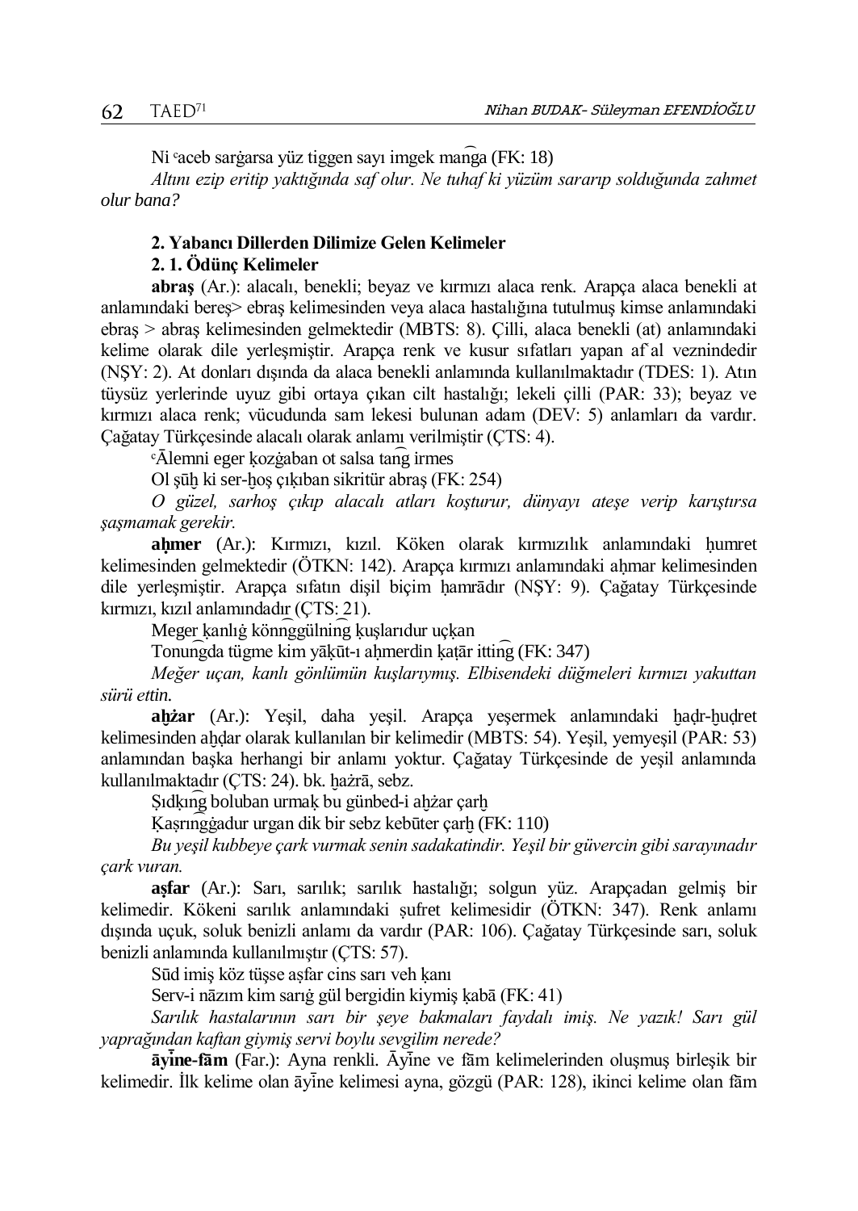Ni ᶜaceb sarġarsa yüz tiggen sayı imgek man͡ga (FK: 18)

*Altını ezip eritip yaktığında saf olur. Ne tuhaf ki yüzüm sararıp solduğunda zahmet olur bana?*

**2. Yabancı Dillerden Dilimize Gelen Kelimeler**

**2. 1. Ödünç Kelimeler**

**abraş** (Ar.): alacalı, benekli; beyaz ve kırmızı alaca renk. Arapça alaca benekli at anlamındaki bereş> ebraş kelimesinden veya alaca hastalığına tutulmuş kimse anlamındaki ebraş > abraş kelimesinden gelmektedir (MBTS: 8). Çilli, alaca benekli (at) anlamındaki kelime olarak dile yerleşmiştir. Arapça renk ve kusur sıfatları yapan afʿal veznindedir (NŞY: 2). At donları dışında da alaca benekli anlamında kullanılmaktadır (TDES: 1). Atın tüysüz yerlerinde uyuz gibi ortaya çıkan cilt hastalığı; lekeli çilli (PAR: 33); beyaz ve kırmızı alaca renk; vücudunda sam lekesi bulunan adam (DEV: 5) anlamları da vardır. Çağatay Türkçesinde alacalı olarak anlamı verilmiştir (ÇTS: 4).

ᶜĀlemni eger ḳozġaban ot salsa tan͡g irmes

Ol şūḫ ki ser-ḫoş çıḳıban sikritür abraş (FK: 254)

*O güzel, sarhoş çıkıp alacalı atları koşturur, dünyayı ateşe verip karıştırsa şaşmamak gerekir.*

**aḥmer** (Ar.): Kırmızı, kızıl. Köken olarak kırmızılık anlamındaki ḥumret kelimesinden gelmektedir (ÖTKN: 142). Arapça kırmızı anlamındaki aḥmar kelimesinden dile yerleşmiştir. Arapça sıfatın dişil biçim ḥamrādır (NŞY: 9). Çağatay Türkçesinde kırmızı, kızıl anlamındadır (ÇTS: 21).

Meger ḳanlıġ könn͡ggülnin͡g ḳuşlarıdur uçḳan

Tonun͡gda tügme kim yāḳūt-ı aḥmerdin ḳaṭār ittin͡g (FK: 347)

*Meğer uçan, kanlı gönlümün kuşlarıymış. Elbisendeki düğmeleri kırmızı yakuttan sürü ettin.*

**aḫżar** (Ar.): Yeşil, daha yeşil. Arapça yeşermek anlamındaki ḫaḍr-ḫuḍret kelimesinden aḫḍar olarak kullanılan bir kelimedir (MBTS: 54). Yeşil, yemyeşil (PAR: 53) anlamından başka herhangi bir anlamı yoktur. Çağatay Türkçesinde de yeşil anlamında kullanılmaktadır (ÇTS: 24). bk. ḫażrā, sebz.

Ṣıdḳın͡g boluban urmaḳ bu günbed-i aḫżar çarḫ

Ḳaṣrın͡gġadur urgan dik bir sebz kebūter çarḫ (FK: 110)

*Bu yeşil kubbeye çark vurmak senin sadakatindir. Yeşil bir güvercin gibi sarayınadır çark vuran.*

**aṣfar** (Ar.): Sarı, sarılık; sarılık hastalığı; solgun yüz. Arapçadan gelmiş bir kelimedir. Kökeni sarılık anlamındaki ṣufret kelimesidir (ÖTKN: 347). Renk anlamı dışında uçuk, soluk benizli anlamı da vardır (PAR: 106). Çağatay Türkçesinde sarı, soluk benizli anlamında kullanılmıştır (ÇTS: 57).

Sūd imiş köz tüşse aṣfar cins sarı veh ḳanı

Serv-i nāzım kim sarıġ gül bergidin kiymiş ḳabā (FK: 41)

*Sarılık hastalarının sarı bir şeye bakmaları faydalı imiş. Ne yazık! Sarı gül yaprağından kaftan giymiş servi boylu sevgilim nerede?*

**āyīne-fām** (Far.): Ayna renkli. Āyīne ve fām kelimelerinden oluşmuş birleşik bir kelimedir. İlk kelime olan āyīne kelimesi ayna, gözgü (PAR: 128), ikinci kelime olan fām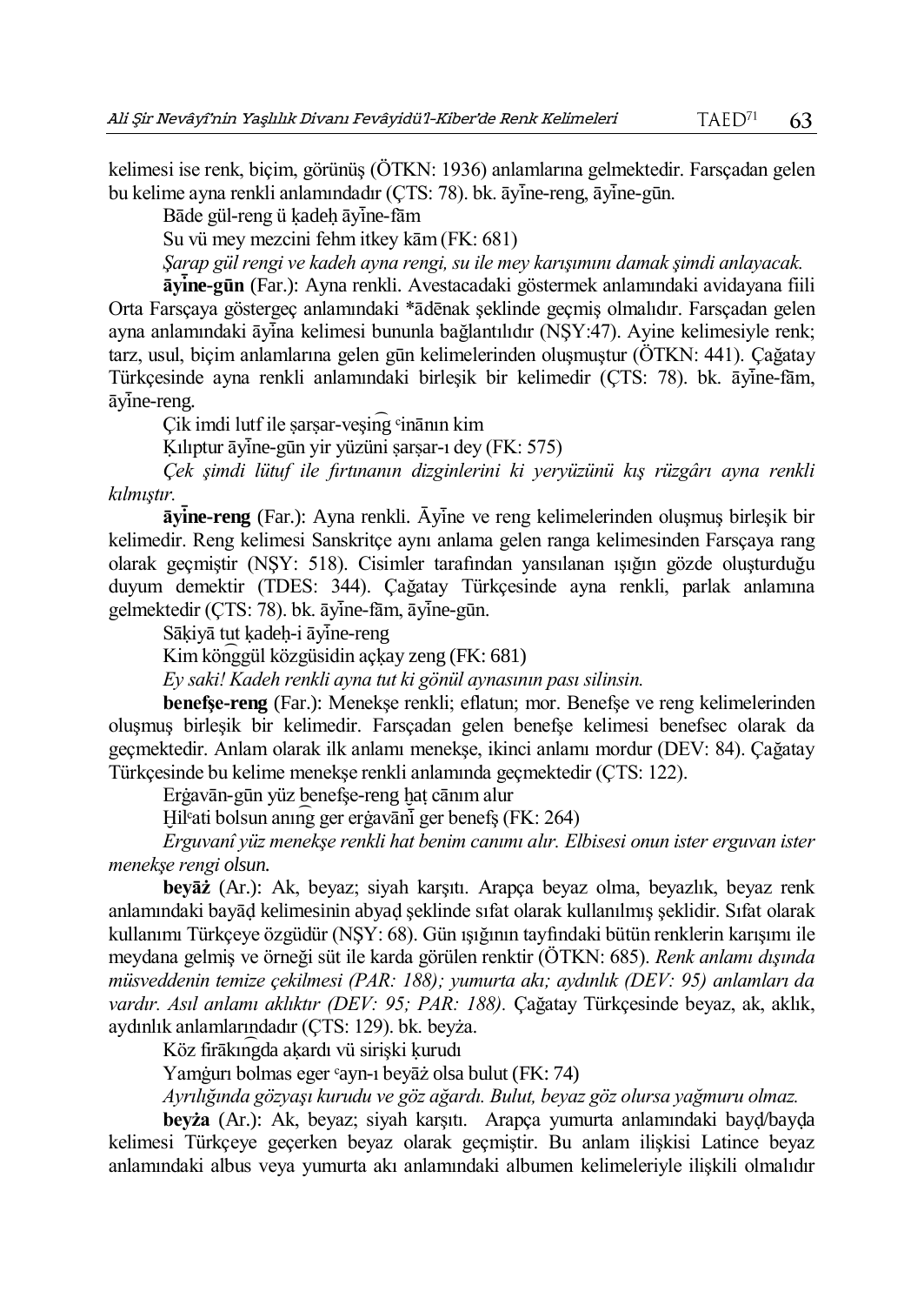kelimesi ise renk, biçim, görünüş (ÖTKN: 1936) anlamlarına gelmektedir. Farsçadan gelen bu kelime ayna renkli anlamındadır (ÇTS: 78). bk. āyīne-reng, āyīne-gūn.

Bāde gül-reng ü ḳadeḥ āyīne-fām

Su vü mey mezcini fehm itkey kām (FK: 681)

*Şarap gül rengi ve kadeh ayna rengi, su ile mey karışımını damak şimdi anlayacak.*

**āyīne-gūn** (Far.): Ayna renkli. Avestacadaki göstermek anlamındaki avidayana fiili Orta Farsçaya göstergeç anlamındaki *ādēnak şeklinde geçmiş olmalıdır. Farsçadan gelen ayna anlamındaki āyīna kelimesi bununla bağlantılıdır (NŞY:47). Ayine kelimesiyle renk; tarz, usul, biçim anlamlarına gelen gūn kelimelerinden oluşmuştur (ÖTKN: 441). Çağatay Türkçesinde ayna renkli anlamındaki birleşik bir kelimedir (ÇTS: 78). bk. āyīne-fām, āyīne-reng.

Çik imdi lutf ile ṣarṣar-veşiñg ᶜinānın kim

Ḳılıptur āyīne-gūn yir yüzüni ṣarṣar-ı dey (FK: 575)

*Çek şimdi lütuf ile fırtınanın dizginlerini ki yeryüzünü kış rüzgârı ayna renkli kılmıştır.*

**āyīne-reng** (Far.): Ayna renkli. Āyīne ve reng kelimelerinden oluşmuş birleşik bir kelimedir. Reng kelimesi Sanskritçe aynı anlama gelen ranga kelimesinden Farsçaya rang olarak geçmiştir (NŞY: 518). Cisimler tarafından yansılanan ışığın gözde oluşturduğu duyum demektir (TDES: 344). Çağatay Türkçesinde ayna renkli, parlak anlamına gelmektedir (ÇTS: 78). bk. āyīne-fām, āyīne-gūn.

Sāḳiyā tut ḳadeḥ-i āyīne-reng

Kim köñggül közgüsidin açḳay zeng (FK: 681)

*Ey saki! Kadeh renkli ayna tut ki gönül aynasının pası silinsin.*

**benefşe-reng** (Far.): Menekşe renkli; eflatun; mor. Benefşe ve reng kelimelerinden oluşmuş birleşik bir kelimedir. Farsçadan gelen benefşe kelimesi benefsec olarak da geçmektedir. Anlam olarak ilk anlamı menekşe, ikinci anlamı mordur (DEV: 84). Çağatay Türkçesinde bu kelime menekşe renkli anlamında geçmektedir (ÇTS: 122).

Erġavān-gūn yüz benefşe-reng ḫaṭ cānım alur

Ḫilᶜati bolsun anıñg ger erġavānī ger benefş (FK: 264)

*Erguvanî yüz menekşe renkli hat benim canımı alır. Elbisesi onun ister erguvan ister menekşe rengi olsun.*

**beyāż** (Ar.): Ak, beyaz; siyah karşıtı. Arapça beyaz olma, beyazlık, beyaz renk anlamındaki bayāḍ kelimesinin abyaḍ şeklinde sıfat olarak kullanılmış şeklidir. Sıfat olarak kullanımı Türkçeye özgüdür (NŞY: 68). Gün ışığının tayfındaki bütün renklerin karışımı ile meydana gelmiş ve örneği süt ile karda görülen renktir (ÖTKN: 685). *Renk anlamı dışında müsveddenin temize çekilmesi (PAR: 188); yumurta akı; aydınlık (DEV: 95) anlamları da vardır. Asıl anlamı aklıktır (DEV: 95; PAR: 188).* Çağatay Türkçesinde beyaz, ak, aklık, aydınlık anlamlarındadır (ÇTS: 129). bk. beyża.

Köz firākıñgda aḳardı vü sirişki ḳurudı

Yamġurı bolmas eger ᶜayn-ı beyāż olsa bulut (FK: 74)

*Ayrılığında gözyaşı kurudu ve göz ağardı. Bulut, beyaz göz olursa yağmuru olmaz.*

**beyża** (Ar.): Ak, beyaz; siyah karşıtı. Arapça yumurta anlamındaki bayḍ/bayḍa kelimesi Türkçeye geçerken beyaz olarak geçmiştir. Bu anlam ilişkisi Latince beyaz anlamındaki albus veya yumurta akı anlamındaki albumen kelimeleriyle ilişkili olmalıdır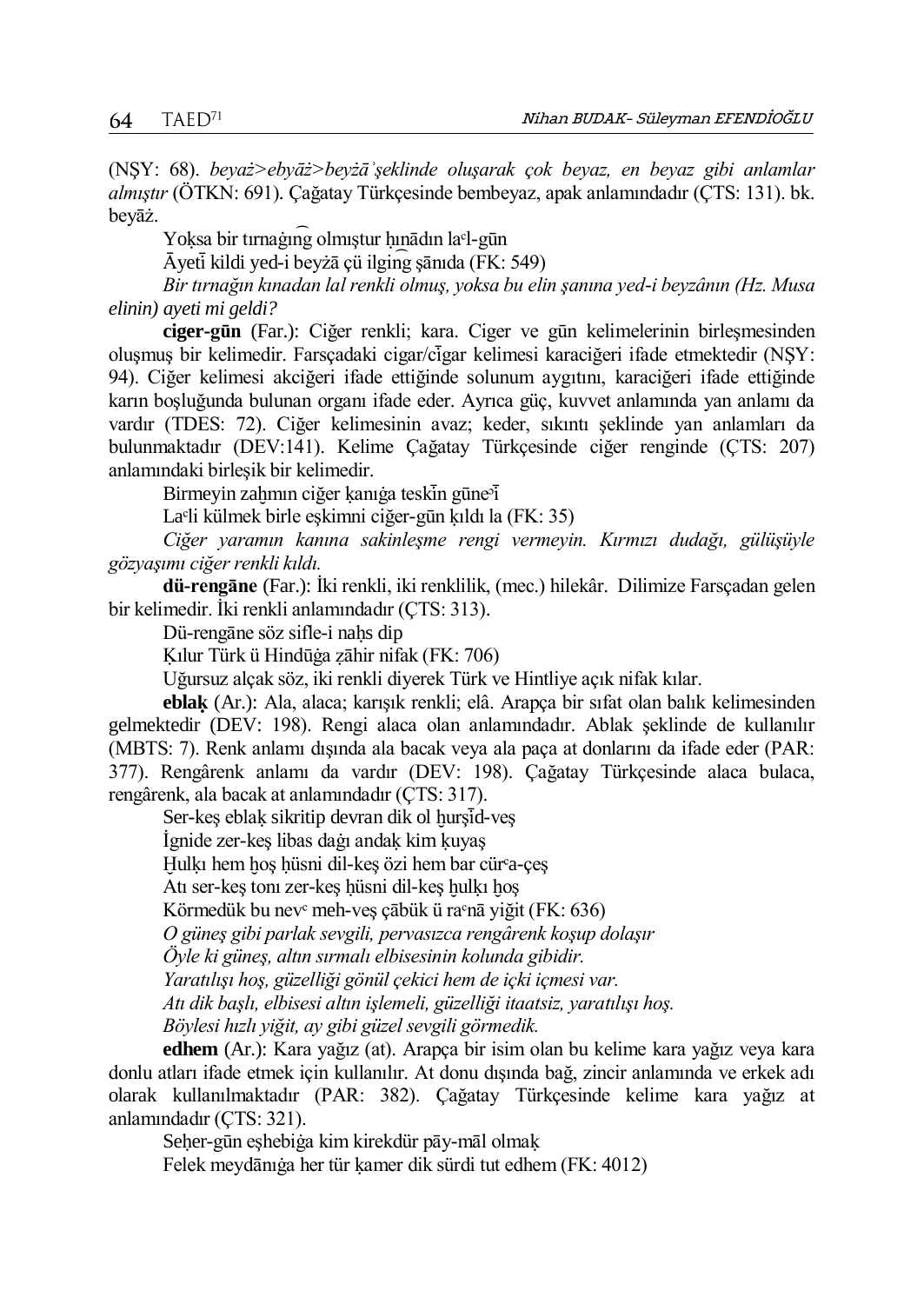(NŞY: 68). *beyaż>ebyāż>beyżāʾşeklinde oluşarak çok beyaz, en beyaz gibi anlamlar almıştır* (ÖTKN: 691). Çağatay Türkçesinde bembeyaz, apak anlamındadır (ÇTS: 131). bk. beyāż.

Yoḳsa bir tırnaġıṉg olmıştur ḥınādın laʿl-gūn
Āyetī kildi yed-i beyżā çü ilgiṉg şānıda (FK: 549)
*Bir tırnağın kınadan lal renkli olmuş, yoksa bu elin şanına yed-i beyzânın (Hz. Musa elinin) ayeti mi geldi?*

**ciger-gūn** (Far.): Ciğer renkli; kara. Ciger ve gūn kelimelerinin birleşmesinden oluşmuş bir kelimedir. Farsçadaki cigar/cīgar kelimesi karaciğeri ifade etmektedir (NŞY: 94). Ciğer kelimesi akciğeri ifade ettiğinde solunum aygıtını, karaciğeri ifade ettiğinde karın boşluğunda bulunan organı ifade eder. Ayrıca güç, kuvvet anlamında yan anlamı da vardır (TDES: 72). Ciğer kelimesinin avaz; keder, sıkıntı şeklinde yan anlamları da bulunmaktadır (DEV:141). Kelime Çağatay Türkçesinde ciğer renginde (ÇTS: 207) anlamındaki birleşik bir kelimedir.

Birmeyin zaḫmın ciğer ḳanıġa teskīn güneʾī
Laʿli külmek birle eşkimni ciğer-gūn ḳıldı la (FK: 35)
*Ciğer yaramın kanına sakinleşme rengi vermeyin. Kırmızı dudağı, gülüşüyle gözyaşımı ciğer renkli kıldı.*

**dü-rengāne** (Far.): İki renkli, iki renklilik, (mec.) hilekâr. Dilimize Farsçadan gelen bir kelimedir. İki renkli anlamındadır (ÇTS: 313).

Dü-rengāne söz sifle-i naḥs dip
Ḳılur Türk ü Hindūġa ẓāhir nifak (FK: 706)
Uğursuz alçak söz, iki renkli diyerek Türk ve Hintliye açık nifak kılar.

**eblaḳ** (Ar.): Ala, alaca; karışık renkli; elâ. Arapça bir sıfat olan balık kelimesinden gelmektedir (DEV: 198). Rengi alaca olan anlamındadır. Ablak şeklinde de kullanılır (MBTS: 7). Renk anlamı dışında ala bacak veya ala paça at donlarını da ifade eder (PAR: 377). Rengârenk anlamı da vardır (DEV: 198). Çağatay Türkçesinde alaca bulaca, rengârenk, ala bacak at anlamındadır (ÇTS: 317).

Ser-keş eblaḳ sikritip devran dik ol ḫurşīd-veş
İgnide zer-keş libas daġı andaḳ kim ḳuyaş
Ḫulḳı hem ḫoş ḥüsni dil-keş özi hem bar cürʿa-çeş
Atı ser-keş tonı zer-keş ḥüsni dil-keş ḫulḳı ḫoş
Körmedük bu nevʿ meh-veş çābük ü raʿnā yiğit (FK: 636)
*O güneş gibi parlak sevgili, pervasızca rengârenk koşup dolaşır*
*Öyle ki güneş, altın sırmalı elbisesinin kolunda gibidir.*
*Yaratılışı hoş, güzelliği gönül çekici hem de içki içmesi var.*
*Atı dik başlı, elbisesi altın işlemeli, güzelliği itaatsiz, yaratılışı hoş.*
*Böylesi hızlı yiğit, ay gibi güzel sevgili görmedik.*

**edhem** (Ar.): Kara yağız (at). Arapça bir isim olan bu kelime kara yağız veya kara donlu atları ifade etmek için kullanılır. At donu dışında bağ, zincir anlamında ve erkek adı olarak kullanılmaktadır (PAR: 382). Çağatay Türkçesinde kelime kara yağız at anlamındadır (ÇTS: 321).

Seḥer-gūn eşhebiġa kim kirekdür pāy-māl olmaḳ
Felek meydānıġa her tür ḳamer dik sürdi tut edhem (FK: 4012)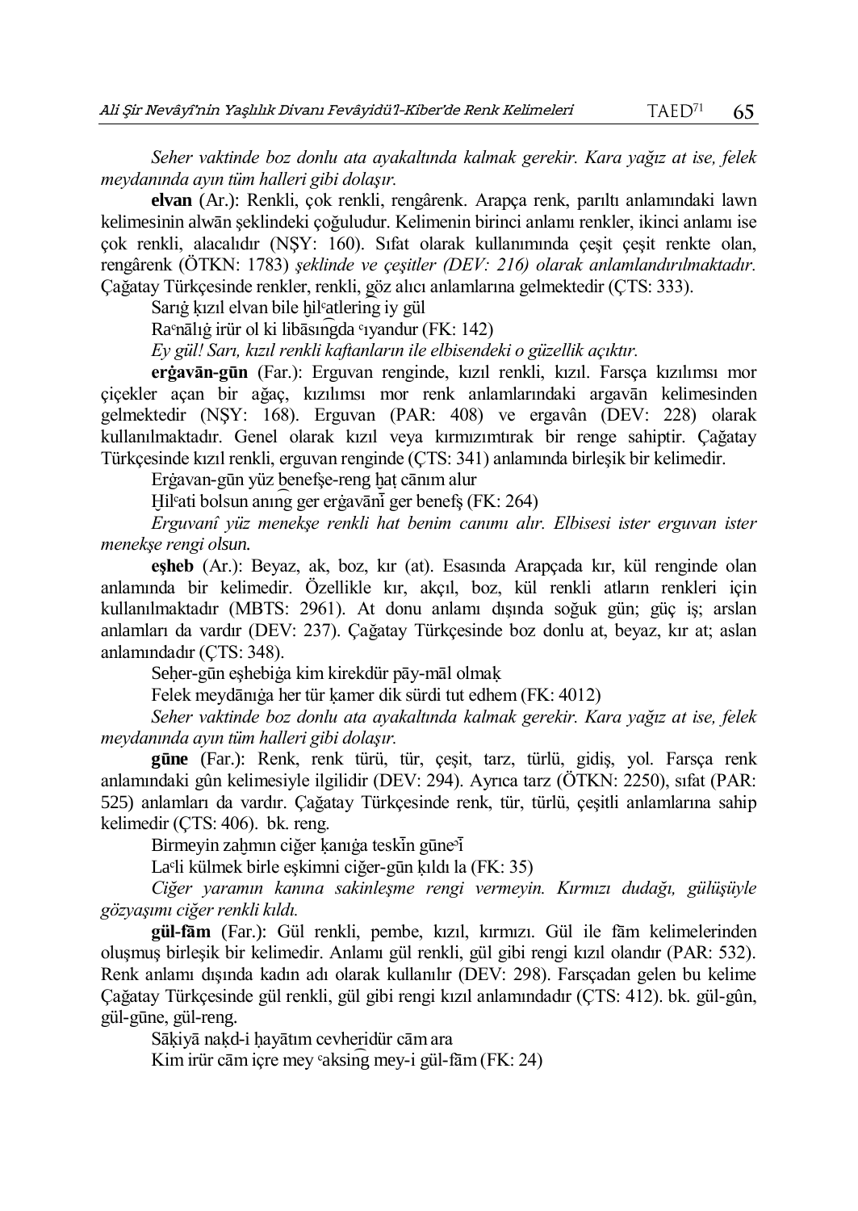*Seher vaktinde boz donlu ata ayakaltında kalmak gerekir. Kara yağız at ise, felek meydanında ayın tüm halleri gibi dolaşır.*

**elvan** (Ar.): Renkli, çok renkli, rengârenk. Arapça renk, parıltı anlamındaki lawn kelimesinin alwān şeklindeki çoğuludur. Kelimenin birinci anlamı renkler, ikinci anlamı ise çok renkli, alacalıdır (NŞY: 160). Sıfat olarak kullanımında çeşit çeşit renkte olan, rengârenk (ÖTKN: 1783) *şeklinde ve çeşitler (DEV: 216) olarak anlamlandırılmaktadır.* Çağatay Türkçesinde renkler, renkli, göz alıcı anlamlarına gelmektedir (ÇTS: 333).

Sarıġ ḳızıl elvan bile ḫilᶜatlering iy gül

Raᶜnālıġ irür ol ki libāsıngda ᶜıyandur (FK: 142)

*Ey gül! Sarı, kızıl renkli kaftanların ile elbisendeki o güzellik açıktır.*

**erġavān-gūn** (Far.): Erguvan renginde, kızıl renkli, kızıl. Farsça kızılımsı mor çiçekler açan bir ağaç, kızılımsı mor renk anlamlarındaki argavān kelimesinden gelmektedir (NŞY: 168). Erguvan (PAR: 408) ve ergavân (DEV: 228) olarak kullanılmaktadır. Genel olarak kızıl veya kırmızımtırak bir renge sahiptir. Çağatay Türkçesinde kızıl renkli, erguvan renginde (ÇTS: 341) anlamında birleşik bir kelimedir.

Erġavan-gūn yüz benefşe-reng ḫaṭ cānım alur

Ḫilᶜati bolsun anıng ger erġavānī ger benefş (FK: 264)

*Erguvanî yüz menekşe renkli hat benim canımı alır. Elbisesi ister erguvan ister menekşe rengi olsun.*

**eşheb** (Ar.): Beyaz, ak, boz, kır (at). Esasında Arapçada kır, kül renginde olan anlamında bir kelimedir. Özellikle kır, akçıl, boz, kül renkli atların renkleri için kullanılmaktadır (MBTS: 2961). At donu anlamı dışında soğuk gün; güç iş; arslan anlamları da vardır (DEV: 237). Çağatay Türkçesinde boz donlu at, beyaz, kır at; aslan anlamındadır (ÇTS: 348).

Seḥer-gūn eşhebiġa kim kirekdür pāy-māl olmaḳ

Felek meydānıġa her tür ḳamer dik sürdi tut edhem (FK: 4012)

*Seher vaktinde boz donlu ata ayakaltında kalmak gerekir. Kara yağız at ise, felek meydanında ayın tüm halleri gibi dolaşır.*

**gūne** (Far.): Renk, renk türü, tür, çeşit, tarz, türlü, gidiş, yol. Farsça renk anlamındaki gûn kelimesiyle ilgilidir (DEV: 294). Ayrıca tarz (ÖTKN: 2250), sıfat (PAR: 525) anlamları da vardır. Çağatay Türkçesinde renk, tür, türlü, çeşitli anlamlarına sahip kelimedir (ÇTS: 406). bk. reng.

Birmeyin zaḫmın ciğer ḳanıġa teskīn gūneˀī

Laᶜli külmek birle eşkimni ciğer-gūn ḳıldı la (FK: 35)

*Ciğer yaramın kanına sakinleşme rengi vermeyin. Kırmızı dudağı, gülüşüyle gözyaşımı ciğer renkli kıldı.*

**gül-fām** (Far.): Gül renkli, pembe, kızıl, kırmızı. Gül ile fām kelimelerinden oluşmuş birleşik bir kelimedir. Anlamı gül renkli, gül gibi rengi kızıl olandır (PAR: 532). Renk anlamı dışında kadın adı olarak kullanılır (DEV: 298). Farsçadan gelen bu kelime Çağatay Türkçesinde gül renkli, gül gibi rengi kızıl anlamındadır (ÇTS: 412). bk. gül-gûn, gül-gūne, gül-reng.

Sāḳiyā naḳd-i ḥayātım cevheridür cām ara

Kim irür cām içre mey ᶜaksing mey-i gül-fām (FK: 24)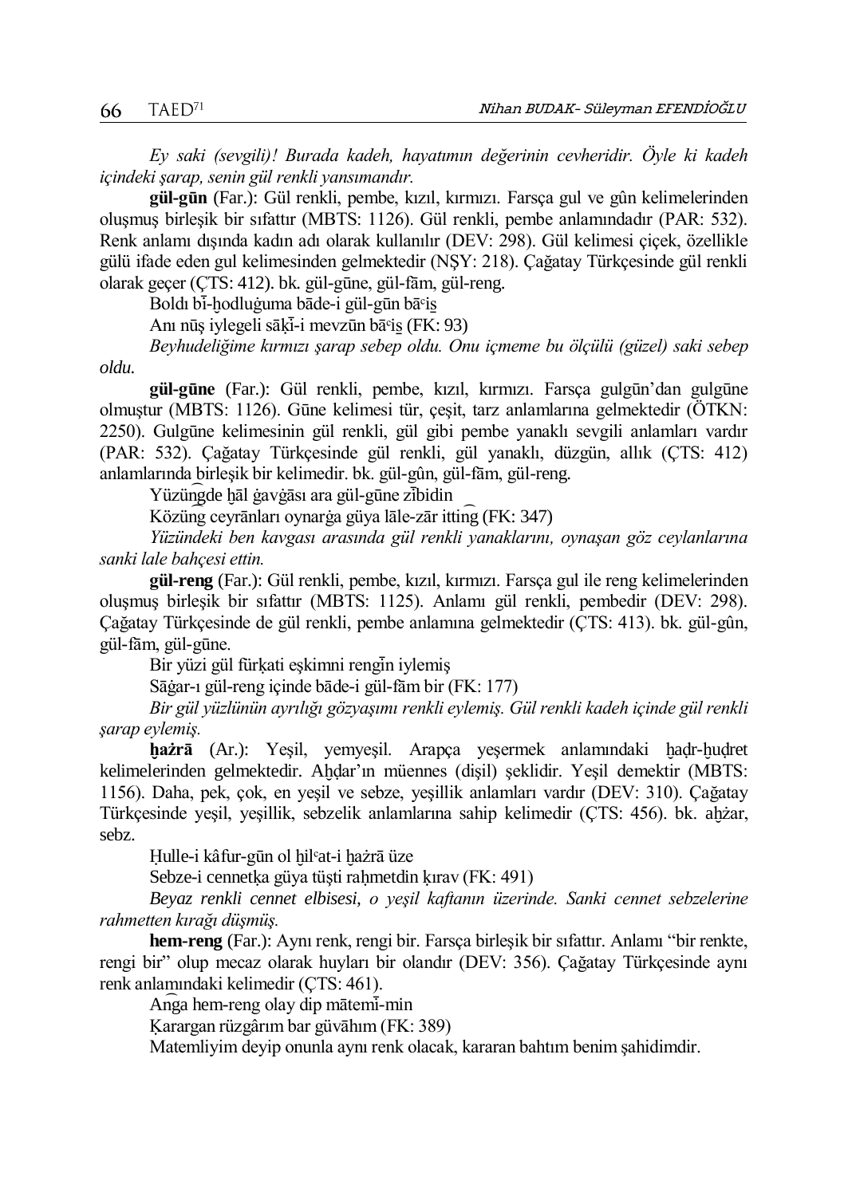*Ey saki (sevgili)! Burada kadeh, hayatımın değerinin cevheridir. Öyle ki kadeh içindeki şarap, senin gül renkli yansımandır.*

**gül-gūn** (Far.): Gül renkli, pembe, kızıl, kırmızı. Farsça gul ve gûn kelimelerinden oluşmuş birleşik bir sıfattır (MBTS: 1126). Gül renkli, pembe anlamındadır (PAR: 532). Renk anlamı dışında kadın adı olarak kullanılır (DEV: 298). Gül kelimesi çiçek, özellikle gülü ifade eden gul kelimesinden gelmektedir (NŞY: 218). Çağatay Türkçesinde gül renkli olarak geçer (ÇTS: 412). bk. gül-gūne, gül-fām, gül-reng.

Boldı bī-ẖodluġuma bāde-i gül-gūn bāʿis̱

Anı nūş iylegeli sāḳī-i mevzūn bāʿis̱ (FK: 93)

*Beyhudeliğime kırmızı şarap sebep oldu. Onu içmeme bu ölçülü (güzel) saki sebep oldu.*

**gül-gūne** (Far.): Gül renkli, pembe, kızıl, kırmızı. Farsça gulgūn'dan gulgūne olmuştur (MBTS: 1126). Gūne kelimesi tür, çeşit, tarz anlamlarına gelmektedir (ÖTKN: 2250). Gulgūne kelimesinin gül renkli, gül gibi pembe yanaklı sevgili anlamları vardır (PAR: 532). Çağatay Türkçesinde gül renkli, gül yanaklı, düzgün, allık (ÇTS: 412) anlamlarında birleşik bir kelimedir. bk. gül-gûn, gül-fām, gül-reng.

Yüzüng͡de ḫāl ġavġāsı ara gül-gūne zībidin

Közüng͡ ceyrānları oynarġa güya lāle-zār itting͡ (FK: 347)

*Yüzündeki ben kavgası arasında gül renkli yanaklarını, oynaşan göz ceylanlarına sanki lale bahçesi ettin.*

**gül-reng** (Far.): Gül renkli, pembe, kızıl, kırmızı. Farsça gul ile reng kelimelerinden oluşmuş birleşik bir sıfattır (MBTS: 1125). Anlamı gül renkli, pembedir (DEV: 298). Çağatay Türkçesinde de gül renkli, pembe anlamına gelmektedir (ÇTS: 413). bk. gül-gûn, gül-fām, gül-gūne.

Bir yüzi gül fürḳati eşkimni rengīn iylemiş

Sāġar-ı gül-reng içinde bāde-i gül-fām bir (FK: 177)

*Bir gül yüzlünün ayrılığı gözyaşımı renkli eylemiş. Gül renkli kadeh içinde gül renkli şarap eylemiş.*

**ẖażrā** (Ar.): Yeşil, yemyeşil. Arapça yeşermek anlamındaki ẖaḍr-ẖuḍret kelimelerinden gelmektedir. Aẖḍar'ın müennes (dişil) şeklidir. Yeşil demektir (MBTS: 1156). Daha, pek, çok, en yeşil ve sebze, yeşillik anlamları vardır (DEV: 310). Çağatay Türkçesinde yeşil, yeşillik, sebzelik anlamlarına sahip kelimedir (ÇTS: 456). bk. aẖżar, sebz.

Ḥulle-i kâfur-gūn ol ẖilʿat-i ẖażrā üze

Sebze-i cennetḳa güya tüşti raḥmetdin ḳırav (FK: 491)

*Beyaz renkli cennet elbisesi, o yeşil kaftanın üzerinde. Sanki cennet sebzelerine rahmetten kırağı düşmüş.*

**hem-reng** (Far.): Aynı renk, rengi bir. Farsça birleşik bir sıfattır. Anlamı "bir renkte, rengi bir" olup mecaz olarak huyları bir olandır (DEV: 356). Çağatay Türkçesinde aynı renk anlamındaki kelimedir (ÇTS: 461).

An͡ga hem-reng olay dip mātemī-min

Ḳarargan rüzgârım bar güvāhım (FK: 389)

Matemliyim deyip onunla aynı renk olacak, kararan bahtım benim şahidimdir.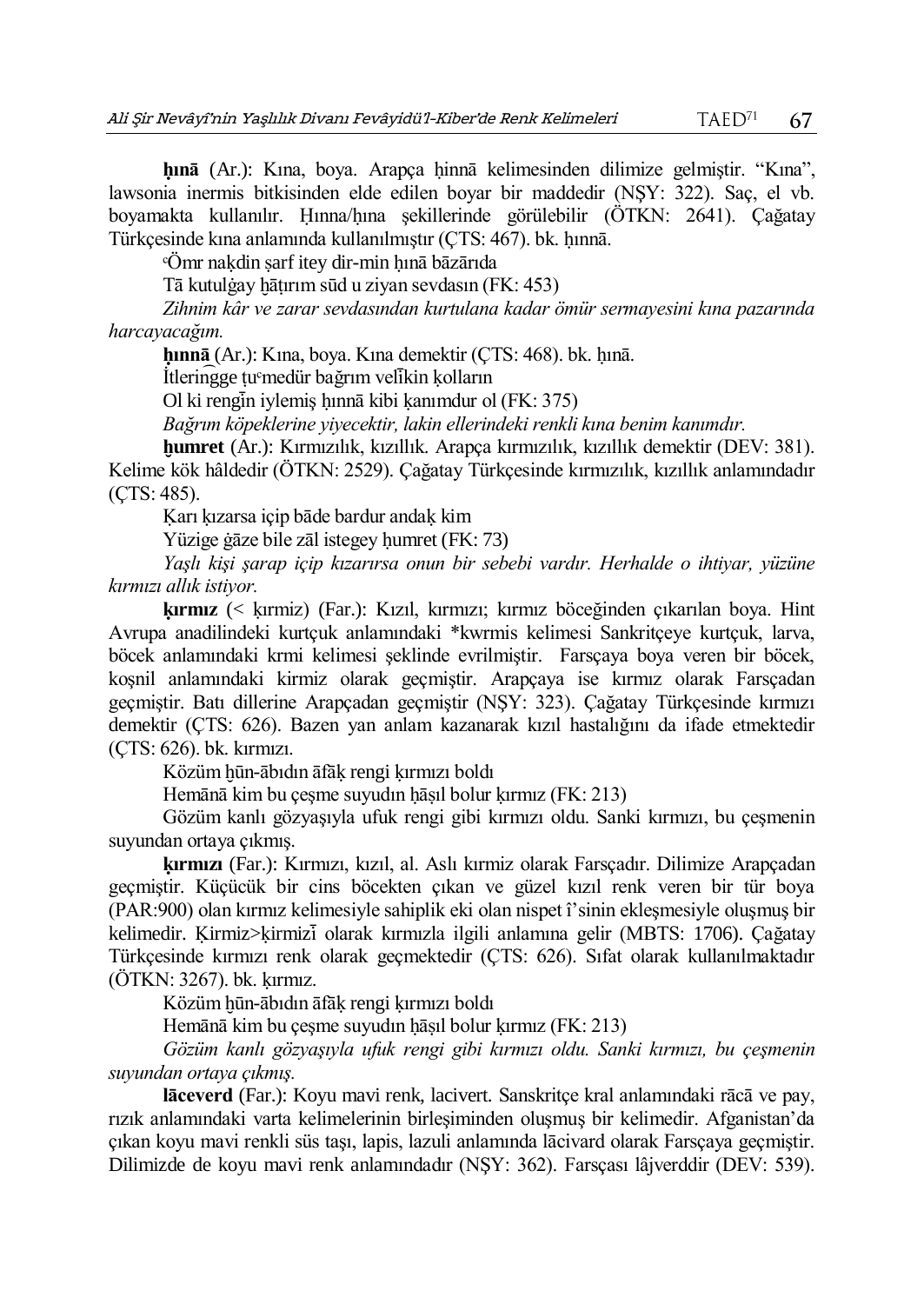**ḥınā** (Ar.): Kına, boya. Arapça ḥinnā kelimesinden dilimize gelmiştir. "Kına", lawsonia inermis bitkisinden elde edilen boyar bir maddedir (NŞY: 322). Saç, el vb. boyamakta kullanılır. Ḥınna/ḥına şekillerinde görülebilir (ÖTKN: 2641). Çağatay Türkçesinde kına anlamında kullanılmıştır (ÇTS: 467). bk. ḥınnā.

ʿÖmr naḳdin ṣarf itey dir-min ḥınā bāzārıda

Tā kutulġay ḫāṭırım sūd u ziyan sevdasın (FK: 453)

*Zihnim kâr ve zarar sevdasından kurtulana kadar ömür sermayesini kına pazarında harcayacağım.*

**ḥınnā** (Ar.): Kına, boya. Kına demektir (ÇTS: 468). bk. ḥınā.

İtleringge ṭuʿmedür bağrım velīkin ḳolların

Ol ki rengīn iylemiş ḥınnā kibi ḳanımdur ol (FK: 375)

*Bağrım köpeklerine yiyecektir, lakin ellerindeki renkli kına benim kanımdır.*

**ḥumret** (Ar.): Kırmızılık, kızıllık. Arapça kırmızılık, kızıllık demektir (DEV: 381). Kelime kök hâldedir (ÖTKN: 2529). Çağatay Türkçesinde kırmızılık, kızıllık anlamındadır (ÇTS: 485).

Ḳarı ḳızarsa içip bāde bardur andaḳ kim

Yüzige ġāze bile zāl istegey ḥumret (FK: 73)

*Yaşlı kişi şarap içip kızarırsa onun bir sebebi vardır. Herhalde o ihtiyar, yüzüne kırmızı allık istiyor.*

**ḳırmız** (< ḳırmiz) (Far.): Kızıl, kırmızı; kırmız böceğinden çıkarılan boya. Hint Avrupa anadilindeki kurtçuk anlamındaki *kwrmis kelimesi Sankritçeye kurtçuk, larva, böcek anlamındaki krmi kelimesi şeklinde evrilmiştir. Farsçaya boya veren bir böcek, koşnil anlamındaki kirmiz olarak geçmiştir. Arapçaya ise kırmız olarak Farsçadan geçmiştir. Batı dillerine Arapçadan geçmiştir (NŞY: 323). Çağatay Türkçesinde kırmızı demektir (ÇTS: 626). Bazen yan anlam kazanarak kızıl hastalığını da ifade etmektedir (ÇTS: 626). bk. kırmızı.

Közüm ḫūn-ābıdın āfāḳ rengi ḳırmızı boldı

Hemānā kim bu çeşme suyudın ḥāṣıl bolur ḳırmız (FK: 213)

Gözüm kanlı gözyaşıyla ufuk rengi gibi kırmızı oldu. Sanki kırmızı, bu çeşmenin suyundan ortaya çıkmış.

**ḳırmızı** (Far.): Kırmızı, kızıl, al. Aslı kırmiz olarak Farsçadır. Dilimize Arapçadan geçmiştir. Küçücük bir cins böcekten çıkan ve güzel kızıl renk veren bir tür boya (PAR:900) olan kırmız kelimesiyle sahiplik eki olan nispet î'sinin ekleşmesiyle oluşmuş bir kelimedir. Ḳirmiz>ḳirmizī olarak kırmızla ilgili anlamına gelir (MBTS: 1706). Çağatay Türkçesinde kırmızı renk olarak geçmektedir (ÇTS: 626). Sıfat olarak kullanılmaktadır (ÖTKN: 3267). bk. ḳırmız.

Közüm ḫūn-ābıdın āfāḳ rengi ḳırmızı boldı

Hemānā kim bu çeşme suyudın ḥāṣıl bolur ḳırmız (FK: 213)

*Gözüm kanlı gözyaşıyla ufuk rengi gibi kırmızı oldu. Sanki kırmızı, bu çeşmenin suyundan ortaya çıkmış.*

**lāceverd** (Far.): Koyu mavi renk, lacivert. Sanskritçe kral anlamındaki rācā ve pay, rızık anlamındaki varta kelimelerinin birleşiminden oluşmuş bir kelimedir. Afganistan'da çıkan koyu mavi renkli süs taşı, lapis, lazuli anlamında lācivard olarak Farsçaya geçmiştir. Dilimizde de koyu mavi renk anlamındadır (NŞY: 362). Farsçası lâjverddir (DEV: 539).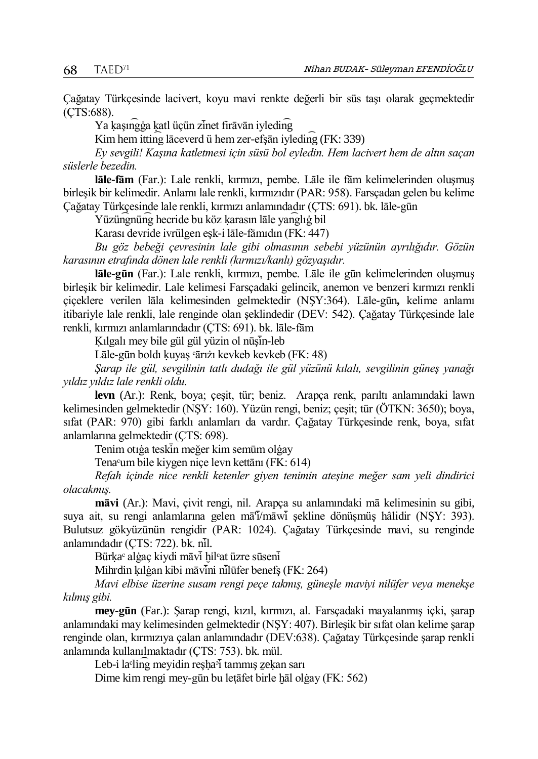Çağatay Türkçesinde lacivert, koyu mavi renkte değerli bir süs taşı olarak geçmektedir (ÇTS:688).

Ya ḳaşıng͡ġa ḳatl üçün zīnet firāvān iyleding͡

Kim hem itting͡ lāceverd ü hem zer-efşān iyleding͡ (FK: 339)

*Ey sevgili! Kaşına katletmesi için süsü bol eyledin. Hem lacivert hem de altın saçan süslerle bezedin.*

**lāle-fām** (Far.): Lale renkli, kırmızı, pembe. Lāle ile fām kelimelerinden oluşmuş birleşik bir kelimedir. Anlamı lale renkli, kırmızıdır (PAR: 958). Farsçadan gelen bu kelime Çağatay Türkçesinde lale renkli, kırmızı anlamındadır (ÇTS: 691). bk. lāle-gūn

Yüzüng͡nüng͡ hecride bu köz ḳarasın lāle yang͡lıġ bil

Karası devride ivrülgen eşk-i lāle-fāmıdın (FK: 447)

*Bu göz bebeği çevresinin lale gibi olmasının sebebi yüzünün ayrılığıdır. Gözün karasının etrafında dönen lale renkli (kırmızı/kanlı) gözyaşıdır.*

**lāle-gūn** (Far.): Lale renkli, kırmızı, pembe. Lāle ile gūn kelimelerinden oluşmuş birleşik bir kelimedir. Lale kelimesi Farsçadaki gelincik, anemon ve benzeri kırmızı renkli çiçeklere verilen lāla kelimesinden gelmektedir (NŞY:364). Lāle-gūn**,** kelime anlamı itibariyle lale renkli, lale renginde olan şeklindedir (DEV: 542). Çağatay Türkçesinde lale renkli, kırmızı anlamlarındadır (ÇTS: 691). bk. lāle-fām

Ḳılgalı mey bile gül gül yüzin ol nūşīn-leb

Lāle-gūn boldı ḳuyaş ᶜārıżı kevkeb kevkeb (FK: 48)

*Şarap ile gül, sevgilinin tatlı dudağı ile gül yüzünü kılalı, sevgilinin güneş yanağı yıldız yıldız lale renkli oldu.*

**levn** (Ar.): Renk, boya; çeşit, tür; beniz. Arapça renk, parıltı anlamındaki lawn kelimesinden gelmektedir (NŞY: 160). Yüzün rengi, beniz; çeşit; tür (ÖTKN: 3650); boya, sıfat (PAR: 970) gibi farklı anlamları da vardır. Çağatay Türkçesinde renk, boya, sıfat anlamlarına gelmektedir (ÇTS: 698).

Tenim otıġa teskīn meğer kim semūm olġay

Tenaᶜum bile kiygen niçe levn kettānı (FK: 614)

*Refah içinde nice renkli ketenler giyen tenimin ateşine meğer sam yeli dindirici olacakmış.*

**māvi** (Ar.): Mavi, çivit rengi, nil. Arapça su anlamındaki mā kelimesinin su gibi, suya ait, su rengi anlamlarına gelen māʾī/māwī şekline dönüşmüş hâlidir (NŞY: 393). Bulutsuz gökyüzünün rengidir (PAR: 1024). Çağatay Türkçesinde mavi, su renginde anlamındadır (ÇTS: 722). bk. nīl.

Bürḳaᶜ alġaç kiydi māvī ḫilᶜat üzre sūsenī

Mihrdin ḳılġan kibi māvīni nīlūfer benefş (FK: 264)

*Mavi elbise üzerine susam rengi peçe takmış, güneşle maviyi nilüfer veya menekşe kılmış gibi.*

**mey-gūn** (Far.): Şarap rengi, kızıl, kırmızı, al. Farsçadaki mayalanmış içki, şarap anlamındaki may kelimesinden gelmektedir (NŞY: 407). Birleşik bir sıfat olan kelime şarap renginde olan, kırmızıya çalan anlamındadır (DEV:638). Çağatay Türkçesinde şarap renkli anlamında kullanılmaktadır (ÇTS: 753). bk. mül.

Leb-i laᶜling͡ meyidin reşḥaʾī tammış ẕeḳan sarı

Dime kim rengi mey-gūn bu leṭāfet birle ḫāl olġay (FK: 562)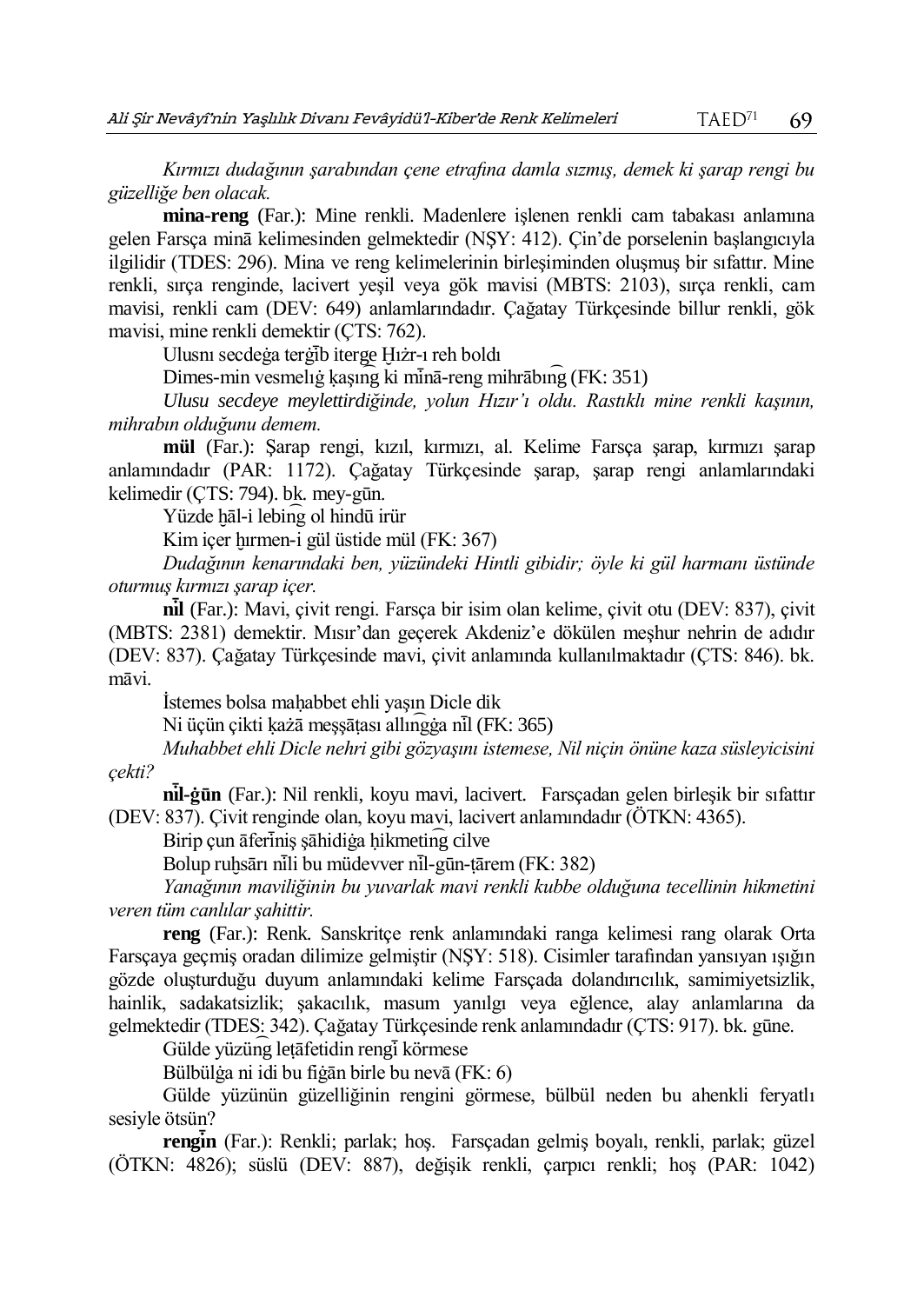*Kırmızı dudağının şarabından çene etrafina damla sızmış, demek ki şarap rengi bu güzelliğe ben olacak.*

**mina-reng** (Far.): Mine renkli. Madenlere işlenen renkli cam tabakası anlamına gelen Farsça minā kelimesinden gelmektedir (NŞY: 412). Çin'de porselenin başlangıcıyla ilgilidir (TDES: 296). Mina ve reng kelimelerinin birleşiminden oluşmuş bir sıfattır. Mine renkli, sırça renginde, lacivert yeşil veya gök mavisi (MBTS: 2103), sırça renkli, cam mavisi, renkli cam (DEV: 649) anlamlarındadır. Çağatay Türkçesinde billur renkli, gök mavisi, mine renkli demektir (ÇTS: 762).

Ulusnı secdeġa terġīb iterge Ḫıżr-ı reh boldı

Dimes-min vesmelıġ ḳaşıng ki mīnā-reng mihrābıng (FK: 351)

*Ulusu secdeye meylettirdiğinde, yolun Hızır'ı oldu. Rastıklı mine renkli kaşının, mihrabın olduğunu demem.*

**mül** (Far.): Şarap rengi, kızıl, kırmızı, al. Kelime Farsça şarap, kırmızı şarap anlamındadır (PAR: 1172). Çağatay Türkçesinde şarap, şarap rengi anlamlarındaki kelimedir (ÇTS: 794). bk. mey-gūn.

Yüzde ḫāl-i lebing ol hindū irür

Kim içer ḫırmen-i gül üstide mül (FK: 367)

*Dudağının kenarındaki ben, yüzündeki Hintli gibidir; öyle ki gül harmanı üstünde oturmuş kırmızı şarap içer.*

**nīl** (Far.): Mavi, çivit rengi. Farsça bir isim olan kelime, çivit otu (DEV: 837), çivit (MBTS: 2381) demektir. Mısır'dan geçerek Akdeniz'e dökülen meşhur nehrin de adıdır (DEV: 837). Çağatay Türkçesinde mavi, çivit anlamında kullanılmaktadır (ÇTS: 846). bk. māvi.

İstemes bolsa maḥabbet ehli yaşın Dicle dik

Ni üçün çikti ḳażā meşşāṭası allıngġa nīl (FK: 365)

*Muhabbet ehli Dicle nehri gibi gözyaşını istemese, Nil niçin önüne kaza süsleyicisini çekti?*

**nīl-ġūn** (Far.): Nil renkli, koyu mavi, lacivert. Farsçadan gelen birleşik bir sıfattır (DEV: 837). Çivit renginde olan, koyu mavi, lacivert anlamındadır (ÖTKN: 4365).

Birip çun āferīniş şāhidiġa ḥikmeting cilve

Bolup ruḫsārı nīli bu müdevver nīl-gūn-ṭārem (FK: 382)

*Yanağının maviliğinin bu yuvarlak mavi renkli kubbe olduğuna tecellinin hikmetini veren tüm canlılar şahittir.*

**reng** (Far.): Renk. Sanskritçe renk anlamındaki ranga kelimesi rang olarak Orta Farsçaya geçmiş oradan dilimize gelmiştir (NŞY: 518). Cisimler tarafından yansıyan ışığın gözde oluşturduğu duyum anlamındaki kelime Farsçada dolandırıcılık, samimiyetsizlik, hainlik, sadakatsizlik; şakacılık, masum yanılgı veya eğlence, alay anlamlarına da gelmektedir (TDES: 342). Çağatay Türkçesinde renk anlamındadır (ÇTS: 917). bk. güne.

Gülde yüzüng leṭāfetidin rengī körmese

Bülbülġa ni idi bu fiġān birle bu nevā (FK: 6)

Gülde yüzünün güzelliğinin rengini görmese, bülbül neden bu ahenkli feryatlı sesiyle ötsün?

**rengīn** (Far.): Renkli; parlak; hoş. Farsçadan gelmiş boyalı, renkli, parlak; güzel (ÖTKN: 4826); süslü (DEV: 887), değişik renkli, çarpıcı renkli; hoş (PAR: 1042)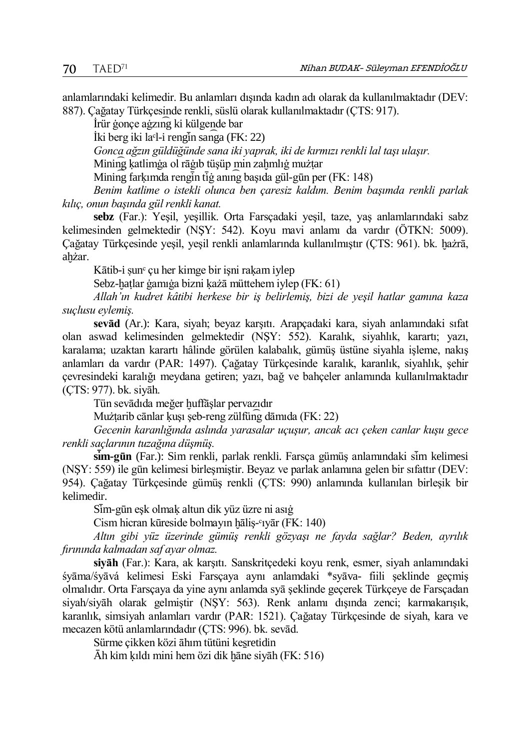anlamlarındaki kelimedir. Bu anlamları dışında kadın adı olarak da kullanılmaktadır (DEV: 887). Çağatay Türkçesinde renkli, süslü olarak kullanılmaktadır (ÇTS: 917).

İrür ġonçe aġzıng ki külgende bar
İki berg iki laᶜl-i rengīn sanga (FK: 22)
*Gonca ağzın güldüğünde sana iki yaprak, iki de kırmızı renkli lal taşı ulaşır.*

Mining ḳatlimġa ol rāġıb tüşüp min zaḫmlıġ mużṭar
Mining farḳımda rengīn tīġ anıng başıda gül-gūn per (FK: 148)
*Benim katlime o istekli olunca ben çaresiz kaldım. Benim başımda renkli parlak kılıç, onun başında gül renkli kanat.*

**sebz** (Far.): Yeşil, yeşillik. Orta Farsçadaki yeşil, taze, yaş anlamlarındaki sabz kelimesinden gelmektedir (NŞY: 542). Koyu mavi anlamı da vardır (ÖTKN: 5009). Çağatay Türkçesinde yeşil, yeşil renkli anlamlarında kullanılmıştır (ÇTS: 961). bk. ḫażrā, aḫżar.

Kātib-i ṣunᶜ çu her kimge bir işni raḳam iylep
Sebz-ḫaṭlar ġamıġa bizni ḳażā müttehem iylep (FK: 61)
*Allah'ın kudret kâtibi herkese bir iş belirlemiş, bizi de yeşil hatlar gamına kaza suçlusu eylemiş.*

**sevād** (Ar.): Kara, siyah; beyaz karşıtı. Arapçadaki kara, siyah anlamındaki sıfat olan aswad kelimesinden gelmektedir (NŞY: 552). Karalık, siyahlık, karartı; yazı, karalama; uzaktan karartı hâlinde görülen kalabalık, gümüş üstüne siyahla işleme, nakış anlamları da vardır (PAR: 1497). Çağatay Türkçesinde karalık, karanlık, siyahlık, şehir çevresindeki karalığı meydana getiren; yazı, bağ ve bahçeler anlamında kullanılmaktadır (ÇTS: 977). bk. siyāh.

Tün sevādıda meğer ḫuffāşlar pervazıdır
Mużṭarib cānlar ḳuşı şeb-reng zülfüng dāmıda (FK: 22)
*Gecenin karanlığında aslında yarasalar uçuşur, ancak acı çeken canlar kuşu gece renkli saçlarının tuzağına düşmüş.*

**sīm-gūn** (Far.): Sim renkli, parlak renkli. Farsça gümüş anlamındaki sīm kelimesi (NŞY: 559) ile gūn kelimesi birleşmiştir. Beyaz ve parlak anlamına gelen bir sıfattır (DEV: 954). Çağatay Türkçesinde gümüş renkli (ÇTS: 990) anlamında kullanılan birleşik bir kelimedir.

Sīm-gūn eşk olmaḳ altun dik yüz üzre ni asıġ
Cism hicran küreside bolmayın ḫāliş-ᶜıyār (FK: 140)
*Altın gibi yüz üzerinde gümüş renkli gözyaşı ne fayda sağlar? Beden, ayrılık fırınında kalmadan saf ayar olmaz.*

**siyāh** (Far.): Kara, ak karşıtı. Sanskritçedeki koyu renk, esmer, siyah anlamındaki śyāma/śyāvá kelimesi Eski Farsçaya aynı anlamdaki *syāva- fiili şeklinde geçmiş olmalıdır. Orta Farsçaya da yine aynı anlamda syā şeklinde geçerek Türkçeye de Farsçadan siyah/siyāh olarak gelmiştir (NŞY: 563). Renk anlamı dışında zenci; karmakarışık, karanlık, simsiyah anlamları vardır (PAR: 1521). Çağatay Türkçesinde de siyah, kara ve mecazen kötü anlamlarındadır (ÇTS: 996). bk. sevād.

Sürme çikken közi āhım tütüni keṡretidin
Āh kim ḳıldı mini hem özi dik ḫāne siyāh (FK: 516)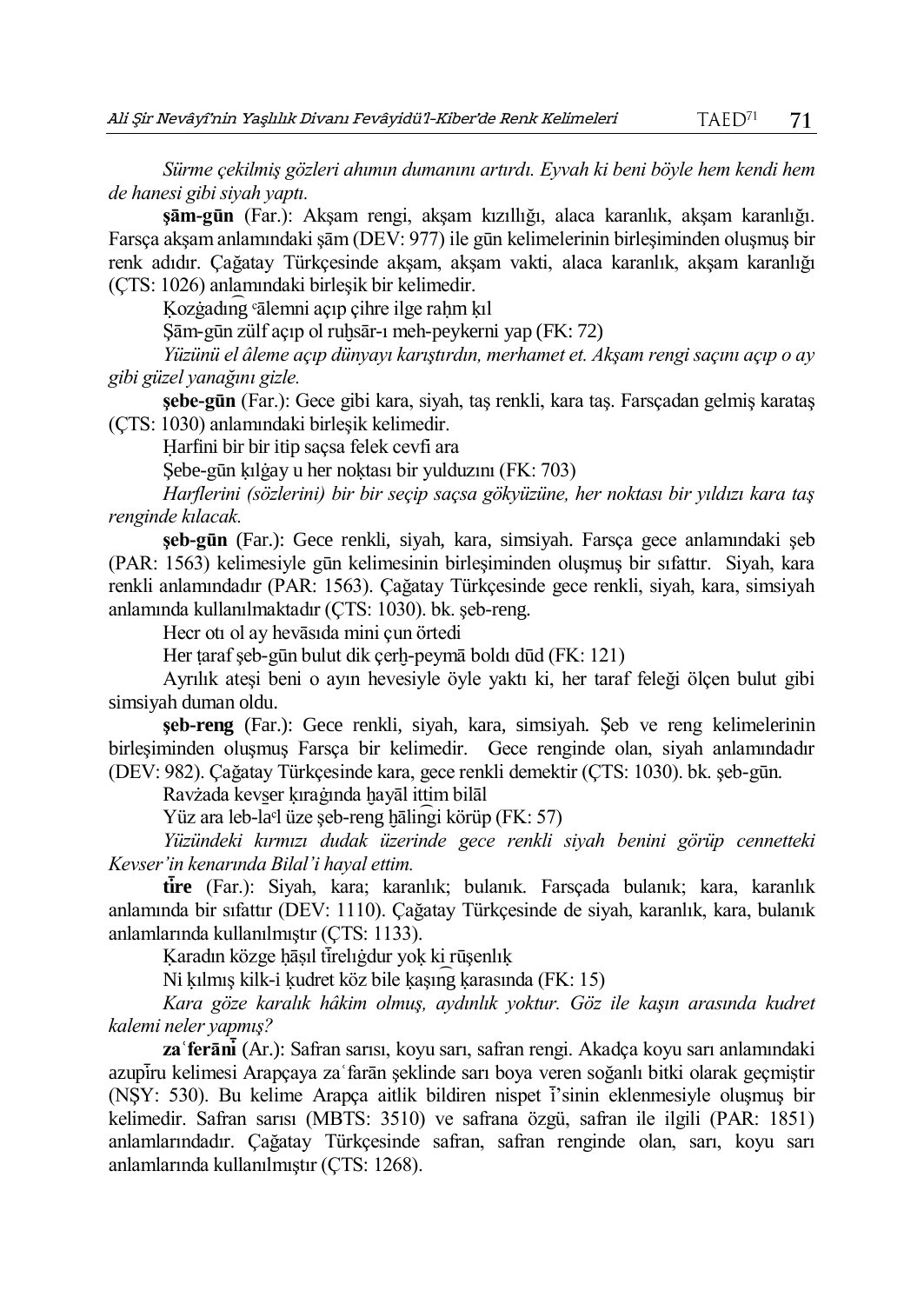*Sürme çekilmiş gözleri ahımın dumanını artırdı. Eyvah ki beni böyle hem kendi hem de hanesi gibi siyah yaptı.*

**şām-gūn** (Far.): Akşam rengi, akşam kızıllığı, alaca karanlık, akşam karanlığı. Farsça akşam anlamındaki şām (DEV: 977) ile gūn kelimelerinin birleşiminden oluşmuş bir renk adıdır. Çağatay Türkçesinde akşam, akşam vakti, alaca karanlık, akşam karanlığı (ÇTS: 1026) anlamındaki birleşik bir kelimedir.

Ḳozġadıng ͨālemni açıp çihre ilge raḥm ḳıl

Şām-gūn zülf açıp ol ruḫsār-ı meh-peykerni yap (FK: 72)

*Yüzünü el âleme açıp dünyayı karıştırdın, merhamet et. Akşam rengi saçını açıp o ay gibi güzel yanağını gizle.*

**şebe-gūn** (Far.): Gece gibi kara, siyah, taş renkli, kara taş. Farsçadan gelmiş karataş (ÇTS: 1030) anlamındaki birleşik kelimedir.

Ḥarfini bir bir itip saçsa felek cevfi ara

Şebe-gūn ḳılġay u her noḳtası bir yulduzını (FK: 703)

*Harflerini (sözlerini) bir bir seçip saçsa gökyüzüne, her noktası bir yıldızı kara taş renginde kılacak.*

**şeb-gūn** (Far.): Gece renkli, siyah, kara, simsiyah. Farsça gece anlamındaki şeb (PAR: 1563) kelimesiyle gūn kelimesinin birleşiminden oluşmuş bir sıfattır. Siyah, kara renkli anlamındadır (PAR: 1563). Çağatay Türkçesinde gece renkli, siyah, kara, simsiyah anlamında kullanılmaktadır (ÇTS: 1030). bk. şeb-reng.

Hecr otı ol ay hevāsıda mini çun örtedi

Her ṭaraf şeb-gūn bulut dik çerḫ-peymā boldı dūd (FK: 121)

Ayrılık ateşi beni o ayın hevesiyle öyle yaktı ki, her taraf feleği ölçen bulut gibi simsiyah duman oldu.

**şeb-reng** (Far.): Gece renkli, siyah, kara, simsiyah. Şeb ve reng kelimelerinin birleşiminden oluşmuş Farsça bir kelimedir. Gece renginde olan, siyah anlamındadır (DEV: 982). Çağatay Türkçesinde kara, gece renkli demektir (ÇTS: 1030). bk. şeb-gūn.

Ravżada kevs̱er ḳırağında ḫayāl ittim bilāl

Yüz ara leb-laͨl üze şeb-reng ḫāliṉgi körüp (FK: 57)

*Yüzündeki kırmızı dudak üzerinde gece renkli siyah benini görüp cennetteki Kevser'in kenarında Bilal'i hayal ettim.*

**tīre** (Far.): Siyah, kara; karanlık; bulanık. Farsçada bulanık; kara, karanlık anlamında bir sıfattır (DEV: 1110). Çağatay Türkçesinde de siyah, karanlık, kara, bulanık anlamlarında kullanılmıştır (ÇTS: 1133).

Ḳaradın közge ḥāṣıl tīrelıġdur yoḳ ki rūşenlıḳ

Ni ḳılmış kilk-i ḳudret köz bile ḳaşıng ḳarasında (FK: 15)

*Kara göze karalık hâkim olmuş, aydınlık yoktur. Göz ile kaşın arasında kudret kalemi neler yapmış?*

**zaʿferānī** (Ar.): Safran sarısı, koyu sarı, safran rengi. Akadça koyu sarı anlamındaki azupīru kelimesi Arapçaya zaʿfarān şeklinde sarı boya veren soğanlı bitki olarak geçmiştir (NŞY: 530). Bu kelime Arapça aitlik bildiren nispet ī'sinin eklenmesiyle oluşmuş bir kelimedir. Safran sarısı (MBTS: 3510) ve safrana özgü, safran ile ilgili (PAR: 1851) anlamlarındadır. Çağatay Türkçesinde safran, safran renginde olan, sarı, koyu sarı anlamlarında kullanılmıştır (ÇTS: 1268).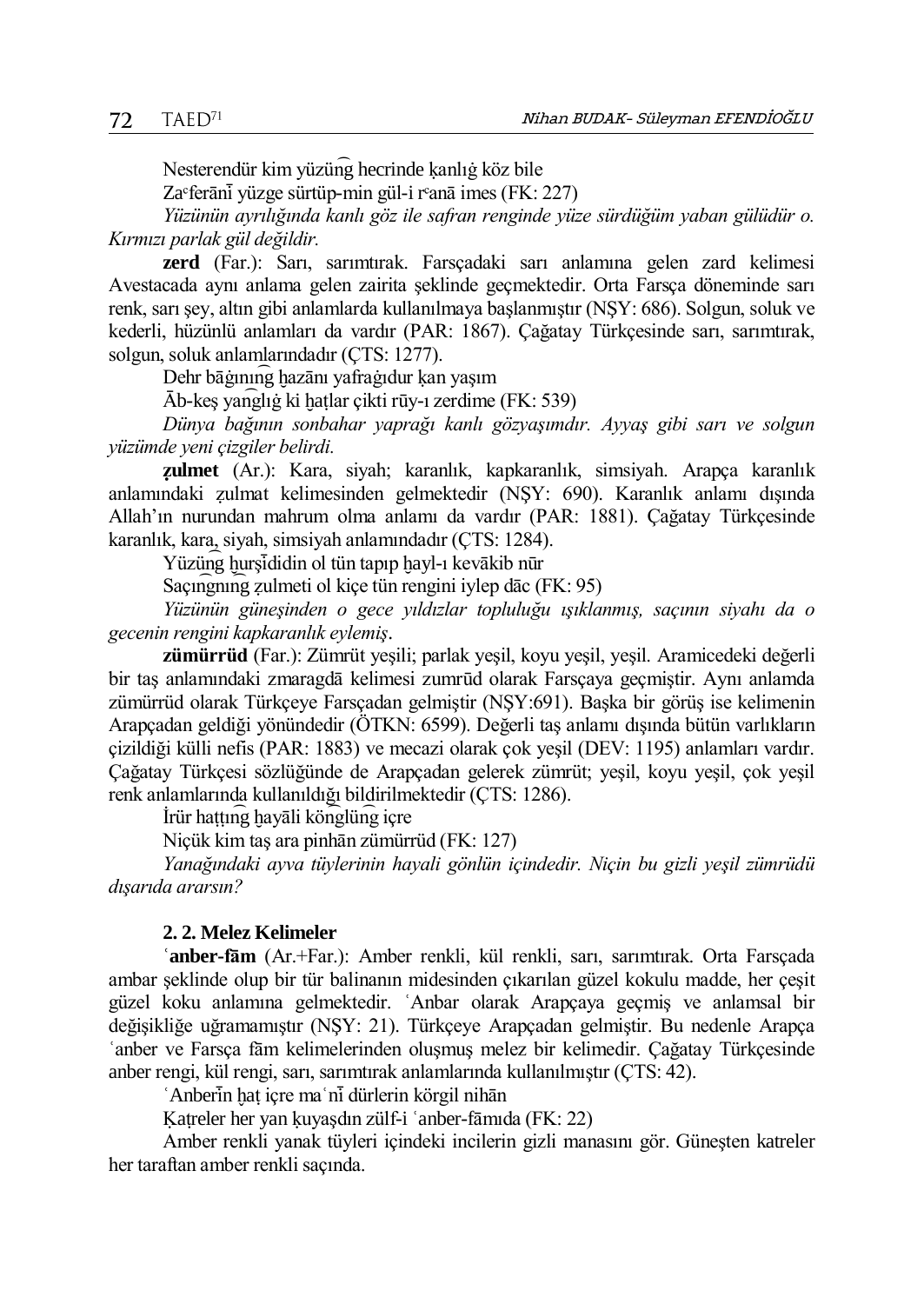Nesterendür kim yüzüŋ hecrinde ḳanlıġ köz bile

Zaᶜferānī yüzge sürtüp-min gül-i rᶜanā imes (FK: 227)

*Yüzünün ayrılığında kanlı göz ile safran renginde yüze sürdüğüm yaban gülüdür o. Kırmızı parlak gül değildir.*

**zerd** (Far.): Sarı, sarımtırak. Farsçadaki sarı anlamına gelen zard kelimesi Avestacada aynı anlama gelen zairita şeklinde geçmektedir. Orta Farsça döneminde sarı renk, sarı şey, altın gibi anlamlarda kullanılmaya başlanmıştır (NŞY: 686). Solgun, soluk ve kederli, hüzünlü anlamları da vardır (PAR: 1867). Çağatay Türkçesinde sarı, sarımtırak, solgun, soluk anlamlarındadır (ÇTS: 1277).

Dehr bāġınıŋ ḫazānı yafraġıdur ḳan yaşım

Āb-keş yaŋlıġ ki ḫaṭlar çikti rūy-ı zerdime (FK: 539)

*Dünya bağının sonbahar yaprağı kanlı gözyaşımdır. Ayyaş gibi sarı ve solgun yüzümde yeni çizgiler belirdi.*

**ẓulmet** (Ar.): Kara, siyah; karanlık, kapkaranlık, simsiyah. Arapça karanlık anlamındaki ẓulmat kelimesinden gelmektedir (NŞY: 690). Karanlık anlamı dışında Allah'ın nurundan mahrum olma anlamı da vardır (PAR: 1881). Çağatay Türkçesinde karanlık, kara, siyah, simsiyah anlamındadır (ÇTS: 1284).

Yüzüŋ ḫurşīdidin ol tün tapıp ḫayl-ı kevākib nūr

Saçıŋnıŋ ẓulmeti ol kiçe tün rengini iylep dāc (FK: 95)

*Yüzünün güneşinden o gece yıldızlar topluluğu ışıklanmış, saçının siyahı da o gecenin rengini kapkaranlık eylemiş*.

**zümürrüd** (Far.): Zümrüt yeşili; parlak yeşil, koyu yeşil, yeşil. Aramicedeki değerli bir taş anlamındaki zmaragdā kelimesi zumrūd olarak Farsçaya geçmiştir. Aynı anlamda zümürrüd olarak Türkçeye Farsçadan gelmiştir (NŞY:691). Başka bir görüş ise kelimenin Arapçadan geldiği yönündedir (ÖTKN: 6599). Değerli taş anlamı dışında bütün varlıkların çizildiği külli nefis (PAR: 1883) ve mecazi olarak çok yeşil (DEV: 1195) anlamları vardır. Çağatay Türkçesi sözlüğünde de Arapçadan gelerek zümrüt; yeşil, koyu yeşil, çok yeşil renk anlamlarında kullanıldığı bildirilmektedir (ÇTS: 1286).

İrür haṭṭıŋ ḫayāli köŋlüŋ içre

Niçük kim taş ara pinhān zümürrüd (FK: 127)

*Yanağındaki ayva tüylerinin hayali gönlün içindedir. Niçin bu gizli yeşil zümrüdü dışarıda ararsın?*

#### 2. 2. Melez Kelimeler

ʿ**anber-fām** (Ar.+Far.): Amber renkli, kül renkli, sarı, sarımtırak. Orta Farsçada ambar şeklinde olup bir tür balinanın midesinden çıkarılan güzel kokulu madde, her çeşit güzel koku anlamına gelmektedir. ʿAnbar olarak Arapçaya geçmiş ve anlamsal bir değişikliğe uğramamıştır (NŞY: 21). Türkçeye Arapçadan gelmiştir. Bu nedenle Arapça ʿanber ve Farsça fām kelimelerinden oluşmuş melez bir kelimedir. Çağatay Türkçesinde anber rengi, kül rengi, sarı, sarımtırak anlamlarında kullanılmıştır (ÇTS: 42).

ʿAnberīn ḫaṭ içre maʿnī dürlerin körgil nihān

Ḳaṭreler her yan ḳuyaşdın zülf-i ʿanber-fāmıda (FK: 22)

Amber renkli yanak tüyleri içindeki incilerin gizli manasını gör. Güneşten katreler her taraftan amber renkli saçında.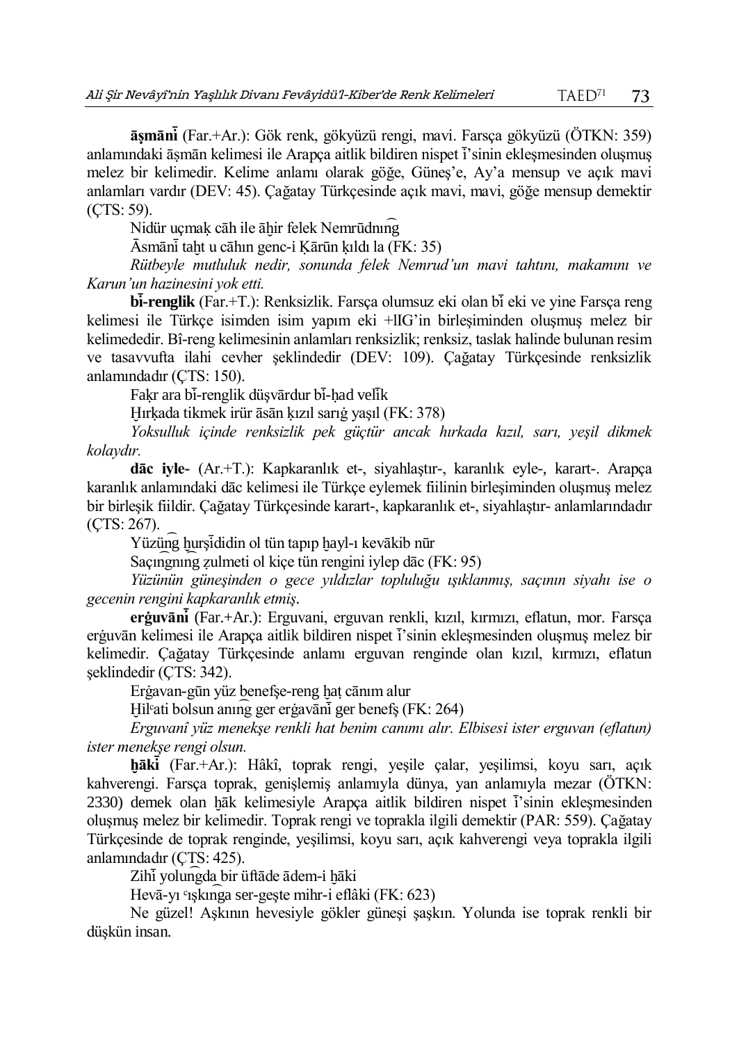**āşmānī** (Far.+Ar.): Gök renk, gökyüzü rengi, mavi. Farsça gökyüzü (ÖTKN: 359) anlamındaki āşmān kelimesi ile Arapça aitlik bildiren nispet ī'sinin ekleşmesinden oluşmuş melez bir kelimedir. Kelime anlamı olarak göğe, Güneş'e, Ay'a mensup ve açık mavi anlamları vardır (DEV: 45). Çağatay Türkçesinde açık mavi, mavi, göğe mensup demektir (ÇTS: 59).

Nidür uçmaḳ cāh ile āḫir felek Nemrūdnıng
Āsmānī taḫt u cāhın genc-i Ḳārūn ḳıldı la (FK: 35)
*Rütbeyle mutluluk nedir, sonunda felek Nemrud'un mavi tahtını, makamını ve Karun'un hazinesini yok etti.*

**bī-renglik** (Far.+T.): Renksizlik. Farsça olumsuz eki olan bī eki ve yine Farsça reng kelimesi ile Türkçe isimden isim yapım eki +lIG'in birleşiminden oluşmuş melez bir kelimededir. Bî-reng kelimesinin anlamları renksizlik; renksiz, taslak halinde bulunan resim ve tasavvufta ilahi cevher şeklindedir (DEV: 109). Çağatay Türkçesinde renksizlik anlamındadır (ÇTS: 150).

Faḳr ara bī-renglik düşvārdur bī-ḥad velī
Ḫırḳada tikmek irür āsān ḳızıl sarıġ yaşıl (FK: 378)
*Yoksulluk içinde renksizlik pek güçtür ancak hırkada kızıl, sarı, yeşil dikmek kolaydır.*

**dāc iyle-** (Ar.+T.): Kapkaranlık et-, siyahlaştır-, karanlık eyle-, karart-. Arapça karanlık anlamındaki dāc kelimesi ile Türkçe eylemek fiilinin birleşiminden oluşmuş melez bir birleşik fiildir. Çağatay Türkçesinde karart-, kapkaranlık et-, siyahlaştır- anlamlarındadır (ÇTS: 267).

Yüzüng ḫurşīdidin ol tün tapıp ḫayl-ı kevākib nūr
Saçıngnıng ẓulmeti ol kiçe tün rengini iylep dāc (FK: 95)
*Yüzünün güneşinden o gece yıldızlar topluluğu ışıklanmış, saçının siyahı ise o gecenin rengini kapkaranlık etmiş.*

**erġuvānī** (Far.+Ar.): Erguvani, erguvan renkli, kızıl, kırmızı, eflatun, mor. Farsça erġuvān kelimesi ile Arapça aitlik bildiren nispet ī'sinin ekleşmesinden oluşmuş melez bir kelimedir. Çağatay Türkçesinde anlamı erguvan renginde olan kızıl, kırmızı, eflatun şeklindedir (ÇTS: 342).

Erġavan-gūn yüz benefşe-reng ḫaṭ cānım alur
Ḫilʿati bolsun anıng ger erġavānī ger benefş (FK: 264)
*Erguvanî yüz menekşe renkli hat benim canımı alır. Elbisesi ister erguvan (eflatun) ister menekşe rengi olsun.*

**ḫākī** (Far.+Ar.): Hâkî, toprak rengi, yeşile çalar, yeşilimsi, koyu sarı, açık kahverengi. Farsça toprak, genişlemiş anlamıyla dünya, yan anlamıyla mezar (ÖTKN: 2330) demek olan ḫāk kelimesiyle Arapça aitlik bildiren nispet ī'sinin ekleşmesinden oluşmuş melez bir kelimedir. Toprak rengi ve toprakla ilgili demektir (PAR: 559). Çağatay Türkçesinde de toprak renginde, yeşilimsi, koyu sarı, açık kahverengi veya toprakla ilgili anlamındadır (ÇTS: 425).

Zihī yolungda bir üftāde ādem-i ḫāki
Hevā-yı ʿışkınga ser-geşte mihr-i eflâki (FK: 623)
Ne güzel! Aşkının hevesiyle gökler güneşi şaşkın. Yolunda ise toprak renkli bir düşkün insan.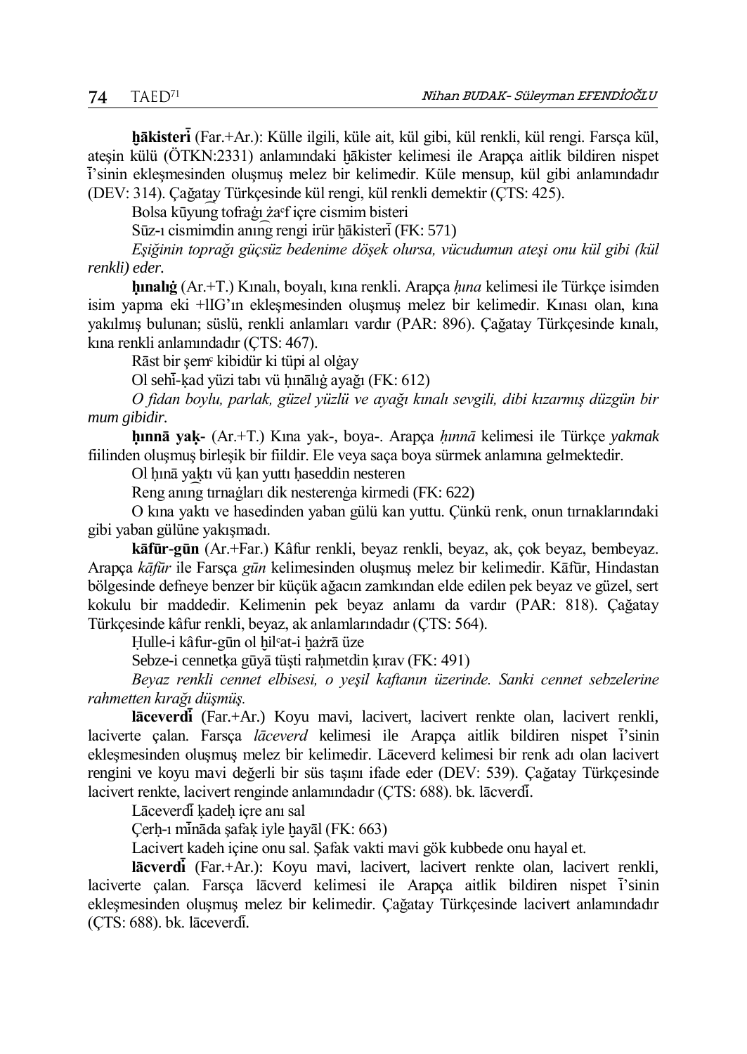**ḫākisterī** (Far.+Ar.): Külle ilgili, küle ait, kül gibi, kül renkli, kül rengi. Farsça kül, ateşin külü (ÖTKN:2331) anlamındaki ḫākister kelimesi ile Arapça aitlik bildiren nispet ī'sinin ekleşmesinden oluşmuş melez bir kelimedir. Küle mensup, kül gibi anlamındadır (DEV: 314). Çağatay Türkçesinde kül rengi, kül renkli demektir (ÇTS: 425).

Bolsa kūyung tofraġı żaᶜf içre cismim bisteri

Sūz-ı cismimdin anıng rengi irür ḫākisterī (FK: 571)

*Eşiğinin toprağı güçsüz bedenime döşek olursa, vücudumun ateşi onu kül gibi (kül renkli) eder.*

**ḥınalıġ** (Ar.+T.) Kınalı, boyalı, kına renkli. Arapça *ḥına* kelimesi ile Türkçe isimden isim yapma eki +lIG'ın ekleşmesinden oluşmuş melez bir kelimedir. Kınası olan, kına yakılmış bulunan; süslü, renkli anlamları vardır (PAR: 896). Çağatay Türkçesinde kınalı, kına renkli anlamındadır (ÇTS: 467).

Rāst bir şemᶜ kibidür ki tüpi al olġay

Ol sehī-ḳad yüzi tabı vü ḥınālıġ ayaġı (FK: 612)

*O fidan boylu, parlak, güzel yüzlü ve ayağı kınalı sevgili, dibi kızarmış düzgün bir mum gibidir.*

**ḥınnā yaḳ-** (Ar.+T.) Kına yak-, boya-. Arapça *ḥınnā* kelimesi ile Türkçe *yakmak* fiilinden oluşmuş birleşik bir fiildir. Ele veya saça boya sürmek anlamına gelmektedir.

Ol ḥınā yaḳtı vü ḳan yuttı ḥaseddin nesteren

Reng anıng tırnaġları dik nesterenġa kirmedi (FK: 622)

O kına yaktı ve hasedinden yaban gülü kan yuttu. Çünkü renk, onun tırnaklarındaki gibi yaban gülüne yakışmadı.

**kāfūr-gūn** (Ar.+Far.) Kâfur renkli, beyaz renkli, beyaz, ak, çok beyaz, bembeyaz. Arapça *kāfūr* ile Farsça *gūn* kelimesinden oluşmuş melez bir kelimedir. Kāfūr, Hindastan bölgesinde defneye benzer bir küçük ağacın zamkından elde edilen pek beyaz ve güzel, sert kokulu bir maddedir. Kelimenin pek beyaz anlamı da vardır (PAR: 818). Çağatay Türkçesinde kâfur renkli, beyaz, ak anlamlarındadır (ÇTS: 564).

Ḥulle-i kâfur-gūn ol ḫilᶜat-i ḫażrā üze

Sebze-i cennetḳa gūyā tüşti raḥmetdin ḳırav (FK: 491)

*Beyaz renkli cennet elbisesi, o yeşil kaftanın üzerinde. Sanki cennet sebzelerine rahmetten kırağı düşmüş.*

**lāceverdī** (Far.+Ar.) Koyu mavi, lacivert, lacivert renkte olan, lacivert renkli, laciverte çalan. Farsça *lāceverd* kelimesi ile Arapça aitlik bildiren nispet ī'sinin ekleşmesinden oluşmuş melez bir kelimedir. Lāceverd kelimesi bir renk adı olan lacivert rengini ve koyu mavi değerli bir süs taşını ifade eder (DEV: 539). Çağatay Türkçesinde lacivert renkte, lacivert renginde anlamındadır (ÇTS: 688). bk. lācverdī.

Lāceverdī ḳadeḥ içre anı sal

Çerḫ-ı mīnāda şafaḳ iyle ḫayāl (FK: 663)

Lacivert kadeh içine onu sal. Şafak vakti mavi gök kubbede onu hayal et.

**lācverdī** (Far.+Ar.): Koyu mavi, lacivert, lacivert renkte olan, lacivert renkli, laciverte çalan. Farsça lācverd kelimesi ile Arapça aitlik bildiren nispet ī'sinin ekleşmesinden oluşmuş melez bir kelimedir. Çağatay Türkçesinde lacivert anlamındadır (ÇTS: 688). bk. lāceverdī.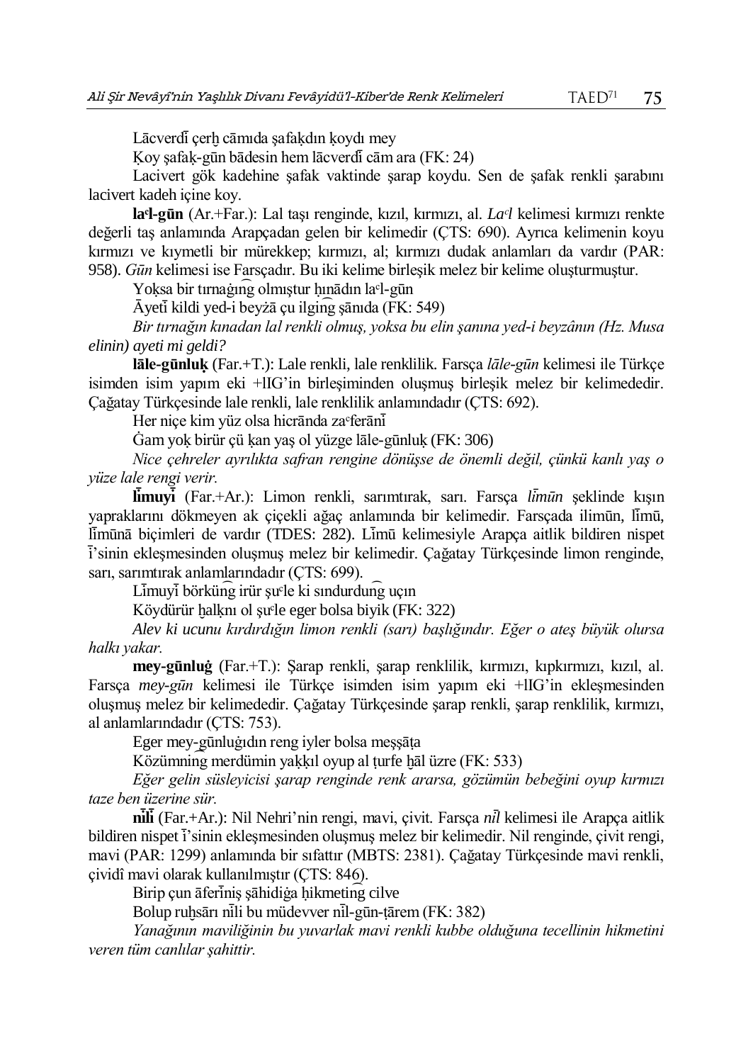Lācverdī çerḫ cāmıda şafaḳdın ḳoydı mey

Ḳoy şafaḳ-gūn bādesin hem lācverdī cām ara (FK: 24)

Lacivert gök kadehine şafak vaktinde şarap koydu. Sen de şafak renkli şarabını lacivert kadeh içine koy.

**laʿl-gūn** (Ar.+Far.): Lal taşı renginde, kızıl, kırmızı, al. *Laʿl* kelimesi kırmızı renkte değerli taş anlamında Arapçadan gelen bir kelimedir (ÇTS: 690). Ayrıca kelimenin koyu kırmızı ve kıymetli bir mürekkep; kırmızı, al; kırmızı dudak anlamları da vardır (PAR: 958). *Gūn* kelimesi ise Farsçadır. Bu iki kelime birleşik melez bir kelime oluşturmuştur.

Yoḳsa bir tırnaġıng olmıştur ḥınādın laʿl-gūn

Āyeti kildi yed-i beyżā çu ilging şānıda (FK: 549)

*Bir tırnağın kınadan lal renkli olmuş, yoksa bu elin şanına yed-i beyzânın (Hz. Musa elinin) ayeti mi geldi?*

**lāle-gūnluḳ** (Far.+T.): Lale renkli, lale renklilik. Farsça *lāle-gūn* kelimesi ile Türkçe isimden isim yapım eki +lIG'in birleşiminden oluşmuş birleşik melez bir kelimededir. Çağatay Türkçesinde lale renkli, lale renklilik anlamındadır (ÇTS: 692).

Her niçe kim yüz olsa hicrānda zaʿferānī

Ġam yoḳ birür çü ḳan yaş ol yüzge lāle-gūnluḳ (FK: 306)

*Nice çehreler ayrılıkta safran rengine dönüşse de önemli değil, çünkü kanlı yaş o yüze lale rengi verir.*

**līmuyī** (Far.+Ar.): Limon renkli, sarımtırak, sarı. Farsça *līmūn* şeklinde kışın yapraklarını dökmeyen ak çiçekli ağaç anlamında bir kelimedir. Farsçada ilimūn, līmū, līmūnā biçimleri de vardır (TDES: 282). Līmū kelimesiyle Arapça aitlik bildiren nispet ī'sinin ekleşmesinden oluşmuş melez bir kelimedir. Çağatay Türkçesinde limon renginde, sarı, sarımtırak anlamlarındadır (ÇTS: 699).

Līmuyī börküng irür şuʿle ki sındurdung uçın

Köydürür ḫalḳnı ol şuʿle eger bolsa biyik (FK: 322)

*Alev ki ucunu kırdırdığın limon renkli (sarı) başlığındır. Eğer o ateş büyük olursa halkı yakar.*

**mey-gūnluġ** (Far.+T.): Şarap renkli, şarap renklilik, kırmızı, kıpkırmızı, kızıl, al. Farsça *mey-gūn* kelimesi ile Türkçe isimden isim yapım eki +lIG'in ekleşmesinden oluşmuş melez bir kelimededir. Çağatay Türkçesinde şarap renkli, şarap renklilik, kırmızı, al anlamlarındadır (ÇTS: 753).

Eger mey-gūnluġıdın reng iyler bolsa meşşāṭa

Közümning merdümin yaḳḳıl oyup al ṭurfe ḫāl üzre (FK: 533)

*Eğer gelin süsleyicisi şarap renginde renk ararsa, gözümün bebeğini oyup kırmızı taze ben üzerine sür.*

**nīlī** (Far.+Ar.): Nil Nehri'nin rengi, mavi, çivit. Farsça *nīl* kelimesi ile Arapça aitlik bildiren nispet ī'sinin ekleşmesinden oluşmuş melez bir kelimedir. Nil renginde, çivit rengi, mavi (PAR: 1299) anlamında bir sıfattır (MBTS: 2381). Çağatay Türkçesinde mavi renkli, çividî mavi olarak kullanılmıştır (ÇTS: 846).

Birip çun āferīniş şāhidiġa ḥikmeting cilve

Bolup ruḫsārı nīli bu müdevver nīl-gūn-ṭārem (FK: 382)

*Yanağının maviliğinin bu yuvarlak mavi renkli kubbe olduğuna tecellinin hikmetini veren tüm canlılar şahittir.*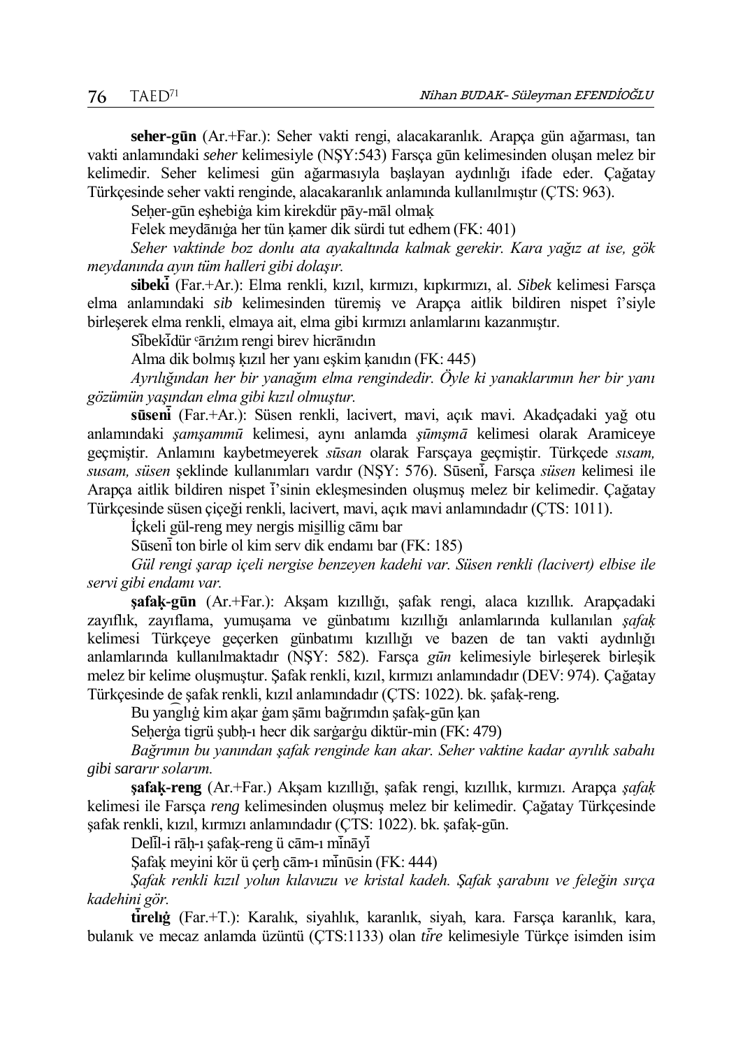**seher-gūn** (Ar.+Far.): Seher vakti rengi, alacakaranlık. Arapça gün ağarması, tan vakti anlamındaki *seher* kelimesiyle (NŞY:543) Farsça gūn kelimesinden oluşan melez bir kelimedir. Seher kelimesi gün ağarmasıyla başlayan aydınlığı ifade eder. Çağatay Türkçesinde seher vakti renginde, alacakaranlık anlamında kullanılmıştır (ÇTS: 963).

Seḥer-gūn eşhebiġa kim kirekdür pāy-māl olmaḳ

Felek meydānıġa her tün ḳamer dik sürdi tut edhem (FK: 401)

*Seher vaktinde boz donlu ata ayakaltında kalmak gerekir. Kara yağız at ise, gök meydanında ayın tüm halleri gibi dolaşır.*

**sibekī** (Far.+Ar.): Elma renkli, kızıl, kırmızı, kıpkırmızı, al. *Sibek* kelimesi Farsça elma anlamındaki *sib* kelimesinden türemiş ve Arapça aitlik bildiren nispet î'siyle birleşerek elma renkli, elmaya ait, elma gibi kırmızı anlamlarını kazanmıştır.

Sībekīdür ᶜārıżım rengi birev hicrānıdın

Alma dik bolmış ḳızıl her yanı eşkim ḳanıdın (FK: 445)

*Ayrılığından her bir yanağım elma rengindedir. Öyle ki yanaklarımın her bir yanı gözümün yaşından elma gibi kızıl olmuştur.*

**sūsenī** (Far.+Ar.): Süsen renkli, lacivert, mavi, açık mavi. Akadçadaki yağ otu anlamındaki *şamşammū* kelimesi, aynı anlamda *şūmşmā* kelimesi olarak Aramiceye geçmiştir. Anlamını kaybetmeyerek *sūsan* olarak Farsçaya geçmiştir. Türkçede *sısam, susam, süsen* şeklinde kullanımları vardır (NŞY: 576). Sūsenī, Farsça *süsen* kelimesi ile Arapça aitlik bildiren nispet ī'sinin ekleşmesinden oluşmuş melez bir kelimedir. Çağatay Türkçesinde süsen çiçeği renkli, lacivert, mavi, açık mavi anlamındadır (ÇTS: 1011).

İçkeli gül-reng mey nergis mis̱illig cāmı bar

Sūsenī ton birle ol kim serv dik endamı bar (FK: 185)

*Gül rengi şarap içeli nergise benzeyen kadehi var. Süsen renkli (lacivert) elbise ile servi gibi endamı var.*

**şafaḳ-gūn** (Ar.+Far.): Akşam kızıllığı, şafak rengi, alaca kızıllık. Arapçadaki zayıflık, zayıflama, yumuşama ve günbatımı kızıllığı anlamlarında kullanılan *şafaḳ* kelimesi Türkçeye geçerken günbatımı kızıllığı ve bazen de tan vakti aydınlığı anlamlarında kullanılmaktadır (NŞY: 582). Farsça *gūn* kelimesiyle birleşerek birleşik melez bir kelime oluşmuştur. Şafak renkli, kızıl, kırmızı anlamındadır (DEV: 974). Çağatay Türkçesinde de şafak renkli, kızıl anlamındadır (ÇTS: 1022). bk. şafaḳ-reng.

Bu yanglıġ kim aḳar ġam şāmı bağrımdın şafaḳ-gūn ḳan

Seḥerġa tigrü şubḥ-ı hecr dik sarġarġu diktür-min (FK: 479)

*Bağrımın bu yanından şafak renginde kan akar. Seher vaktine kadar ayrılık sabahı gibi sararır solarım.*

**şafaḳ-reng** (Ar.+Far.) Akşam kızıllığı, şafak rengi, kızıllık, kırmızı. Arapça *şafaḳ* kelimesi ile Farsça *reng* kelimesinden oluşmuş melez bir kelimedir. Çağatay Türkçesinde şafak renkli, kızıl, kırmızı anlamındadır (ÇTS: 1022). bk. şafaḳ-gūn.

Delīl-i rāḥ-ı şafaḳ-reng ü cām-ı mīnāyī

Şafaḳ meyini kör ü çerḫ cām-ı mīnūsin (FK: 444)

*Şafak renkli kızıl yolun kılavuzu ve kristal kadeh. Şafak şarabını ve feleğin sırça kadehini gör.*

**tīrelıġ** (Far.+T.): Karalık, siyahlık, karanlık, siyah, kara. Farsça karanlık, kara, bulanık ve mecaz anlamda üzüntü (ÇTS:1133) olan *tīre* kelimesiyle Türkçe isimden isim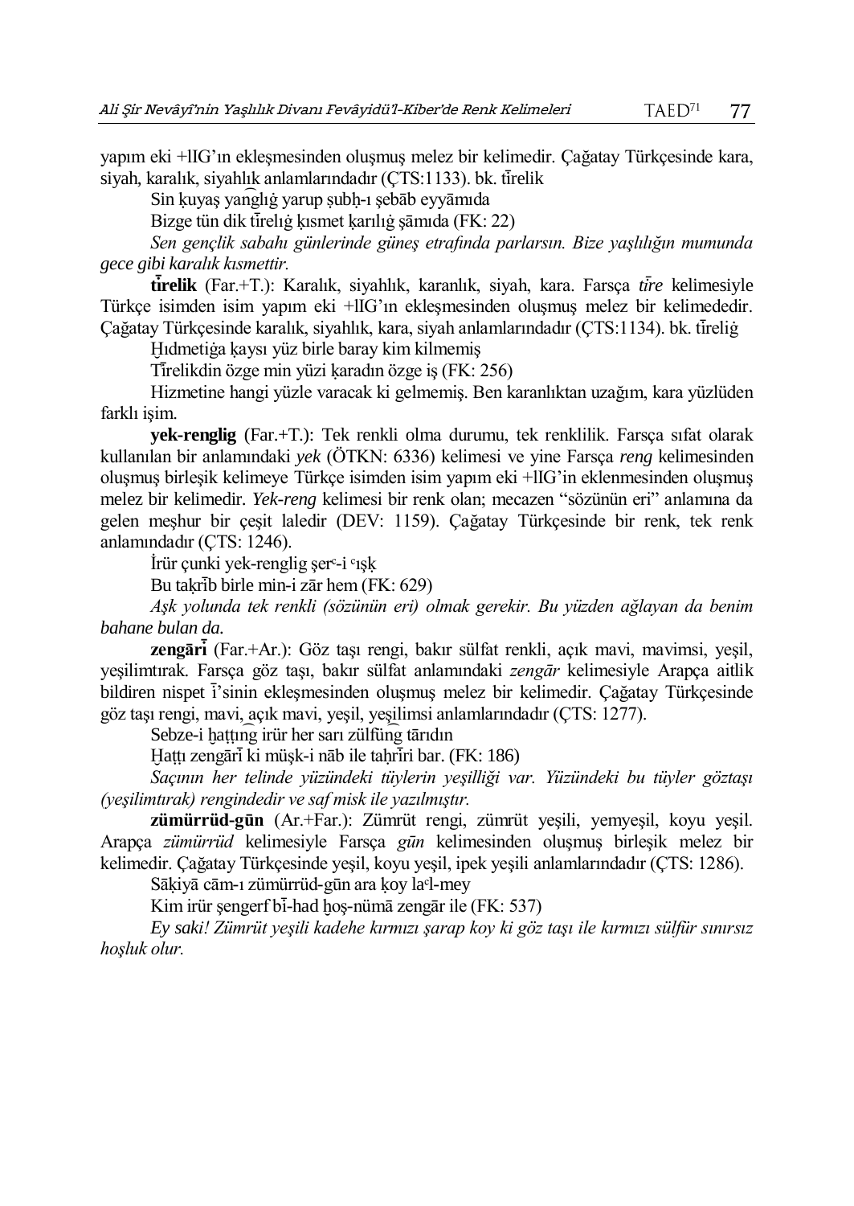yapım eki +lIG'ın ekleşmesinden oluşmuş melez bir kelimedir. Çağatay Türkçesinde kara, siyah, karalık, siyahlık anlamlarındadır (ÇTS:1133). bk. tīrelik

Sin ḳuyaş yan͡glıġ yarup ṣubḥ-ı şebāb eyyāmıda

Bizge tün dik tīrelıġ ḳısmet ḳarılıġ şāmıda (FK: 22)

*Sen gençlik sabahı günlerinde güneş etrafında parlarsın. Bize yaşlılığın mumunda gece gibi karalık kısmettir.*

**tīrelik** (Far.+T.): Karalık, siyahlık, karanlık, siyah, kara. Farsça *tīre* kelimesiyle Türkçe isimden isim yapım eki +lIG'ın ekleşmesinden oluşmuş melez bir kelimededir. Çağatay Türkçesinde karalık, siyahlık, kara, siyah anlamlarındadır (ÇTS:1134). bk. tīreliġ

Ḫıdmetiġa ḳaysı yüz birle baray kim kilmemiş

Tīrelikdin özge min yüzi ḳaradın özge iş (FK: 256)

Hizmetine hangi yüzle varacak ki gelmemiş. Ben karanlıktan uzağım, kara yüzlüden farklı işim.

**yek-renglig** (Far.+T.): Tek renkli olma durumu, tek renklilik. Farsça sıfat olarak kullanılan bir anlamındaki *yek* (ÖTKN: 6336) kelimesi ve yine Farsça *reng* kelimesinden oluşmuş birleşik kelimeye Türkçe isimden isim yapım eki +lIG'in eklenmesinden oluşmuş melez bir kelimedir. *Yek-reng* kelimesi bir renk olan; mecazen "sözünün eri" anlamına da gelen meşhur bir çeşit laledir (DEV: 1159). Çağatay Türkçesinde bir renk, tek renk anlamındadır (ÇTS: 1246).

İrür çunki yek-renglig şerᶜ-i ᶜışḳ

Bu taḳrīb birle min-i zār hem (FK: 629)

*Aşk yolunda tek renkli (sözünün eri) olmak gerekir. Bu yüzden ağlayan da benim bahane bulan da.*

**zengārī** (Far.+Ar.): Göz taşı rengi, bakır sülfat renkli, açık mavi, mavimsi, yeşil, yeşilimtırak. Farsça göz taşı, bakır sülfat anlamındaki *zengār* kelimesiyle Arapça aitlik bildiren nispet ī'sinin ekleşmesinden oluşmuş melez bir kelimedir. Çağatay Türkçesinde göz taşı rengi, mavi, açık mavi, yeşil, yeşilimsi anlamlarındadır (ÇTS: 1277).

Sebze-i ḫaṭṭın͡g irür her sarı zülfün͡g tārıdın

Ḫaṭṭı zengārī ki müşk-i nāb ile taḥrīri bar. (FK: 186)

*Saçının her telinde yüzündeki tüylerin yeşilliği var. Yüzündeki bu tüyler göztaşı (yeşilimtırak) rengindedir ve saf misk ile yazılmıştır.*

**zümürrüd-gūn** (Ar.+Far.): Zümrüt rengi, zümrüt yeşili, yemyeşil, koyu yeşil. Arapça *zümürrüd* kelimesiyle Farsça *gūn* kelimesinden oluşmuş birleşik melez bir kelimedir. Çağatay Türkçesinde yeşil, koyu yeşil, ipek yeşili anlamlarındadır (ÇTS: 1286).

Sāḳiyā cām-ı zümürrüd-gūn ara ḳoy laᶜl-mey

Kim irür şengerf bī-had ḫoş-nümā zengār ile (FK: 537)

*Ey saki! Zümrüt yeşili kadehe kırmızı şarap koy ki göz taşı ile kırmızı sülfür sınırsız hoşluk olur.*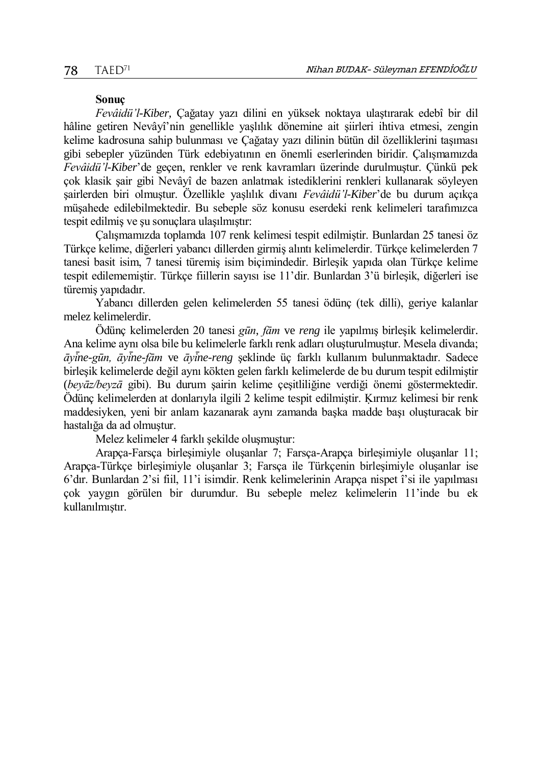**Sonuç**

*Fevâidü'l-Kiber,* Çağatay yazı dilini en yüksek noktaya ulaştırarak edebî bir dil hâline getiren Nevâyî'nin genellikle yaşlılık dönemine ait şiirleri ihtiva etmesi, zengin kelime kadrosuna sahip bulunması ve Çağatay yazı dilinin bütün dil özelliklerini taşıması gibi sebepler yüzünden Türk edebiyatının en önemli eserlerinden biridir. Çalışmamızda *Fevâidü'l-Kiber*'de geçen, renkler ve renk kavramları üzerinde durulmuştur. Çünkü pek çok klasik şair gibi Nevâyî de bazen anlatmak istediklerini renkleri kullanarak söyleyen şairlerden biri olmuştur. Özellikle yaşlılık divanı *Fevâidü'l-Kiber*'de bu durum açıkça müşahede edilebilmektedir. Bu sebeple söz konusu eserdeki renk kelimeleri tarafımızca tespit edilmiş ve şu sonuçlara ulaşılmıştır:

Çalışmamızda toplamda 107 renk kelimesi tespit edilmiştir. Bunlardan 25 tanesi öz Türkçe kelime, diğerleri yabancı dillerden girmiş alıntı kelimelerdir. Türkçe kelimelerden 7 tanesi basit isim, 7 tanesi türemiş isim biçimindedir. Birleşik yapıda olan Türkçe kelime tespit edilememiştir. Türkçe fiillerin sayısı ise 11'dir. Bunlardan 3'ü birleşik, diğerleri ise türemiş yapıdadır.

Yabancı dillerden gelen kelimelerden 55 tanesi ödünç (tek dilli), geriye kalanlar melez kelimelerdir.

Ödünç kelimelerden 20 tanesi *gūn, fām* ve *reng* ile yapılmış birleşik kelimelerdir. Ana kelime aynı olsa bile bu kelimelerle farklı renk adları oluşturulmuştur. Mesela divanda; *āyīne-gūn, āyīne-fām* ve *āyīne-reng* şeklinde üç farklı kullanım bulunmaktadır. Sadece birleşik kelimelerde değil aynı kökten gelen farklı kelimelerde de bu durum tespit edilmiştir (*beyāż/beyżā* gibi). Bu durum şairin kelime çeşitliliğine verdiği önemi göstermektedir. Ödünç kelimelerden at donlarıyla ilgili 2 kelime tespit edilmiştir. Ḳırmız kelimesi bir renk maddesiyken, yeni bir anlam kazanarak aynı zamanda başka madde başı oluşturacak bir hastalığa da ad olmuştur.

Melez kelimeler 4 farklı şekilde oluşmuştur:

Arapça-Farsça birleşimiyle oluşanlar 7; Farsça-Arapça birleşimiyle oluşanlar 11; Arapça-Türkçe birleşimiyle oluşanlar 3; Farsça ile Türkçenin birleşimiyle oluşanlar ise 6'dır. Bunlardan 2'si fiil, 11'i isimdir. Renk kelimelerinin Arapça nispet î'si ile yapılması çok yaygın görülen bir durumdur. Bu sebeple melez kelimelerin 11'inde bu ek kullanılmıştır.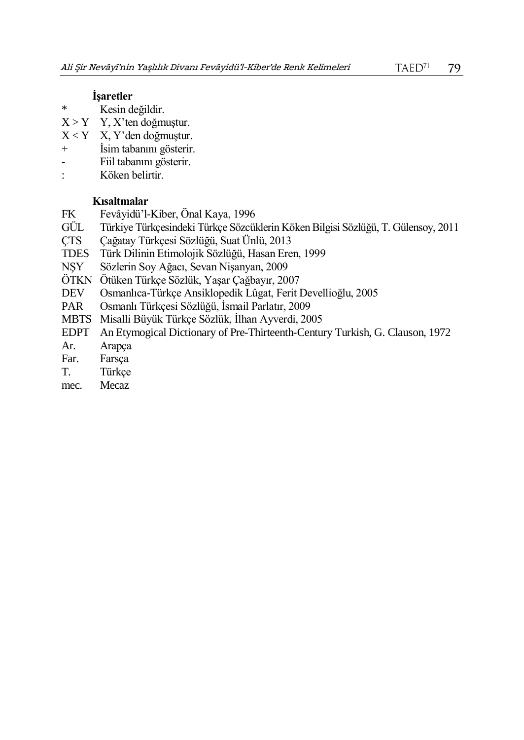### İşaretler

| | |
|---|---|
| * | Kesin değildir. |
| X > Y | Y, X'ten doğmuştur. |
| X < Y | X, Y'den doğmuştur. |
| + | İsim tabanını gösterir. |
| - | Fiil tabanını gösterir. |
| : | Köken belirtir. |

### Kısaltmalar

| | |
|---|---|
| FK | Fevâyidü'l-Kiber, Önal Kaya, 1996 |
| GÜL | Türkiye Türkçesindeki Türkçe Sözcüklerin Köken Bilgisi Sözlüğü, T. Gülensoy, 2011 |
| ÇTS | Çağatay Türkçesi Sözlüğü, Suat Ünlü, 2013 |
| TDES | Türk Dilinin Etimolojik Sözlüğü, Hasan Eren, 1999 |
| NŞY | Sözlerin Soy Ağacı, Sevan Nişanyan, 2009 |
| ÖTKN | Ötüken Türkçe Sözlük, Yaşar Çağbayır, 2007 |
| DEV | Osmanlıca-Türkçe Ansiklopedik Lûgat, Ferit Devellioğlu, 2005 |
| PAR | Osmanlı Türkçesi Sözlüğü, İsmail Parlatır, 2009 |
| MBTS | Misalli Büyük Türkçe Sözlük, İlhan Ayverdi, 2005 |
| EDPT | An Etymogical Dictionary of Pre-Thirteenth-Century Turkish, G. Clauson, 1972 |
| Ar. | Arapça |
| Far. | Farsça |
| T. | Türkçe |
| mec. | Mecaz |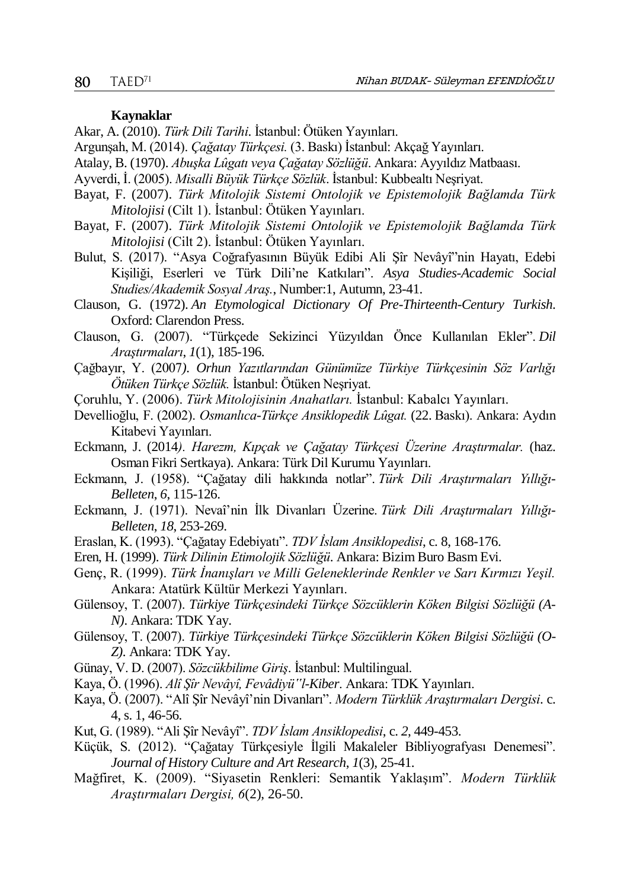**Kaynaklar**

Akar, A. (2010). *Türk Dili Tarihi*. İstanbul: Ötüken Yayınları.

Argunşah, M. (2014). *Çağatay Türkçesi.* (3. Baskı) İstanbul: Akçağ Yayınları.

Atalay, B. (1970). *Abuşka Lûgatı veya Çağatay Sözlüğü*. Ankara: Ayyıldız Matbaası.

Ayverdi, İ. (2005). *Misalli Büyük Türkçe Sözlük*. İstanbul: Kubbealtı Neşriyat.

Bayat, F. (2007). *Türk Mitolojik Sistemi Ontolojik ve Epistemolojik Bağlamda Türk Mitolojisi* (Cilt 1). İstanbul: Ötüken Yayınları.

Bayat, F. (2007). *Türk Mitolojik Sistemi Ontolojik ve Epistemolojik Bağlamda Türk Mitolojisi* (Cilt 2). İstanbul: Ötüken Yayınları.

Bulut, S. (2017). "Asya Coğrafyasının Büyük Edibi Ali Şîr Nevâyî"nin Hayatı, Edebi Kişiliği, Eserleri ve Türk Dili'ne Katkıları". *Asya Studies-Academic Social Studies/Akademik Sosyal Araş.*, Number:1, Autumn, 23-41.

Clauson, G. (1972). *An Etymological Dictionary Of Pre-Thirteenth-Century Turkish*. Oxford: Clarendon Press.

Clauson, G. (2007). "Türkçede Sekizinci Yüzyıldan Önce Kullanılan Ekler". *Dil Araştırmaları*, *1*(1), 185-196.

Çağbayır, Y. (2007*). Orhun Yazıtlarından Günümüze Türkiye Türkçesinin Söz Varlığı Ötüken Türkçe Sözlük.* İstanbul: Ötüken Neşriyat.

Çoruhlu, Y. (2006). *Türk Mitolojisinin Anahatları.* İstanbul: Kabalcı Yayınları.

Devellioğlu, F. (2002). *Osmanlıca-Türkçe Ansiklopedik Lûgat.* (22. Baskı). Ankara: Aydın Kitabevi Yayınları.

Eckmann, J. (2014*). Harezm, Kıpçak ve Çağatay Türkçesi Üzerine Araştırmalar.* (haz. Osman Fikri Sertkaya). Ankara: Türk Dil Kurumu Yayınları.

Eckmann, J. (1958). "Çağatay dili hakkında notlar". *Türk Dili Araştırmaları Yıllığı-Belleten*, *6*, 115-126.

Eckmann, J. (1971). Nevaî'nin İlk Divanları Üzerine. *Türk Dili Araştırmaları Yıllığı-Belleten*, *18*, 253-269.

Eraslan, K. (1993). "Çağatay Edebiyatı". *TDV İslam Ansiklopedisi*, c. 8, 168-176.

Eren, H. (1999). *Türk Dilinin Etimolojik Sözlüğü*. Ankara: Bizim Buro Basm Evi.

Genç, R. (1999). *Türk İnanışları ve Milli Geleneklerinde Renkler ve Sarı Kırmızı Yeşil.* Ankara: Atatürk Kültür Merkezi Yayınları.

Gülensoy, T. (2007). *Türkiye Türkçesindeki Türkçe Sözcüklerin Köken Bilgisi Sözlüğü (A-N)*. Ankara: TDK Yay.

Gülensoy, T. (2007). *Türkiye Türkçesindeki Türkçe Sözcüklerin Köken Bilgisi Sözlüğü (O-Z)*. Ankara: TDK Yay.

Günay, V. D. (2007). *Sözcükbilime Giriş*. İstanbul: Multilingual.

Kaya, Ö. (1996). *Alî Şîr Nevâyî, Fevâdiyü"l-Kiber*. Ankara: TDK Yayınları.

Kaya, Ö. (2007). "Alî Şîr Nevâyî'nin Divanları". *Modern Türklük Araştırmaları Dergisi*. c. 4, s. 1, 46-56.

Kut, G. (1989). "Ali Şîr Nevâyî". *TDV İslam Ansiklopedisi*, c. *2*, 449-453.

Küçük, S. (2012). "Çağatay Türkçesiyle İlgili Makaleler Bibliyografyası Denemesi". *Journal of History Culture and Art Research*, *1*(3), 25-41.

Mağfiret, K. (2009). "Siyasetin Renkleri: Semantik Yaklaşım". *Modern Türklük Araştırmaları Dergisi, 6*(2), 26-50.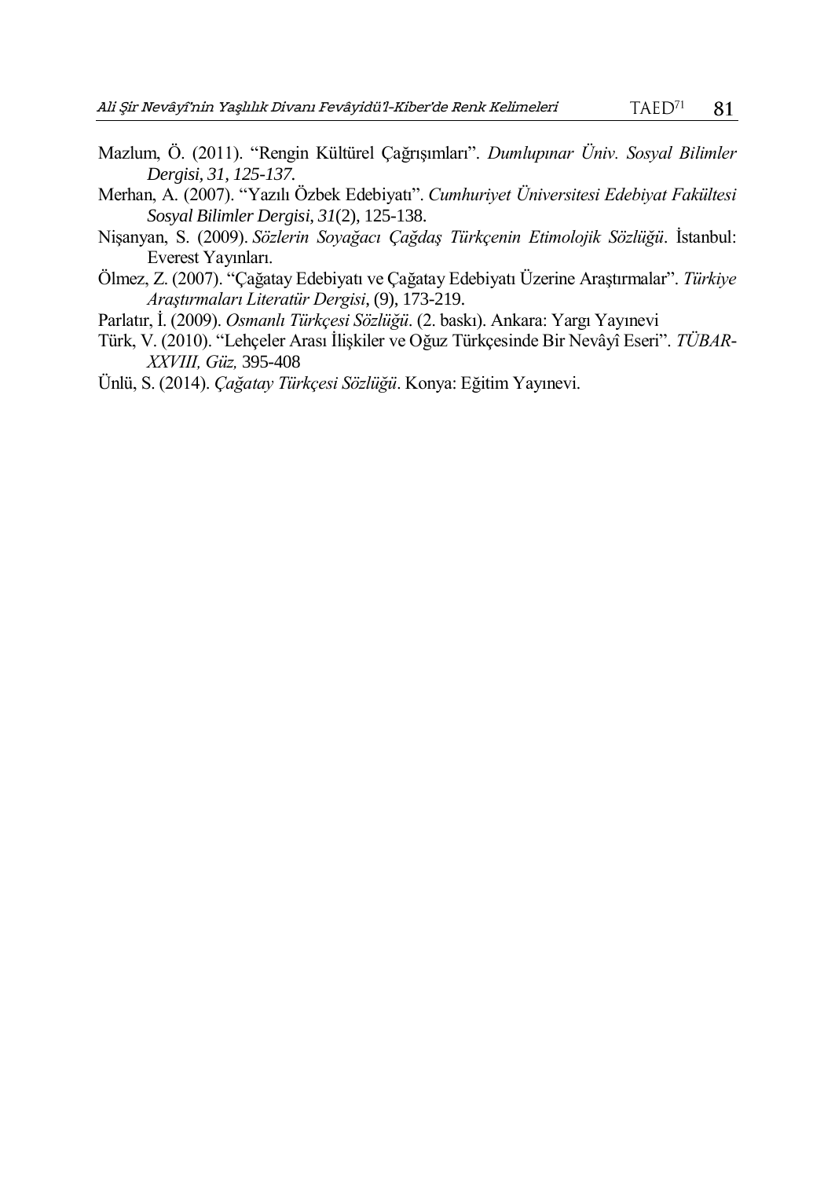Mazlum, Ö. (2011). "Rengin Kültürel Çağrışımları". *Dumlupınar Üniv. Sosyal Bilimler Dergisi, 31, 125-137.*

Merhan, A. (2007). "Yazılı Özbek Edebiyatı". *Cumhuriyet Üniversitesi Edebiyat Fakültesi Sosyal Bilimler Dergisi, 31*(2), 125-138.

Nişanyan, S. (2009). *Sözlerin Soyağacı Çağdaş Türkçenin Etimolojik Sözlüğü*. İstanbul: Everest Yayınları.

Ölmez, Z. (2007). "Çağatay Edebiyatı ve Çağatay Edebiyatı Üzerine Araştırmalar". *Türkiye Araştırmaları Literatür Dergisi*, (9), 173-219.

Parlatır, İ. (2009). *Osmanlı Türkçesi Sözlüğü*. (2. baskı). Ankara: Yargı Yayınevi

Türk, V. (2010). "Lehçeler Arası İlişkiler ve Oğuz Türkçesinde Bir Nevâyî Eseri". *TÜBAR-XXVIII, Güz,* 395-408

Ünlü, S. (2014). *Çağatay Türkçesi Sözlüğü*. Konya: Eğitim Yayınevi.